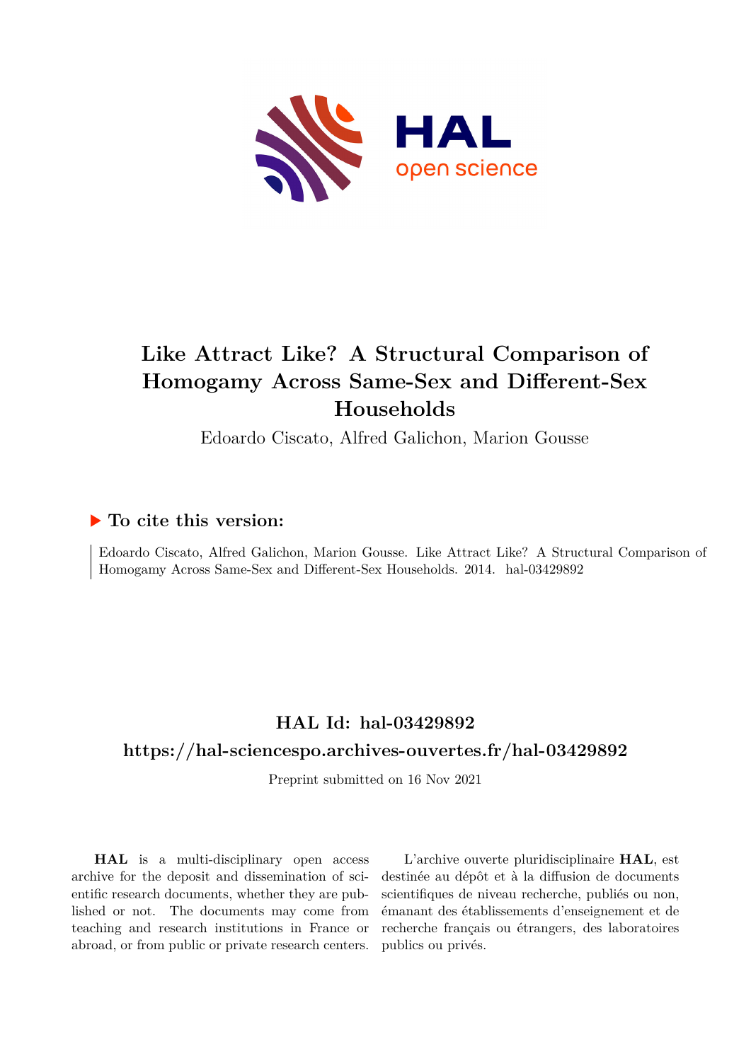# Like Attract Like? A Structural Comparison of Homogamy Across Same-Sex and Different-Sex Households

Edoardo Ciscato, Alfred Galichon, Marion Gousse

## ▶ To cite this version:

Edoardo Ciscato, Alfred Galichon, Marion Gousse. Like Attract Like? A Structural Comparison of Homogamy Across Same-Sex and Different-Sex Households. 2014. hal-03429892

## HAL Id: hal-03429892

## https://hal-sciencespo.archives-ouvertes.fr/hal-03429892

Preprint submitted on 16 Nov 2021

**HAL** is a multi-disciplinary open access archive for the deposit and dissemination of scientific research documents, whether they are published or not. The documents may come from teaching and research institutions in France or abroad, or from public or private research centers.

L'archive ouverte pluridisciplinaire **HAL**, est destinée au dépôt et à la diffusion de documents scientifiques de niveau recherche, publiés ou non, émanant des établissements d'enseignement et de recherche français ou étrangers, des laboratoires publics ou privés.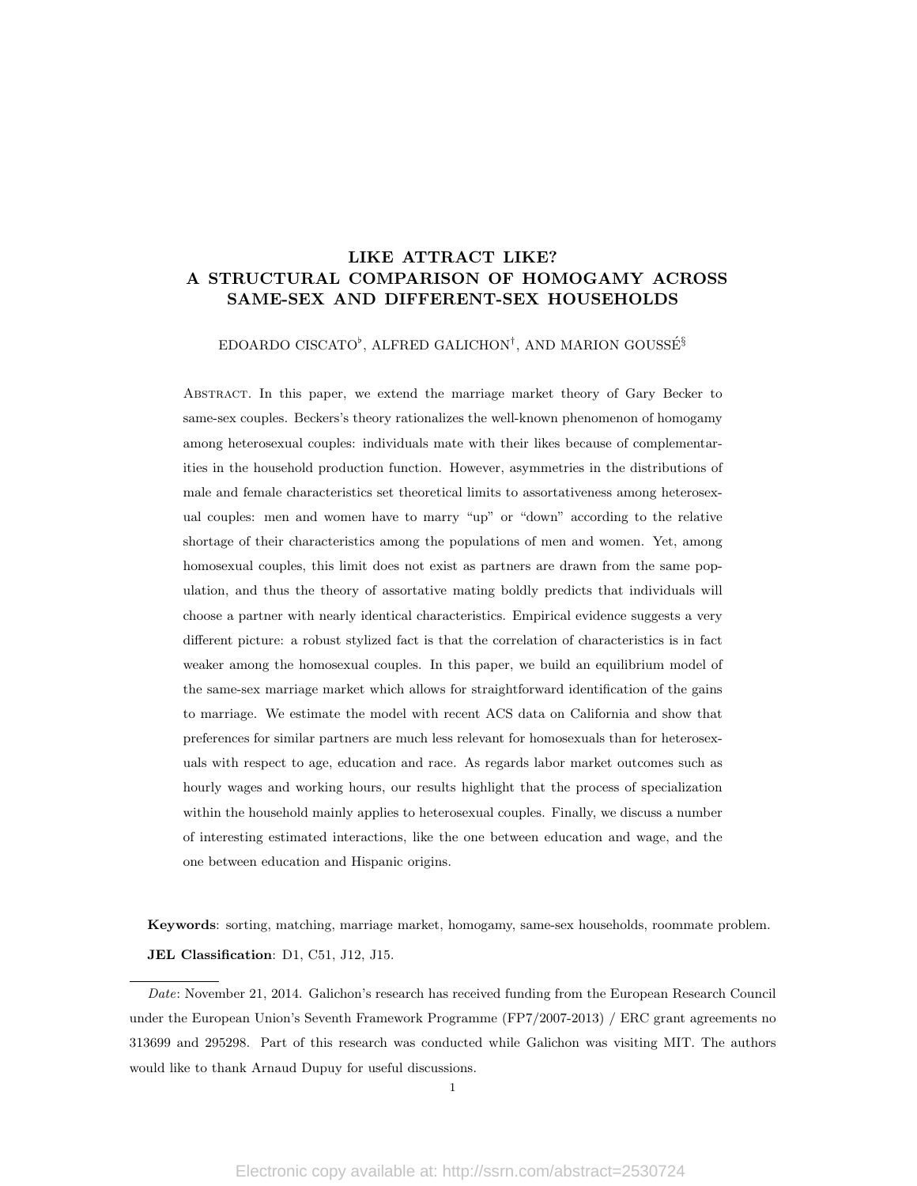# LIKE ATTRACT LIKE? A STRUCTURAL COMPARISON OF HOMOGAMY ACROSS SAME-SEX AND DIFFERENT-SEX HOUSEHOLDS

EDOARDO CISCATO[♭], ALFRED GALICHON[†], AND MARION GOUSSÉ[§]

Abstract. In this paper, we extend the marriage market theory of Gary Becker to same-sex couples. Beckers's theory rationalizes the well-known phenomenon of homogamy among heterosexual couples: individuals mate with their likes because of complementarities in the household production function. However, asymmetries in the distributions of male and female characteristics set theoretical limits to assortativeness among heterosexual couples: men and women have to marry "up" or "down" according to the relative shortage of their characteristics among the populations of men and women. Yet, among homosexual couples, this limit does not exist as partners are drawn from the same population, and thus the theory of assortative mating boldly predicts that individuals will choose a partner with nearly identical characteristics. Empirical evidence suggests a very different picture: a robust stylized fact is that the correlation of characteristics is in fact weaker among the homosexual couples. In this paper, we build an equilibrium model of the same-sex marriage market which allows for straightforward identification of the gains to marriage. We estimate the model with recent ACS data on California and show that preferences for similar partners are much less relevant for homosexuals than for heterosexuals with respect to age, education and race. As regards labor market outcomes such as hourly wages and working hours, our results highlight that the process of specialization within the household mainly applies to heterosexual couples. Finally, we discuss a number of interesting estimated interactions, like the one between education and wage, and the one between education and Hispanic origins.

**Keywords**: sorting, matching, marriage market, homogamy, same-sex households, roommate problem.

**JEL Classification**: D1, C51, J12, J15.

*Date*: November 21, 2014. Galichon's research has received funding from the European Research Council under the European Union's Seventh Framework Programme (FP7/2007-2013) / ERC grant agreements no 313699 and 295298. Part of this research was conducted while Galichon was visiting MIT. The authors would like to thank Arnaud Dupuy for useful discussions.

Electronic copy available at: http://ssrn.com/abstract=2530724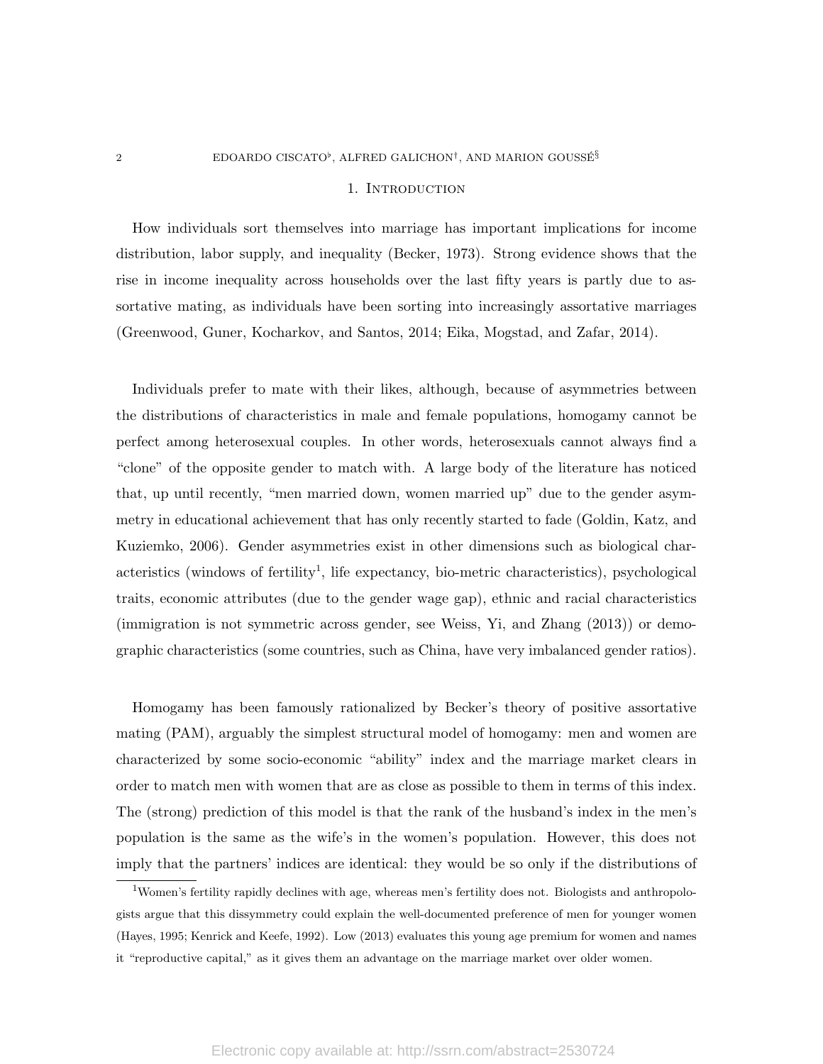## 1. Introduction

How individuals sort themselves into marriage has important implications for income distribution, labor supply, and inequality (Becker, 1973). Strong evidence shows that the rise in income inequality across households over the last fifty years is partly due to assortative mating, as individuals have been sorting into increasingly assortative marriages (Greenwood, Guner, Kocharkov, and Santos, 2014; Eika, Mogstad, and Zafar, 2014).

Individuals prefer to mate with their likes, although, because of asymmetries between the distributions of characteristics in male and female populations, homogamy cannot be perfect among heterosexual couples. In other words, heterosexuals cannot always find a "clone" of the opposite gender to match with. A large body of the literature has noticed that, up until recently, "men married down, women married up" due to the gender asymmetry in educational achievement that has only recently started to fade (Goldin, Katz, and Kuziemko, 2006). Gender asymmetries exist in other dimensions such as biological characteristics (windows of fertility[1], life expectancy, bio-metric characteristics), psychological traits, economic attributes (due to the gender wage gap), ethnic and racial characteristics (immigration is not symmetric across gender, see Weiss, Yi, and Zhang (2013)) or demographic characteristics (some countries, such as China, have very imbalanced gender ratios).

Homogamy has been famously rationalized by Becker's theory of positive assortative mating (PAM), arguably the simplest structural model of homogamy: men and women are characterized by some socio-economic "ability" index and the marriage market clears in order to match men with women that are as close as possible to them in terms of this index. The (strong) prediction of this model is that the rank of the husband's index in the men's population is the same as the wife's in the women's population. However, this does not imply that the partners' indices are identical: they would be so only if the distributions of

[1] Women's fertility rapidly declines with age, whereas men's fertility does not. Biologists and anthropologists argue that this dissymmetry could explain the well-documented preference of men for younger women (Hayes, 1995; Kenrick and Keefe, 1992). Low (2013) evaluates this young age premium for women and names it "reproductive capital," as it gives them an advantage on the marriage market over older women.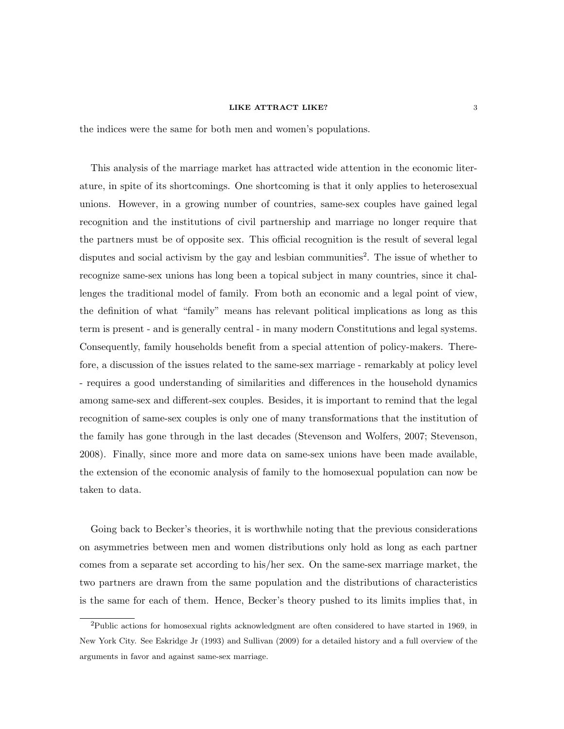the indices were the same for both men and women's populations.

This analysis of the marriage market has attracted wide attention in the economic literature, in spite of its shortcomings. One shortcoming is that it only applies to heterosexual unions. However, in a growing number of countries, same-sex couples have gained legal recognition and the institutions of civil partnership and marriage no longer require that the partners must be of opposite sex. This official recognition is the result of several legal disputes and social activism by the gay and lesbian communities[2]. The issue of whether to recognize same-sex unions has long been a topical subject in many countries, since it challenges the traditional model of family. From both an economic and a legal point of view, the definition of what "family" means has relevant political implications as long as this term is present - and is generally central - in many modern Constitutions and legal systems. Consequently, family households benefit from a special attention of policy-makers. Therefore, a discussion of the issues related to the same-sex marriage - remarkably at policy level - requires a good understanding of similarities and differences in the household dynamics among same-sex and different-sex couples. Besides, it is important to remind that the legal recognition of same-sex couples is only one of many transformations that the institution of the family has gone through in the last decades (Stevenson and Wolfers, 2007; Stevenson, 2008). Finally, since more and more data on same-sex unions have been made available, the extension of the economic analysis of family to the homosexual population can now be taken to data.

Going back to Becker's theories, it is worthwhile noting that the previous considerations on asymmetries between men and women distributions only hold as long as each partner comes from a separate set according to his/her sex. On the same-sex marriage market, the two partners are drawn from the same population and the distributions of characteristics is the same for each of them. Hence, Becker's theory pushed to its limits implies that, in

[2]Public actions for homosexual rights acknowledgment are often considered to have started in 1969, in New York City. See Eskridge Jr (1993) and Sullivan (2009) for a detailed history and a full overview of the arguments in favor and against same-sex marriage.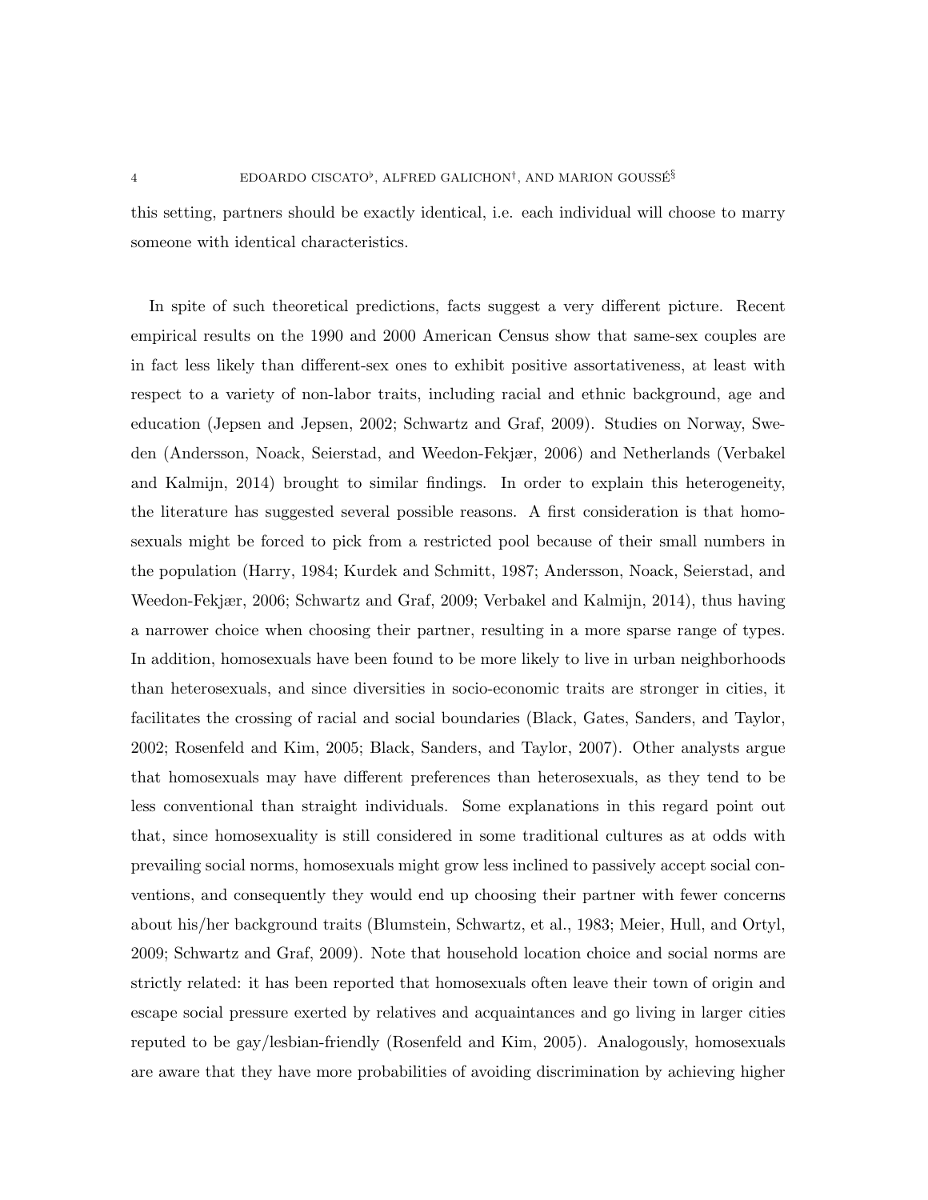this setting, partners should be exactly identical, i.e. each individual will choose to marry someone with identical characteristics.

In spite of such theoretical predictions, facts suggest a very different picture. Recent empirical results on the 1990 and 2000 American Census show that same-sex couples are in fact less likely than different-sex ones to exhibit positive assortativeness, at least with respect to a variety of non-labor traits, including racial and ethnic background, age and education (Jepsen and Jepsen, 2002; Schwartz and Graf, 2009). Studies on Norway, Sweden (Andersson, Noack, Seierstad, and Weedon-Fekjær, 2006) and Netherlands (Verbakel and Kalmijn, 2014) brought to similar findings. In order to explain this heterogeneity, the literature has suggested several possible reasons. A first consideration is that homosexuals might be forced to pick from a restricted pool because of their small numbers in the population (Harry, 1984; Kurdek and Schmitt, 1987; Andersson, Noack, Seierstad, and Weedon-Fekjær, 2006; Schwartz and Graf, 2009; Verbakel and Kalmijn, 2014), thus having a narrower choice when choosing their partner, resulting in a more sparse range of types. In addition, homosexuals have been found to be more likely to live in urban neighborhoods than heterosexuals, and since diversities in socio-economic traits are stronger in cities, it facilitates the crossing of racial and social boundaries (Black, Gates, Sanders, and Taylor, 2002; Rosenfeld and Kim, 2005; Black, Sanders, and Taylor, 2007). Other analysts argue that homosexuals may have different preferences than heterosexuals, as they tend to be less conventional than straight individuals. Some explanations in this regard point out that, since homosexuality is still considered in some traditional cultures as at odds with prevailing social norms, homosexuals might grow less inclined to passively accept social conventions, and consequently they would end up choosing their partner with fewer concerns about his/her background traits (Blumstein, Schwartz, et al., 1983; Meier, Hull, and Ortyl, 2009; Schwartz and Graf, 2009). Note that household location choice and social norms are strictly related: it has been reported that homosexuals often leave their town of origin and escape social pressure exerted by relatives and acquaintances and go living in larger cities reputed to be gay/lesbian-friendly (Rosenfeld and Kim, 2005). Analogously, homosexuals are aware that they have more probabilities of avoiding discrimination by achieving higher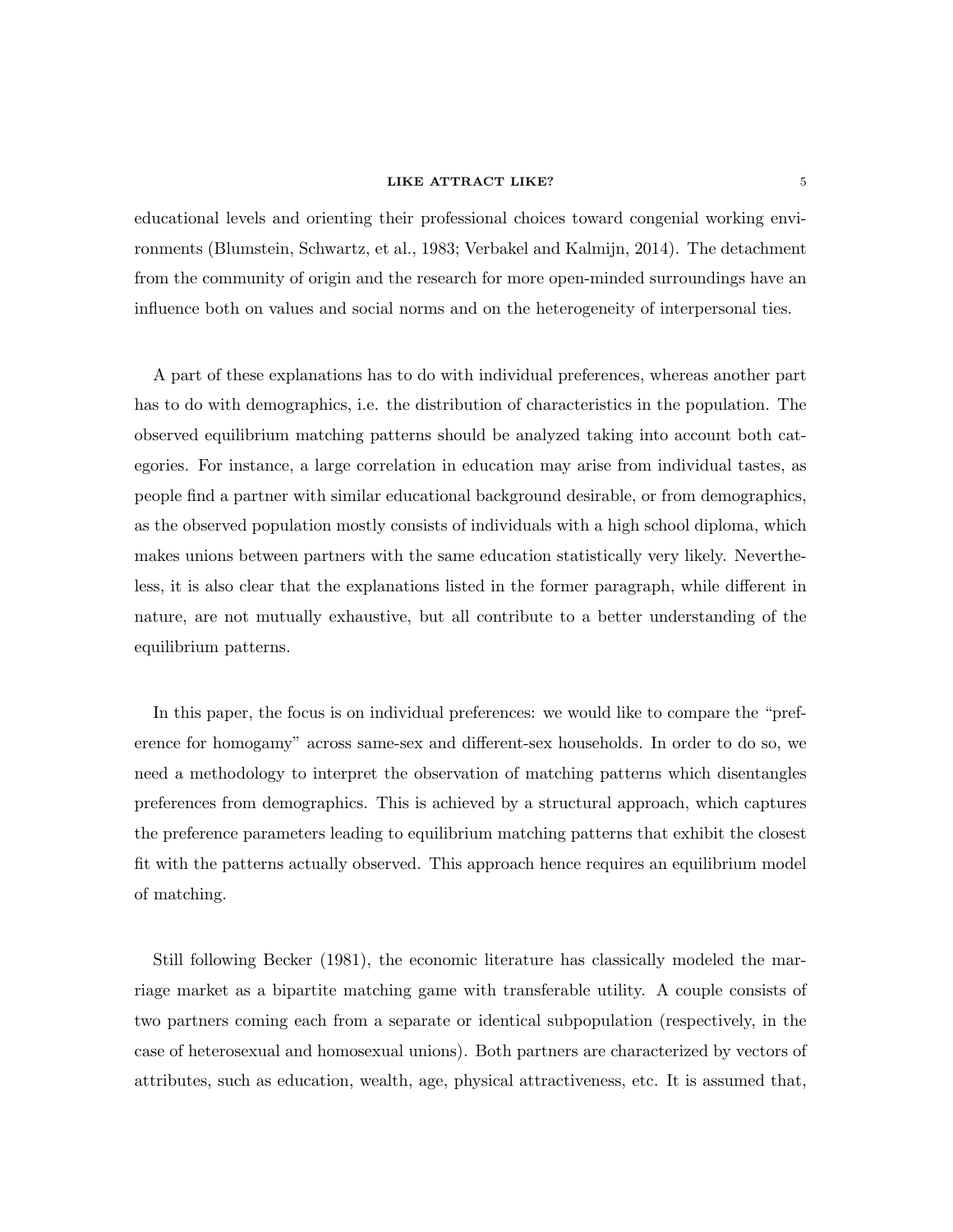educational levels and orienting their professional choices toward congenial working environments (Blumstein, Schwartz, et al., 1983; Verbakel and Kalmijn, 2014). The detachment from the community of origin and the research for more open-minded surroundings have an influence both on values and social norms and on the heterogeneity of interpersonal ties.

A part of these explanations has to do with individual preferences, whereas another part has to do with demographics, i.e. the distribution of characteristics in the population. The observed equilibrium matching patterns should be analyzed taking into account both categories. For instance, a large correlation in education may arise from individual tastes, as people find a partner with similar educational background desirable, or from demographics, as the observed population mostly consists of individuals with a high school diploma, which makes unions between partners with the same education statistically very likely. Nevertheless, it is also clear that the explanations listed in the former paragraph, while different in nature, are not mutually exhaustive, but all contribute to a better understanding of the equilibrium patterns.

In this paper, the focus is on individual preferences: we would like to compare the "preference for homogamy" across same-sex and different-sex households. In order to do so, we need a methodology to interpret the observation of matching patterns which disentangles preferences from demographics. This is achieved by a structural approach, which captures the preference parameters leading to equilibrium matching patterns that exhibit the closest fit with the patterns actually observed. This approach hence requires an equilibrium model of matching.

Still following Becker (1981), the economic literature has classically modeled the marriage market as a bipartite matching game with transferable utility. A couple consists of two partners coming each from a separate or identical subpopulation (respectively, in the case of heterosexual and homosexual unions). Both partners are characterized by vectors of attributes, such as education, wealth, age, physical attractiveness, etc. It is assumed that,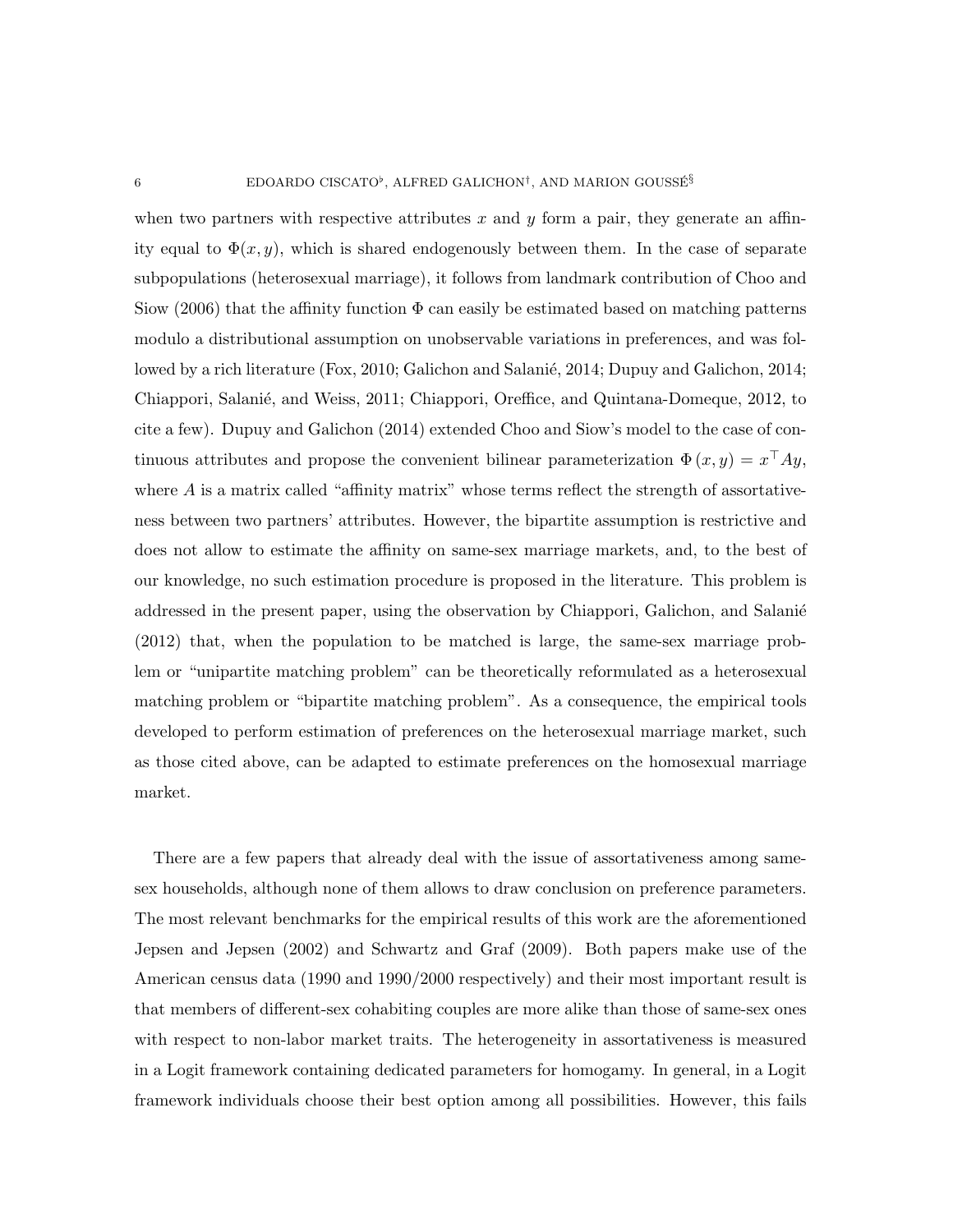when two partners with respective attributes $x$ and $y$ form a pair, they generate an affinity equal to $\Phi(x, y)$, which is shared endogenously between them. In the case of separate subpopulations (heterosexual marriage), it follows from landmark contribution of Choo and Siow (2006) that the affinity function $\Phi$ can easily be estimated based on matching patterns modulo a distributional assumption on unobservable variations in preferences, and was followed by a rich literature (Fox, 2010; Galichon and Salanié, 2014; Dupuy and Galichon, 2014; Chiappori, Salanié, and Weiss, 2011; Chiappori, Oreffice, and Quintana-Domeque, 2012, to cite a few). Dupuy and Galichon (2014) extended Choo and Siow's model to the case of continuous attributes and propose the convenient bilinear parameterization $\Phi(x, y) = x^\top Ay$, where $A$ is a matrix called "affinity matrix" whose terms reflect the strength of assortativeness between two partners' attributes. However, the bipartite assumption is restrictive and does not allow to estimate the affinity on same-sex marriage markets, and, to the best of our knowledge, no such estimation procedure is proposed in the literature. This problem is addressed in the present paper, using the observation by Chiappori, Galichon, and Salanié (2012) that, when the population to be matched is large, the same-sex marriage problem or "unipartite matching problem" can be theoretically reformulated as a heterosexual matching problem or "bipartite matching problem". As a consequence, the empirical tools developed to perform estimation of preferences on the heterosexual marriage market, such as those cited above, can be adapted to estimate preferences on the homosexual marriage market.

There are a few papers that already deal with the issue of assortativeness among same-sex households, although none of them allows to draw conclusion on preference parameters. The most relevant benchmarks for the empirical results of this work are the aforementioned Jepsen and Jepsen (2002) and Schwartz and Graf (2009). Both papers make use of the American census data (1990 and 1990/2000 respectively) and their most important result is that members of different-sex cohabiting couples are more alike than those of same-sex ones with respect to non-labor market traits. The heterogeneity in assortativeness is measured in a Logit framework containing dedicated parameters for homogamy. In general, in a Logit framework individuals choose their best option among all possibilities. However, this fails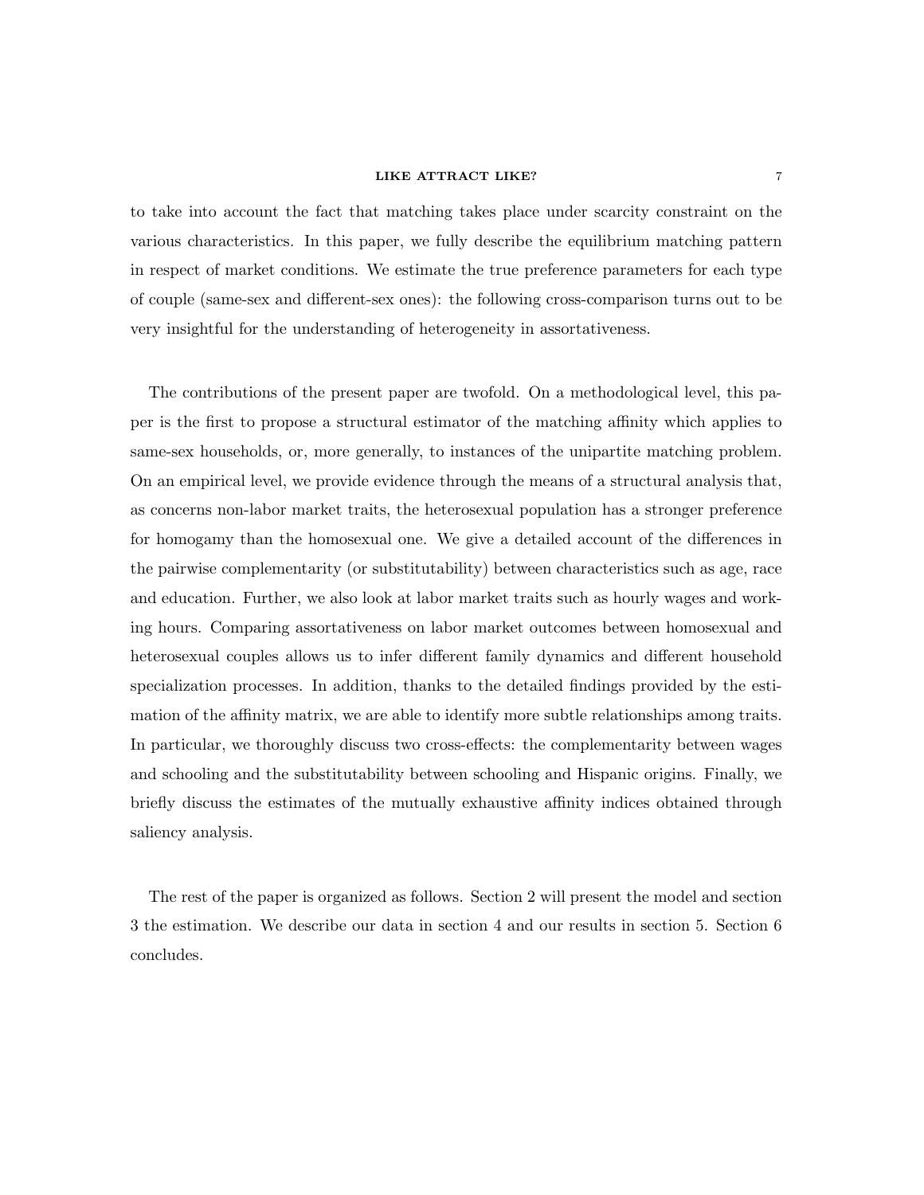to take into account the fact that matching takes place under scarcity constraint on the various characteristics. In this paper, we fully describe the equilibrium matching pattern in respect of market conditions. We estimate the true preference parameters for each type of couple (same-sex and different-sex ones): the following cross-comparison turns out to be very insightful for the understanding of heterogeneity in assortativeness.

The contributions of the present paper are twofold. On a methodological level, this paper is the first to propose a structural estimator of the matching affinity which applies to same-sex households, or, more generally, to instances of the unipartite matching problem. On an empirical level, we provide evidence through the means of a structural analysis that, as concerns non-labor market traits, the heterosexual population has a stronger preference for homogamy than the homosexual one. We give a detailed account of the differences in the pairwise complementarity (or substitutability) between characteristics such as age, race and education. Further, we also look at labor market traits such as hourly wages and working hours. Comparing assortativeness on labor market outcomes between homosexual and heterosexual couples allows us to infer different family dynamics and different household specialization processes. In addition, thanks to the detailed findings provided by the estimation of the affinity matrix, we are able to identify more subtle relationships among traits. In particular, we thoroughly discuss two cross-effects: the complementarity between wages and schooling and the substitutability between schooling and Hispanic origins. Finally, we briefly discuss the estimates of the mutually exhaustive affinity indices obtained through saliency analysis.

The rest of the paper is organized as follows. Section 2 will present the model and section 3 the estimation. We describe our data in section 4 and our results in section 5. Section 6 concludes.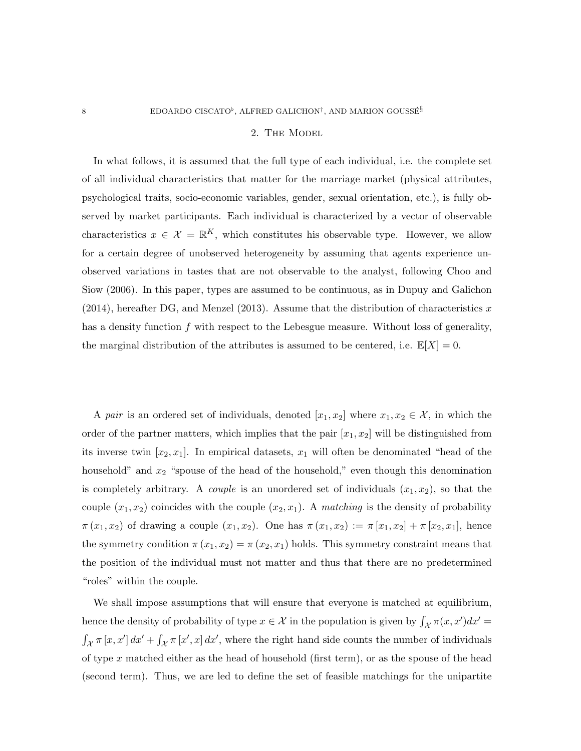## 2. The Model

In what follows, it is assumed that the full type of each individual, i.e. the complete set of all individual characteristics that matter for the marriage market (physical attributes, psychological traits, socio-economic variables, gender, sexual orientation, etc.), is fully observed by market participants. Each individual is characterized by a vector of observable characteristics $x \in \mathcal{X} = \mathbb{R}^K$, which constitutes his observable type. However, we allow for a certain degree of unobserved heterogeneity by assuming that agents experience unobserved variations in tastes that are not observable to the analyst, following Choo and Siow (2006). In this paper, types are assumed to be continuous, as in Dupuy and Galichon (2014), hereafter DG, and Menzel (2013). Assume that the distribution of characteristics $x$ has a density function $f$ with respect to the Lebesgue measure. Without loss of generality, the marginal distribution of the attributes is assumed to be centered, i.e. $\mathbb{E}[X] = 0$.

A *pair* is an ordered set of individuals, denoted $[x_1, x_2]$ where $x_1, x_2 \in \mathcal{X}$, in which the order of the partner matters, which implies that the pair $[x_1, x_2]$ will be distinguished from its inverse twin $[x_2, x_1]$. In empirical datasets, $x_1$ will often be denominated "head of the household" and $x_2$ "spouse of the head of the household," even though this denomination is completely arbitrary. A *couple* is an unordered set of individuals $(x_1, x_2)$, so that the couple $(x_1, x_2)$ coincides with the couple $(x_2, x_1)$. A *matching* is the density of probability $\pi(x_1, x_2)$ of drawing a couple $(x_1, x_2)$. One has $\pi(x_1, x_2) := \pi[x_1, x_2] + \pi[x_2, x_1]$, hence the symmetry condition $\pi(x_1, x_2) = \pi(x_2, x_1)$ holds. This symmetry constraint means that the position of the individual must not matter and thus that there are no predetermined "roles" within the couple.

We shall impose assumptions that will ensure that everyone is matched at equilibrium, hence the density of probability of type $x \in \mathcal{X}$ in the population is given by $\int_{\mathcal{X}} \pi(x, x')dx' = \int_{\mathcal{X}} \pi[x, x']\, dx' + \int_{\mathcal{X}} \pi[x', x]\, dx'$, where the right hand side counts the number of individuals of type $x$ matched either as the head of household (first term), or as the spouse of the head (second term). Thus, we are led to define the set of feasible matchings for the unipartite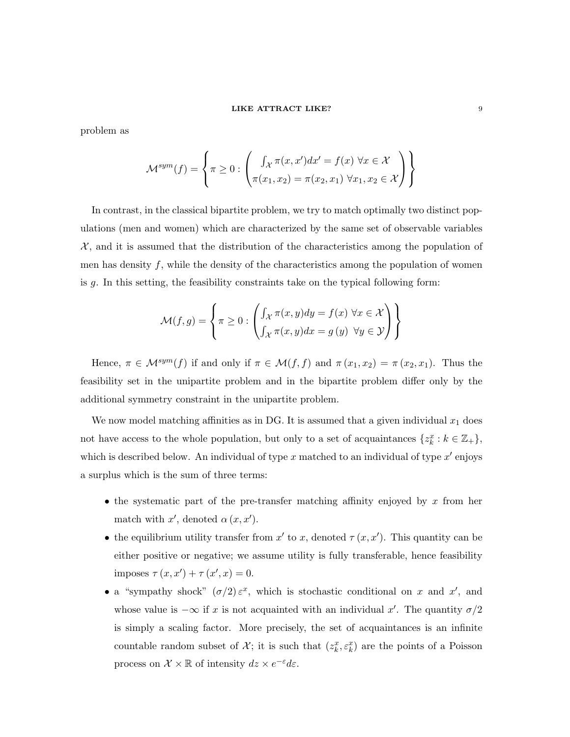problem as

$$\mathcal{M}^{sym}(f) = \left\{ \pi \geq 0 : \begin{pmatrix} \int_{\mathcal{X}} \pi(x, x')dx' = f(x) \ \forall x \in \mathcal{X} \\ \pi(x_1, x_2) = \pi(x_2, x_1) \ \forall x_1, x_2 \in \mathcal{X} \end{pmatrix} \right\}$$

In contrast, in the classical bipartite problem, we try to match optimally two distinct populations (men and women) which are characterized by the same set of observable variables $\mathcal{X}$, and it is assumed that the distribution of the characteristics among the population of men has density $f$, while the density of the characteristics among the population of women is $g$. In this setting, the feasibility constraints take on the typical following form:

$$\mathcal{M}(f, g) = \left\{ \pi \geq 0 : \begin{pmatrix} \int_{\mathcal{X}} \pi(x, y)dy = f(x) \ \forall x \in \mathcal{X} \\ \int_{\mathcal{X}} \pi(x, y)dx = g(y) \ \ \forall y \in \mathcal{Y} \end{pmatrix} \right\}$$

Hence, $\pi \in \mathcal{M}^{sym}(f)$ if and only if $\pi \in \mathcal{M}(f, f)$ and $\pi(x_1, x_2) = \pi(x_2, x_1)$. Thus the feasibility set in the unipartite problem and in the bipartite problem differ only by the additional symmetry constraint in the unipartite problem.

We now model matching affinities as in DG. It is assumed that a given individual $x_1$ does not have access to the whole population, but only to a set of acquaintances $\{z_k^x : k \in \mathbb{Z}_+\}$, which is described below. An individual of type $x$ matched to an individual of type $x'$ enjoys a surplus which is the sum of three terms:

- the systematic part of the pre-transfer matching affinity enjoyed by $x$ from her match with $x'$, denoted $\alpha(x, x')$.
- the equilibrium utility transfer from $x'$ to $x$, denoted $\tau(x, x')$. This quantity can be either positive or negative; we assume utility is fully transferable, hence feasibility imposes $\tau(x, x') + \tau(x', x) = 0$.
- a "sympathy shock" $(\sigma/2)\varepsilon^x$, which is stochastic conditional on $x$ and $x'$, and whose value is $-\infty$ if $x$ is not acquainted with an individual $x'$. The quantity $\sigma/2$ is simply a scaling factor. More precisely, the set of acquaintances is an infinite countable random subset of $\mathcal{X}$; it is such that $(z_k^x, \varepsilon_k^x)$ are the points of a Poisson process on $\mathcal{X} \times \mathbb{R}$ of intensity $dz \times e^{-\varepsilon}d\varepsilon$.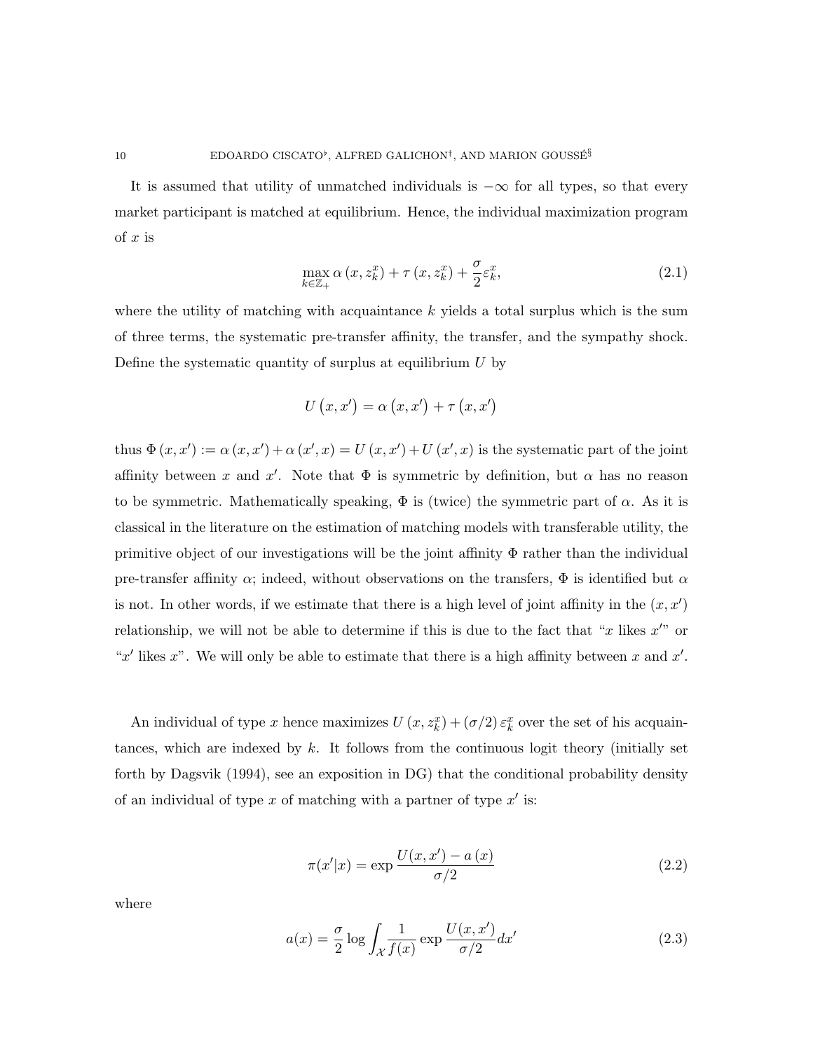It is assumed that utility of unmatched individuals is $-\infty$ for all types, so that every market participant is matched at equilibrium. Hence, the individual maximization program of $x$ is

$$\max_{k \in \mathbb{Z}_+} \alpha\left(x, z_k^x\right) + \tau\left(x, z_k^x\right) + \frac{\sigma}{2}\varepsilon_k^x, \tag{2.1}$$

where the utility of matching with acquaintance $k$ yields a total surplus which is the sum of three terms, the systematic pre-transfer affinity, the transfer, and the sympathy shock. Define the systematic quantity of surplus at equilibrium $U$ by

$$U\left(x, x'\right) = \alpha\left(x, x'\right) + \tau\left(x, x'\right)$$

thus $\Phi\left(x, x'\right) := \alpha\left(x, x'\right) + \alpha\left(x', x\right) = U\left(x, x'\right) + U\left(x', x\right)$ is the systematic part of the joint affinity between $x$ and $x'$. Note that $\Phi$ is symmetric by definition, but $\alpha$ has no reason to be symmetric. Mathematically speaking, $\Phi$ is (twice) the symmetric part of $\alpha$. As it is classical in the literature on the estimation of matching models with transferable utility, the primitive object of our investigations will be the joint affinity $\Phi$ rather than the individual pre-transfer affinity $\alpha$; indeed, without observations on the transfers, $\Phi$ is identified but $\alpha$ is not. In other words, if we estimate that there is a high level of joint affinity in the $(x, x')$ relationship, we will not be able to determine if this is due to the fact that "$x$ likes $x'$" or "$x'$ likes $x$". We will only be able to estimate that there is a high affinity between $x$ and $x'$.

An individual of type $x$ hence maximizes $U\left(x, z_k^x\right) + (\sigma/2)\,\varepsilon_k^x$ over the set of his acquaintances, which are indexed by $k$. It follows from the continuous logit theory (initially set forth by Dagsvik (1994), see an exposition in DG) that the conditional probability density of an individual of type $x$ of matching with a partner of type $x'$ is:

$$\pi(x'|x) = \exp\frac{U(x, x') - a\left(x\right)}{\sigma/2} \tag{2.2}$$

where

$$a(x) = \frac{\sigma}{2}\log\int_{\mathcal{X}} \frac{1}{f(x)}\exp\frac{U(x, x')}{\sigma/2}dx' \tag{2.3}$$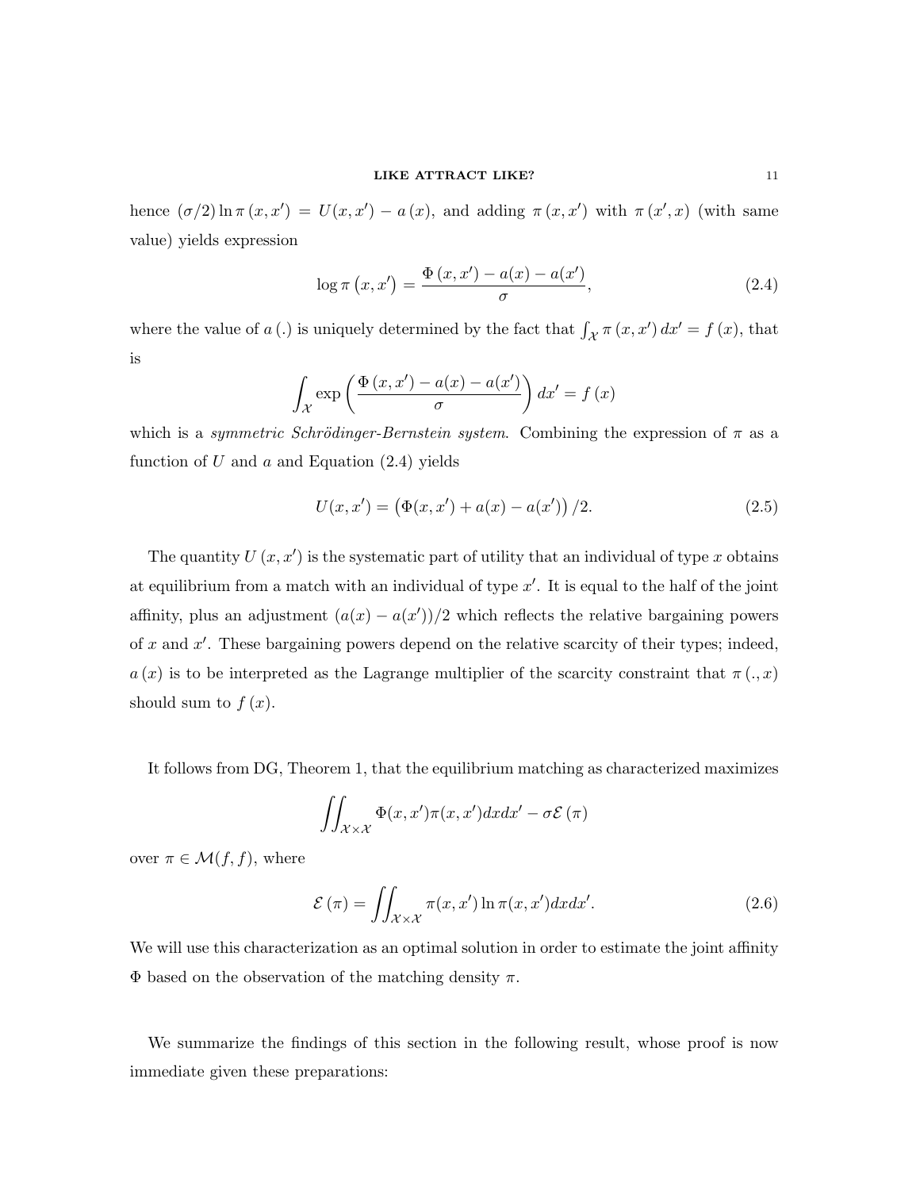hence $(\sigma/2) \ln \pi(x, x') = U(x, x') - a(x)$, and adding $\pi(x, x')$ with $\pi(x', x)$ (with same value) yields expression

$$\log \pi(x, x') = \frac{\Phi(x, x') - a(x) - a(x')}{\sigma}, \tag{2.4}$$

where the value of $a(.)$ is uniquely determined by the fact that $\int_{\mathcal{X}} \pi(x, x') dx' = f(x)$, that is

$$\int_{\mathcal{X}} \exp\left(\frac{\Phi(x, x') - a(x) - a(x')}{\sigma}\right) dx' = f(x)$$

which is a *symmetric Schrödinger-Bernstein system*. Combining the expression of $\pi$ as a function of $U$ and $a$ and Equation (2.4) yields

$$U(x, x') = \left(\Phi(x, x') + a(x) - a(x')\right)/2. \tag{2.5}$$

The quantity $U(x, x')$ is the systematic part of utility that an individual of type $x$ obtains at equilibrium from a match with an individual of type $x'$. It is equal to the half of the joint affinity, plus an adjustment $(a(x) - a(x'))/2$ which reflects the relative bargaining powers of $x$ and $x'$. These bargaining powers depend on the relative scarcity of their types; indeed, $a(x)$ is to be interpreted as the Lagrange multiplier of the scarcity constraint that $\pi(., x)$ should sum to $f(x)$.

It follows from DG, Theorem 1, that the equilibrium matching as characterized maximizes

$$\iint_{\mathcal{X}\times\mathcal{X}} \Phi(x, x')\pi(x, x')dxdx' - \sigma\mathcal{E}(\pi)$$

over $\pi \in \mathcal{M}(f, f)$, where

$$\mathcal{E}(\pi) = \iint_{\mathcal{X}\times\mathcal{X}} \pi(x, x') \ln \pi(x, x')dxdx'. \tag{2.6}$$

We will use this characterization as an optimal solution in order to estimate the joint affinity $\Phi$ based on the observation of the matching density $\pi$.

We summarize the findings of this section in the following result, whose proof is now immediate given these preparations: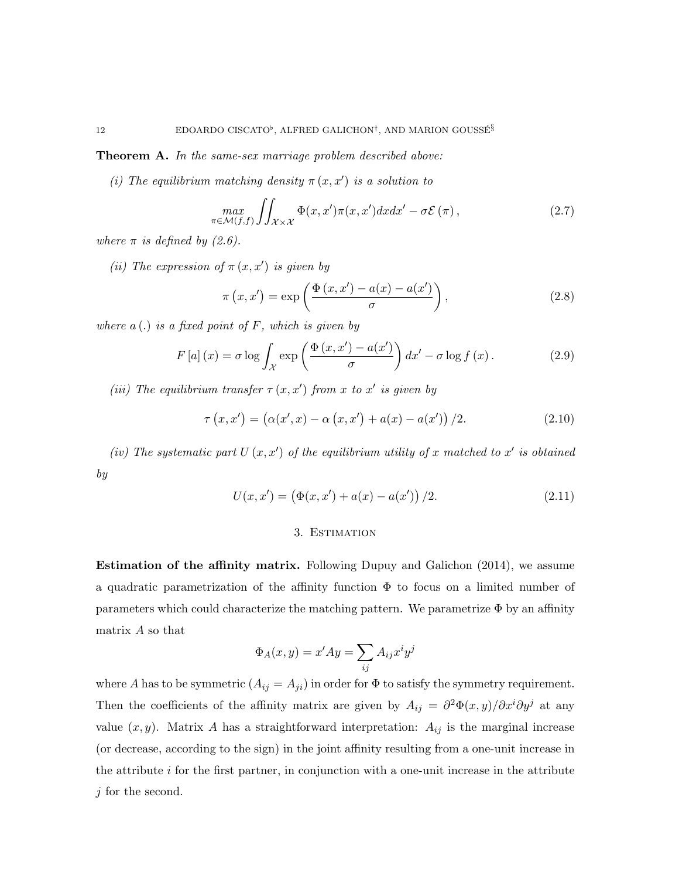**Theorem A.** *In the same-sex marriage problem described above:*

*(i) The equilibrium matching density $\pi(x, x')$ is a solution to*

$$\max_{\pi \in \mathcal{M}(f,f)} \iint_{\mathcal{X}\times\mathcal{X}} \Phi(x,x')\pi(x,x')dxdx' - \sigma\mathcal{E}(\pi), \tag{2.7}$$

*where $\pi$ is defined by (2.6).*

*(ii) The expression of $\pi(x, x')$ is given by*

$$\pi(x, x') = \exp\left(\frac{\Phi(x,x') - a(x) - a(x')}{\sigma}\right), \tag{2.8}$$

*where $a(.)$ is a fixed point of $F$, which is given by*

$$F[a](x) = \sigma \log \int_{\mathcal{X}} \exp\left(\frac{\Phi(x,x') - a(x')}{\sigma}\right) dx' - \sigma \log f(x). \tag{2.9}$$

*(iii) The equilibrium transfer $\tau(x, x')$ from $x$ to $x'$ is given by*

$$\tau(x, x') = \left(\alpha(x', x) - \alpha(x, x') + a(x) - a(x')\right)/2. \tag{2.10}$$

*(iv) The systematic part $U(x, x')$ of the equilibrium utility of $x$ matched to $x'$ is obtained by*

$$U(x, x') = \left(\Phi(x, x') + a(x) - a(x')\right)/2. \tag{2.11}$$

## 3. Estimation

**Estimation of the affinity matrix.** Following Dupuy and Galichon (2014), we assume a quadratic parametrization of the affinity function $\Phi$ to focus on a limited number of parameters which could characterize the matching pattern. We parametrize $\Phi$ by an affinity matrix $A$ so that

$$\Phi_A(x, y) = x'Ay = \sum_{ij} A_{ij}x^i y^j$$

where $A$ has to be symmetric ($A_{ij} = A_{ji}$) in order for $\Phi$ to satisfy the symmetry requirement. Then the coefficients of the affinity matrix are given by $A_{ij} = \partial^2\Phi(x, y)/\partial x^i \partial y^j$ at any value $(x, y)$. Matrix $A$ has a straightforward interpretation: $A_{ij}$ is the marginal increase (or decrease, according to the sign) in the joint affinity resulting from a one-unit increase in the attribute $i$ for the first partner, in conjunction with a one-unit increase in the attribute $j$ for the second.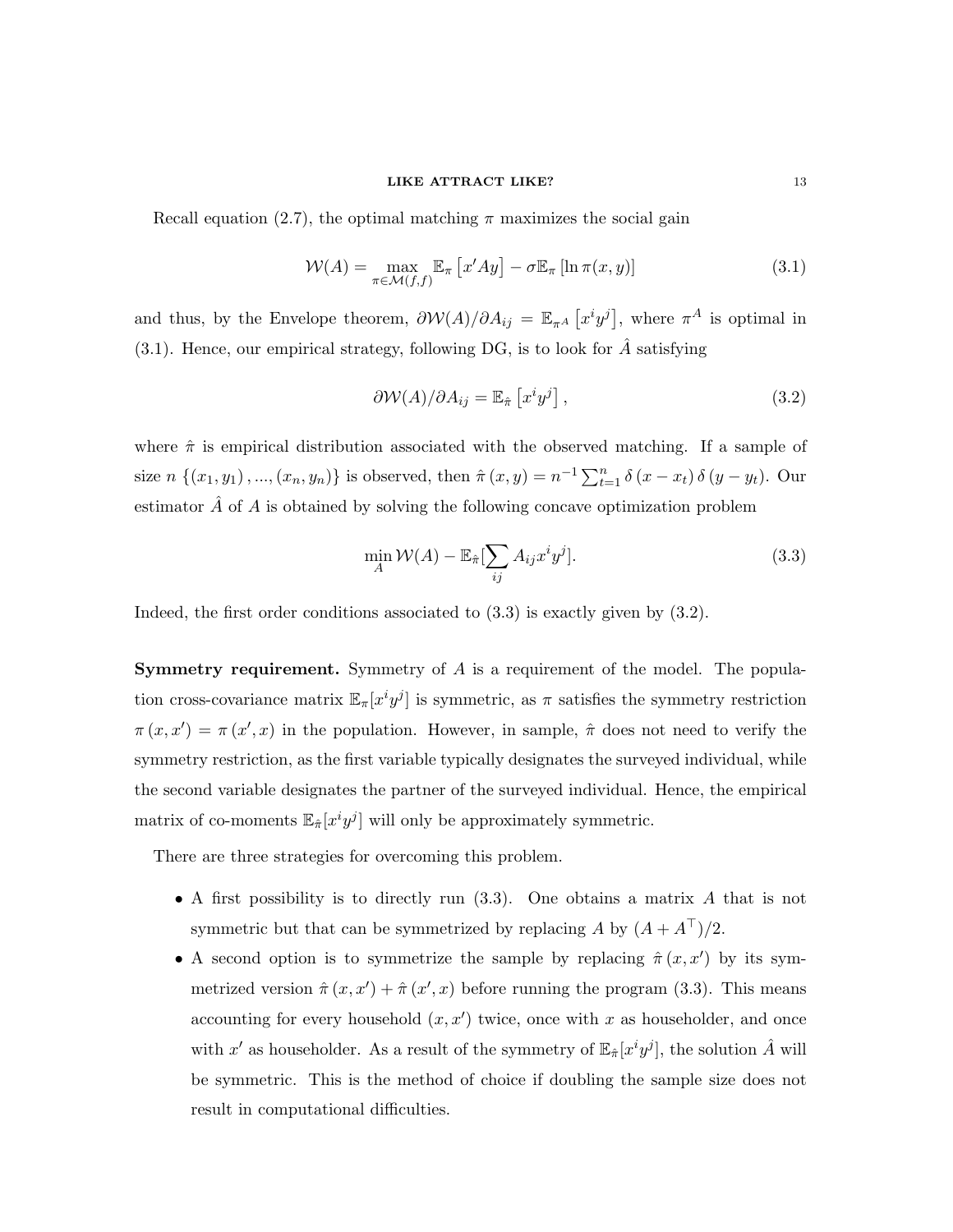Recall equation (2.7), the optimal matching $\pi$ maximizes the social gain

$$\mathcal{W}(A) = \max_{\pi \in \mathcal{M}(f,f)} \mathbb{E}_{\pi}\left[x'Ay\right] - \sigma \mathbb{E}_{\pi}\left[\ln \pi(x,y)\right] \tag{3.1}$$

and thus, by the Envelope theorem, $\partial \mathcal{W}(A)/\partial A_{ij} = \mathbb{E}_{\pi^A}\left[x^i y^j\right]$, where $\pi^A$ is optimal in (3.1). Hence, our empirical strategy, following DG, is to look for $\hat{A}$ satisfying

$$\partial \mathcal{W}(A)/\partial A_{ij} = \mathbb{E}_{\hat{\pi}}\left[x^i y^j\right], \tag{3.2}$$

where $\hat{\pi}$ is empirical distribution associated with the observed matching. If a sample of size $n$ $\{(x_1, y_1), ..., (x_n, y_n)\}$ is observed, then $\hat{\pi}(x,y) = n^{-1}\sum_{t=1}^{n} \delta(x - x_t)\,\delta(y - y_t)$. Our estimator $\hat{A}$ of $A$ is obtained by solving the following concave optimization problem

$$\min_{A} \mathcal{W}(A) - \mathbb{E}_{\hat{\pi}}[\sum_{ij} A_{ij} x^i y^j]. \tag{3.3}$$

Indeed, the first order conditions associated to (3.3) is exactly given by (3.2).

**Symmetry requirement.** Symmetry of $A$ is a requirement of the model. The population cross-covariance matrix $\mathbb{E}_{\pi}[x^i y^j]$ is symmetric, as $\pi$ satisfies the symmetry restriction $\pi(x, x') = \pi(x', x)$ in the population. However, in sample, $\hat{\pi}$ does not need to verify the symmetry restriction, as the first variable typically designates the surveyed individual, while the second variable designates the partner of the surveyed individual. Hence, the empirical matrix of co-moments $\mathbb{E}_{\hat{\pi}}[x^i y^j]$ will only be approximately symmetric.

There are three strategies for overcoming this problem.

- A first possibility is to directly run (3.3). One obtains a matrix $A$ that is not symmetric but that can be symmetrized by replacing $A$ by $(A + A^{\top})/2$.
- A second option is to symmetrize the sample by replacing $\hat{\pi}(x, x')$ by its symmetrized version $\hat{\pi}(x, x') + \hat{\pi}(x', x)$ before running the program (3.3). This means accounting for every household $(x, x')$ twice, once with $x$ as householder, and once with $x'$ as householder. As a result of the symmetry of $\mathbb{E}_{\hat{\pi}}[x^i y^j]$, the solution $\hat{A}$ will be symmetric. This is the method of choice if doubling the sample size does not result in computational difficulties.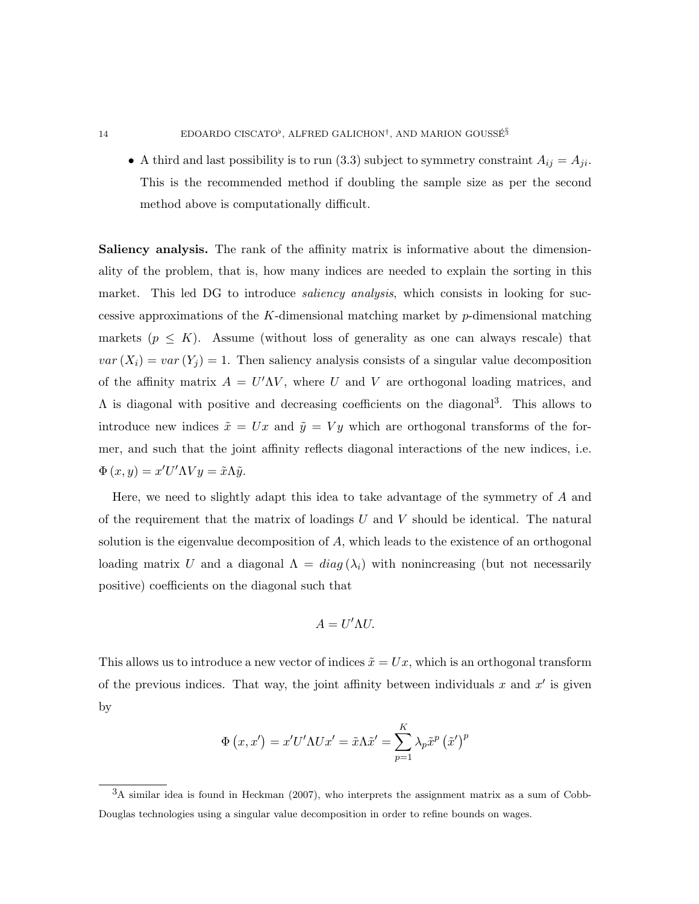- A third and last possibility is to run (3.3) subject to symmetry constraint $A_{ij} = A_{ji}$. This is the recommended method if doubling the sample size as per the second method above is computationally difficult.

**Saliency analysis.** The rank of the affinity matrix is informative about the dimensionality of the problem, that is, how many indices are needed to explain the sorting in this market. This led DG to introduce *saliency analysis*, which consists in looking for successive approximations of the $K$-dimensional matching market by $p$-dimensional matching markets ($p \leq K$). Assume (without loss of generality as one can always rescale) that $var(X_i) = var(Y_j) = 1$. Then saliency analysis consists of a singular value decomposition of the affinity matrix $A = U'\Lambda V$, where $U$ and $V$ are orthogonal loading matrices, and $\Lambda$ is diagonal with positive and decreasing coefficients on the diagonal[3]. This allows to introduce new indices $\tilde{x} = Ux$ and $\tilde{y} = Vy$ which are orthogonal transforms of the former, and such that the joint affinity reflects diagonal interactions of the new indices, i.e. $\Phi(x, y) = x'U'\Lambda V y = \tilde{x}\Lambda\tilde{y}$.

Here, we need to slightly adapt this idea to take advantage of the symmetry of $A$ and of the requirement that the matrix of loadings $U$ and $V$ should be identical. The natural solution is the eigenvalue decomposition of $A$, which leads to the existence of an orthogonal loading matrix $U$ and a diagonal $\Lambda = diag(\lambda_i)$ with nonincreasing (but not necessarily positive) coefficients on the diagonal such that

$$A = U'\Lambda U.$$

This allows us to introduce a new vector of indices $\tilde{x} = Ux$, which is an orthogonal transform of the previous indices. That way, the joint affinity between individuals $x$ and $x'$ is given by

$$\Phi(x, x') = x'U'\Lambda U x' = \tilde{x}\Lambda\tilde{x}' = \sum_{p=1}^{K} \lambda_p \tilde{x}^p \left(\tilde{x}'\right)^p$$

[3] A similar idea is found in Heckman (2007), who interprets the assignment matrix as a sum of Cobb-Douglas technologies using a singular value decomposition in order to refine bounds on wages.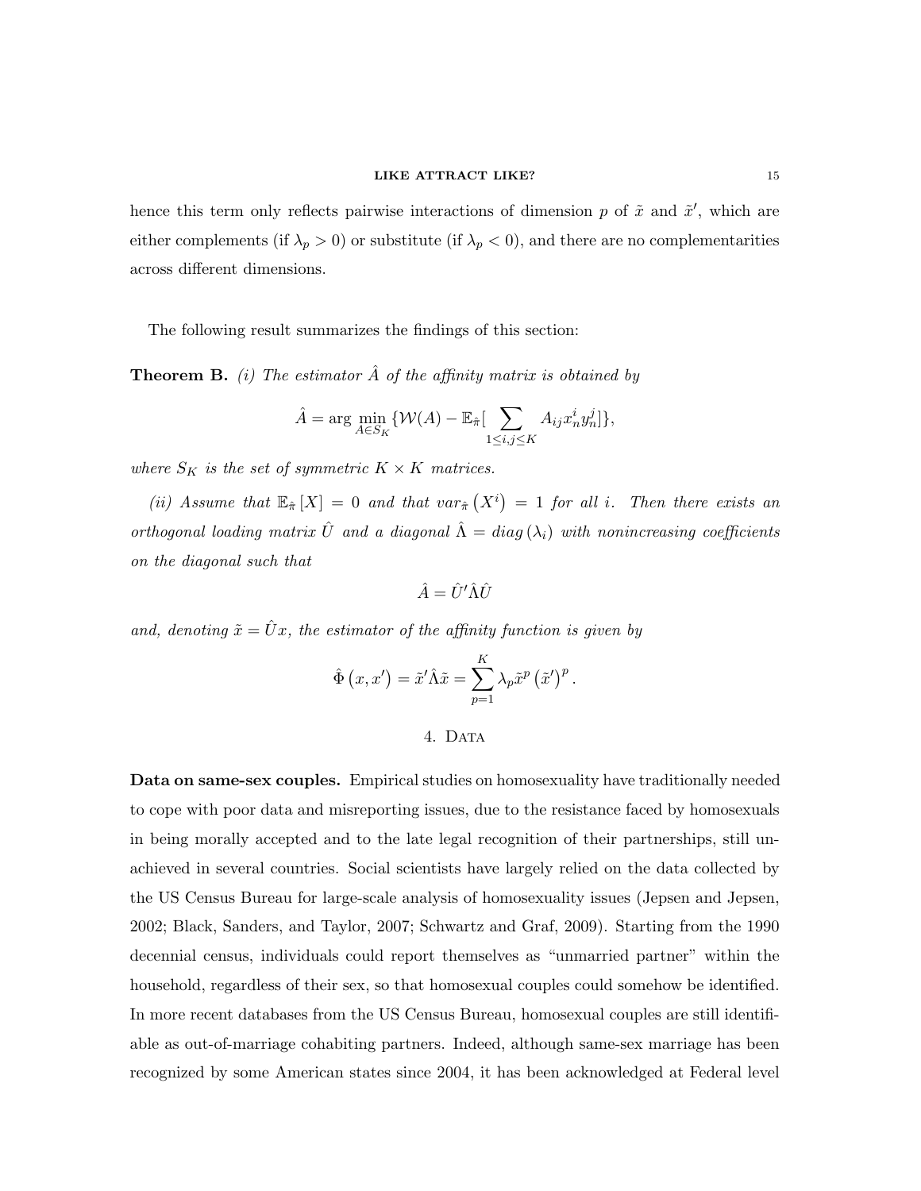hence this term only reflects pairwise interactions of dimension $p$ of $\tilde{x}$ and $\tilde{x}'$, which are either complements (if $\lambda_p > 0$) or substitute (if $\lambda_p < 0$), and there are no complementarities across different dimensions.

The following result summarizes the findings of this section:

**Theorem B.** *(i) The estimator $\hat{A}$ of the affinity matrix is obtained by*

$$\hat{A} = \arg\min_{A \in S_K} \{\mathcal{W}(A) - \mathbb{E}_{\hat{\pi}}[\sum_{1 \leq i,j \leq K} A_{ij} x_n^i y_n^j]\},$$

*where $S_K$ is the set of symmetric $K \times K$ matrices.*

*(ii) Assume that $\mathbb{E}_{\hat{\pi}}[X] = 0$ and that $var_{\hat{\pi}}(X^i) = 1$ for all $i$. Then there exists an orthogonal loading matrix $\hat{U}$ and a diagonal $\hat{\Lambda} = diag(\lambda_i)$ with nonincreasing coefficients on the diagonal such that*

$$\hat{A} = \hat{U}'\hat{\Lambda}\hat{U}$$

*and, denoting $\tilde{x} = \hat{U}x$, the estimator of the affinity function is given by*

$$\hat{\Phi}(x, x') = \tilde{x}'\hat{\Lambda}\tilde{x} = \sum_{p=1}^{K} \lambda_p \tilde{x}^p (\tilde{x}')^p.$$

## 4. Data

**Data on same-sex couples.** Empirical studies on homosexuality have traditionally needed to cope with poor data and misreporting issues, due to the resistance faced by homosexuals in being morally accepted and to the late legal recognition of their partnerships, still unachieved in several countries. Social scientists have largely relied on the data collected by the US Census Bureau for large-scale analysis of homosexuality issues (Jepsen and Jepsen, 2002; Black, Sanders, and Taylor, 2007; Schwartz and Graf, 2009). Starting from the 1990 decennial census, individuals could report themselves as "unmarried partner" within the household, regardless of their sex, so that homosexual couples could somehow be identified. In more recent databases from the US Census Bureau, homosexual couples are still identifiable as out-of-marriage cohabiting partners. Indeed, although same-sex marriage has been recognized by some American states since 2004, it has been acknowledged at Federal level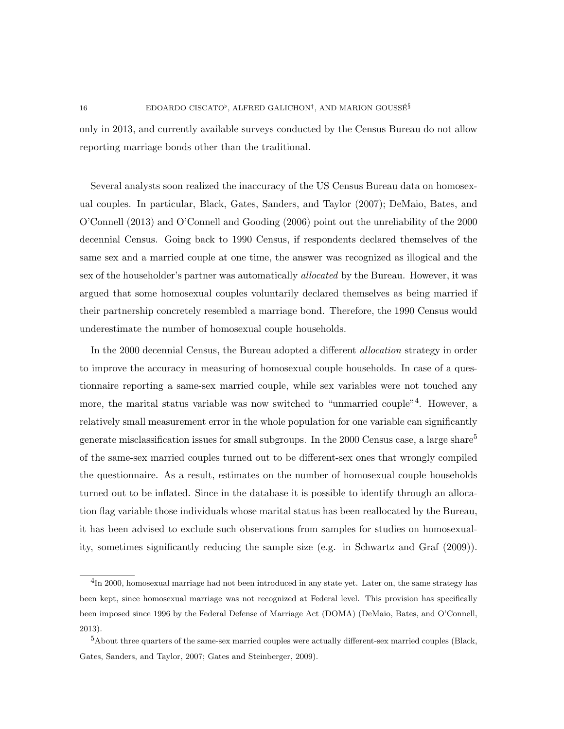only in 2013, and currently available surveys conducted by the Census Bureau do not allow reporting marriage bonds other than the traditional.

Several analysts soon realized the inaccuracy of the US Census Bureau data on homosexual couples. In particular, Black, Gates, Sanders, and Taylor (2007); DeMaio, Bates, and O'Connell (2013) and O'Connell and Gooding (2006) point out the unreliability of the 2000 decennial Census. Going back to 1990 Census, if respondents declared themselves of the same sex and a married couple at one time, the answer was recognized as illogical and the sex of the householder's partner was automatically *allocated* by the Bureau. However, it was argued that some homosexual couples voluntarily declared themselves as being married if their partnership concretely resembled a marriage bond. Therefore, the 1990 Census would underestimate the number of homosexual couple households.

In the 2000 decennial Census, the Bureau adopted a different *allocation* strategy in order to improve the accuracy in measuring of homosexual couple households. In case of a questionnaire reporting a same-sex married couple, while sex variables were not touched any more, the marital status variable was now switched to "unmarried couple"[4]. However, a relatively small measurement error in the whole population for one variable can significantly generate misclassification issues for small subgroups. In the 2000 Census case, a large share[5] of the same-sex married couples turned out to be different-sex ones that wrongly compiled the questionnaire. As a result, estimates on the number of homosexual couple households turned out to be inflated. Since in the database it is possible to identify through an allocation flag variable those individuals whose marital status has been reallocated by the Bureau, it has been advised to exclude such observations from samples for studies on homosexuality, sometimes significantly reducing the sample size (e.g. in Schwartz and Graf (2009)).

[4] In 2000, homosexual marriage had not been introduced in any state yet. Later on, the same strategy has been kept, since homosexual marriage was not recognized at Federal level. This provision has specifically been imposed since 1996 by the Federal Defense of Marriage Act (DOMA) (DeMaio, Bates, and O'Connell, 2013).

[5] About three quarters of the same-sex married couples were actually different-sex married couples (Black, Gates, Sanders, and Taylor, 2007; Gates and Steinberger, 2009).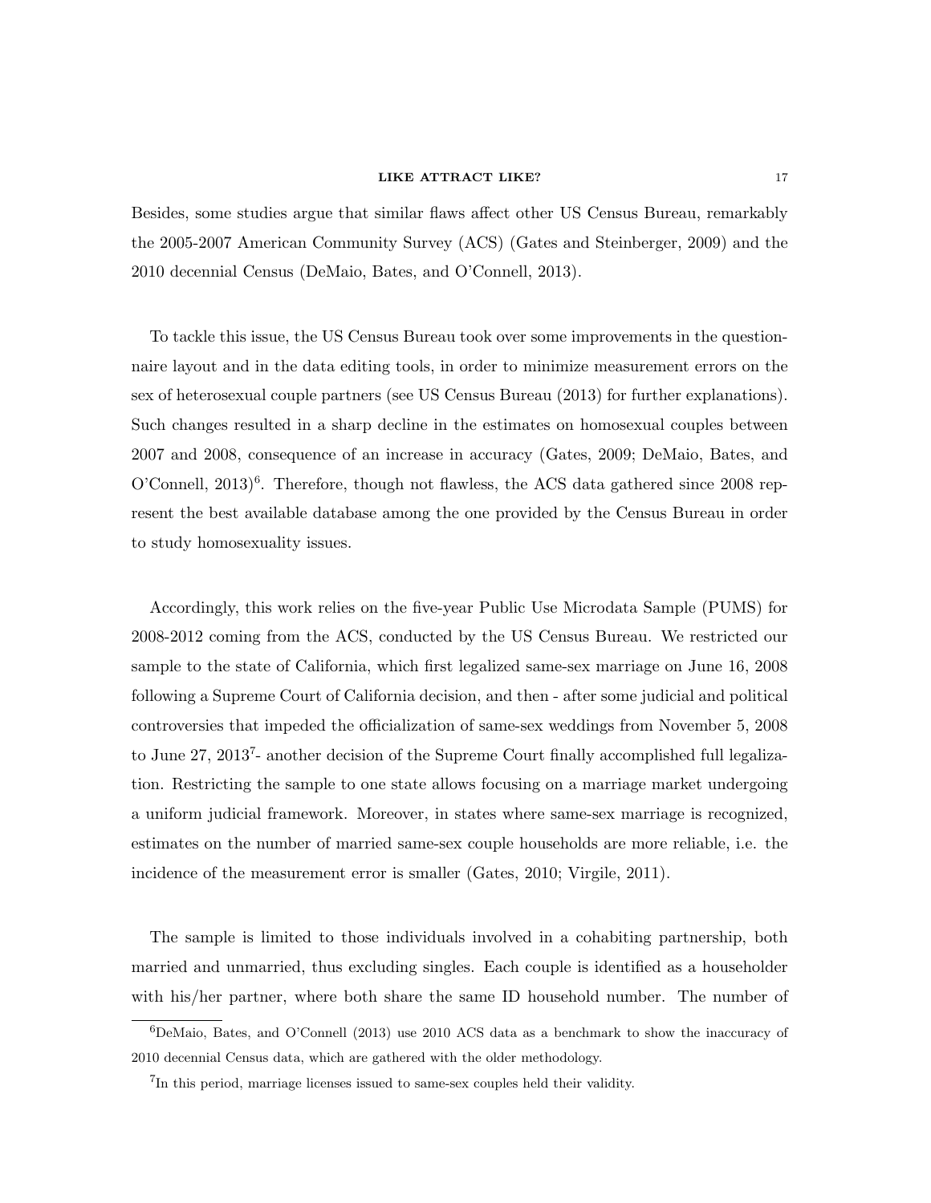Besides, some studies argue that similar flaws affect other US Census Bureau, remarkably the 2005-2007 American Community Survey (ACS) (Gates and Steinberger, 2009) and the 2010 decennial Census (DeMaio, Bates, and O'Connell, 2013).

To tackle this issue, the US Census Bureau took over some improvements in the questionnaire layout and in the data editing tools, in order to minimize measurement errors on the sex of heterosexual couple partners (see US Census Bureau (2013) for further explanations). Such changes resulted in a sharp decline in the estimates on homosexual couples between 2007 and 2008, consequence of an increase in accuracy (Gates, 2009; DeMaio, Bates, and O'Connell, 2013)[6]. Therefore, though not flawless, the ACS data gathered since 2008 represent the best available database among the one provided by the Census Bureau in order to study homosexuality issues.

Accordingly, this work relies on the five-year Public Use Microdata Sample (PUMS) for 2008-2012 coming from the ACS, conducted by the US Census Bureau. We restricted our sample to the state of California, which first legalized same-sex marriage on June 16, 2008 following a Supreme Court of California decision, and then - after some judicial and political controversies that impeded the officialization of same-sex weddings from November 5, 2008 to June 27, 2013[7]- another decision of the Supreme Court finally accomplished full legalization. Restricting the sample to one state allows focusing on a marriage market undergoing a uniform judicial framework. Moreover, in states where same-sex marriage is recognized, estimates on the number of married same-sex couple households are more reliable, i.e. the incidence of the measurement error is smaller (Gates, 2010; Virgile, 2011).

The sample is limited to those individuals involved in a cohabiting partnership, both married and unmarried, thus excluding singles. Each couple is identified as a householder with his/her partner, where both share the same ID household number. The number of

[6]DeMaio, Bates, and O'Connell (2013) use 2010 ACS data as a benchmark to show the inaccuracy of 2010 decennial Census data, which are gathered with the older methodology.

[7]In this period, marriage licenses issued to same-sex couples held their validity.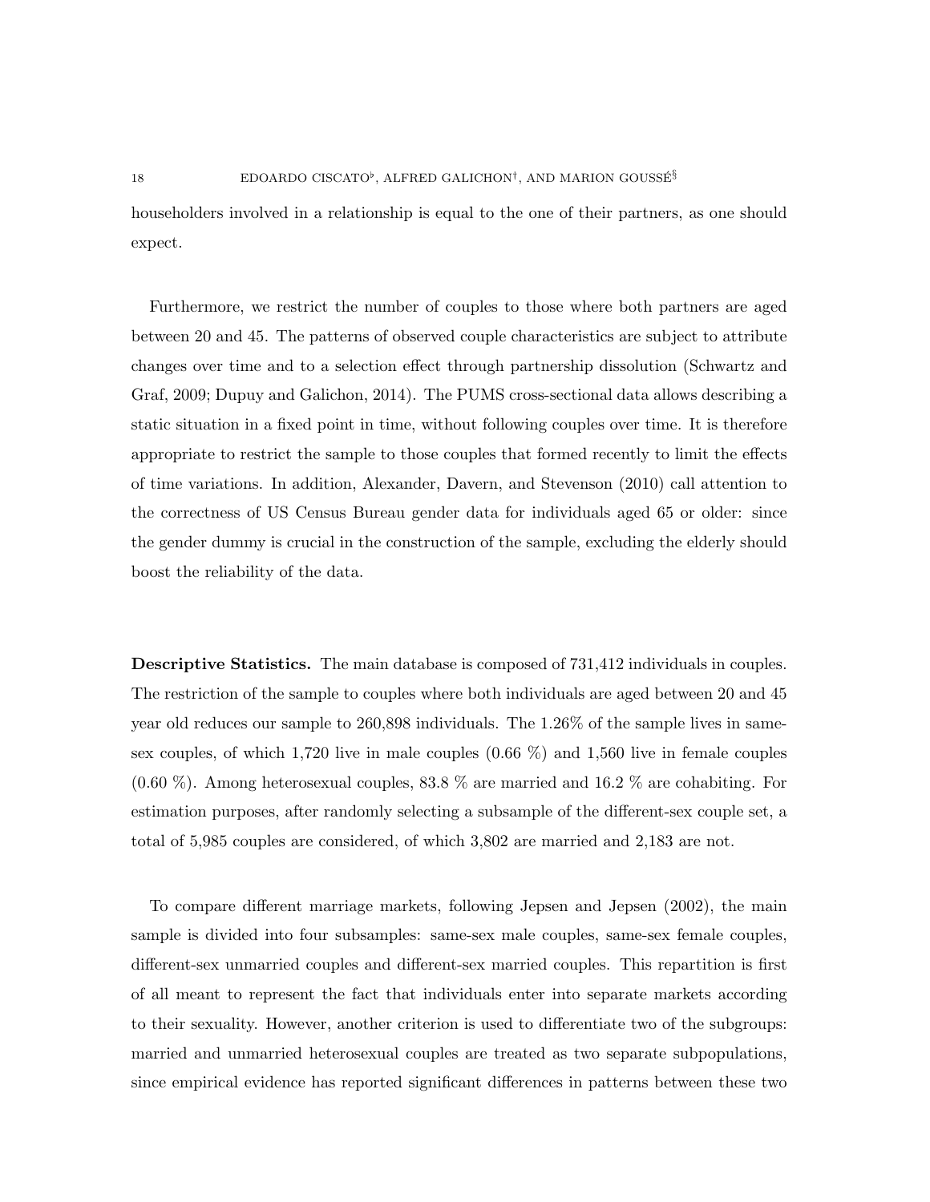householders involved in a relationship is equal to the one of their partners, as one should expect.

Furthermore, we restrict the number of couples to those where both partners are aged between 20 and 45. The patterns of observed couple characteristics are subject to attribute changes over time and to a selection effect through partnership dissolution (Schwartz and Graf, 2009; Dupuy and Galichon, 2014). The PUMS cross-sectional data allows describing a static situation in a fixed point in time, without following couples over time. It is therefore appropriate to restrict the sample to those couples that formed recently to limit the effects of time variations. In addition, Alexander, Davern, and Stevenson (2010) call attention to the correctness of US Census Bureau gender data for individuals aged 65 or older: since the gender dummy is crucial in the construction of the sample, excluding the elderly should boost the reliability of the data.

**Descriptive Statistics.** The main database is composed of 731,412 individuals in couples. The restriction of the sample to couples where both individuals are aged between 20 and 45 year old reduces our sample to 260,898 individuals. The 1.26% of the sample lives in same-sex couples, of which 1,720 live in male couples (0.66 %) and 1,560 live in female couples (0.60 %). Among heterosexual couples, 83.8 % are married and 16.2 % are cohabiting. For estimation purposes, after randomly selecting a subsample of the different-sex couple set, a total of 5,985 couples are considered, of which 3,802 are married and 2,183 are not.

To compare different marriage markets, following Jepsen and Jepsen (2002), the main sample is divided into four subsamples: same-sex male couples, same-sex female couples, different-sex unmarried couples and different-sex married couples. This repartition is first of all meant to represent the fact that individuals enter into separate markets according to their sexuality. However, another criterion is used to differentiate two of the subgroups: married and unmarried heterosexual couples are treated as two separate subpopulations, since empirical evidence has reported significant differences in patterns between these two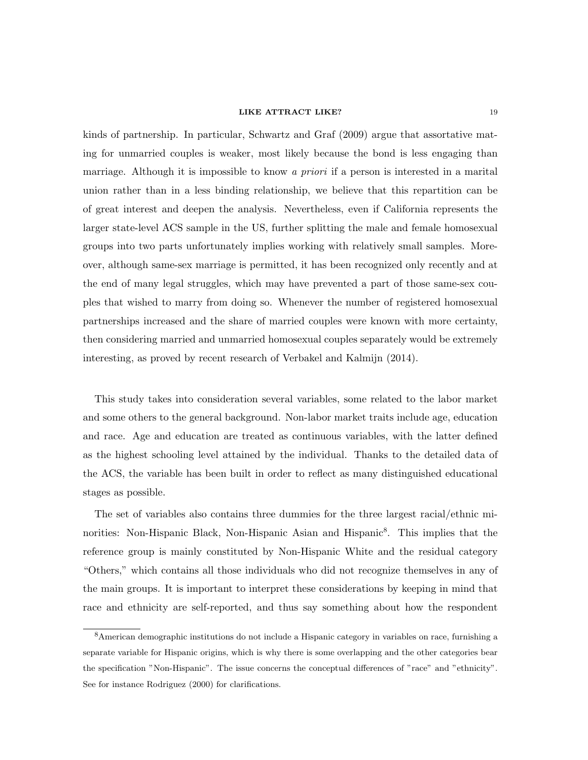kinds of partnership. In particular, Schwartz and Graf (2009) argue that assortative mating for unmarried couples is weaker, most likely because the bond is less engaging than marriage. Although it is impossible to know *a priori* if a person is interested in a marital union rather than in a less binding relationship, we believe that this repartition can be of great interest and deepen the analysis. Nevertheless, even if California represents the larger state-level ACS sample in the US, further splitting the male and female homosexual groups into two parts unfortunately implies working with relatively small samples. Moreover, although same-sex marriage is permitted, it has been recognized only recently and at the end of many legal struggles, which may have prevented a part of those same-sex couples that wished to marry from doing so. Whenever the number of registered homosexual partnerships increased and the share of married couples were known with more certainty, then considering married and unmarried homosexual couples separately would be extremely interesting, as proved by recent research of Verbakel and Kalmijn (2014).

This study takes into consideration several variables, some related to the labor market and some others to the general background. Non-labor market traits include age, education and race. Age and education are treated as continuous variables, with the latter defined as the highest schooling level attained by the individual. Thanks to the detailed data of the ACS, the variable has been built in order to reflect as many distinguished educational stages as possible.

The set of variables also contains three dummies for the three largest racial/ethnic minorities: Non-Hispanic Black, Non-Hispanic Asian and Hispanic[8]. This implies that the reference group is mainly constituted by Non-Hispanic White and the residual category "Others," which contains all those individuals who did not recognize themselves in any of the main groups. It is important to interpret these considerations by keeping in mind that race and ethnicity are self-reported, and thus say something about how the respondent

[8] American demographic institutions do not include a Hispanic category in variables on race, furnishing a separate variable for Hispanic origins, which is why there is some overlapping and the other categories bear the specification "Non-Hispanic". The issue concerns the conceptual differences of "race" and "ethnicity". See for instance Rodriguez (2000) for clarifications.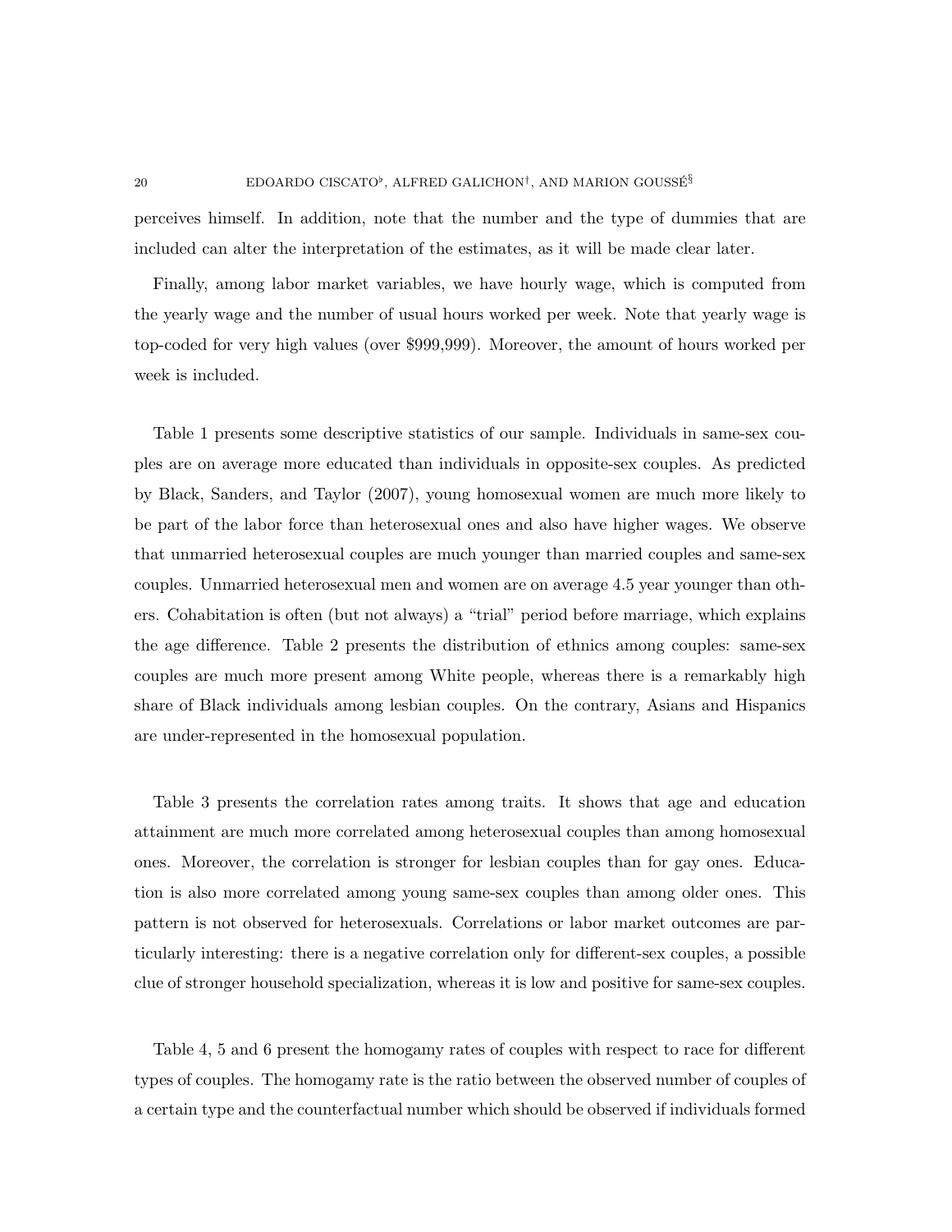perceives himself. In addition, note that the number and the type of dummies that are included can alter the interpretation of the estimates, as it will be made clear later.

Finally, among labor market variables, we have hourly wage, which is computed from the yearly wage and the number of usual hours worked per week. Note that yearly wage is top-coded for very high values (over $999,999). Moreover, the amount of hours worked per week is included.

Table 1 presents some descriptive statistics of our sample. Individuals in same-sex couples are on average more educated than individuals in opposite-sex couples. As predicted by Black, Sanders, and Taylor (2007), young homosexual women are much more likely to be part of the labor force than heterosexual ones and also have higher wages. We observe that unmarried heterosexual couples are much younger than married couples and same-sex couples. Unmarried heterosexual men and women are on average 4.5 year younger than others. Cohabitation is often (but not always) a "trial" period before marriage, which explains the age difference. Table 2 presents the distribution of ethnics among couples: same-sex couples are much more present among White people, whereas there is a remarkably high share of Black individuals among lesbian couples. On the contrary, Asians and Hispanics are under-represented in the homosexual population.

Table 3 presents the correlation rates among traits. It shows that age and education attainment are much more correlated among heterosexual couples than among homosexual ones. Moreover, the correlation is stronger for lesbian couples than for gay ones. Education is also more correlated among young same-sex couples than among older ones. This pattern is not observed for heterosexuals. Correlations or labor market outcomes are particularly interesting: there is a negative correlation only for different-sex couples, a possible clue of stronger household specialization, whereas it is low and positive for same-sex couples.

Table 4, 5 and 6 present the homogamy rates of couples with respect to race for different types of couples. The homogamy rate is the ratio between the observed number of couples of a certain type and the counterfactual number which should be observed if individuals formed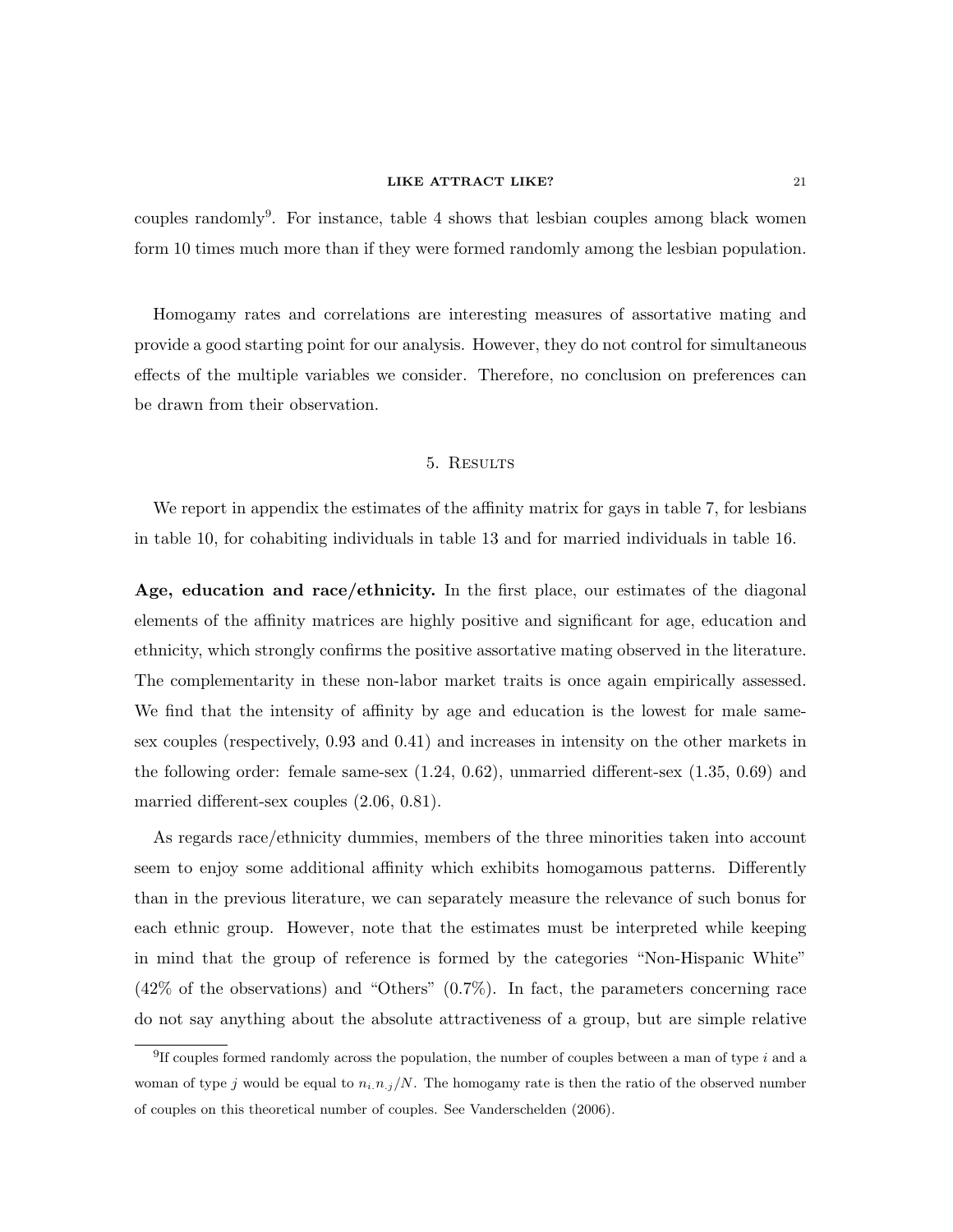couples randomly[9]. For instance, table 4 shows that lesbian couples among black women form 10 times much more than if they were formed randomly among the lesbian population.

Homogamy rates and correlations are interesting measures of assortative mating and provide a good starting point for our analysis. However, they do not control for simultaneous effects of the multiple variables we consider. Therefore, no conclusion on preferences can be drawn from their observation.

## 5. Results

We report in appendix the estimates of the affinity matrix for gays in table 7, for lesbians in table 10, for cohabiting individuals in table 13 and for married individuals in table 16.

**Age, education and race/ethnicity.** In the first place, our estimates of the diagonal elements of the affinity matrices are highly positive and significant for age, education and ethnicity, which strongly confirms the positive assortative mating observed in the literature. The complementarity in these non-labor market traits is once again empirically assessed. We find that the intensity of affinity by age and education is the lowest for male same-sex couples (respectively, 0.93 and 0.41) and increases in intensity on the other markets in the following order: female same-sex (1.24, 0.62), unmarried different-sex (1.35, 0.69) and married different-sex couples (2.06, 0.81).

As regards race/ethnicity dummies, members of the three minorities taken into account seem to enjoy some additional affinity which exhibits homogamous patterns. Differently than in the previous literature, we can separately measure the relevance of such bonus for each ethnic group. However, note that the estimates must be interpreted while keeping in mind that the group of reference is formed by the categories "Non-Hispanic White" (42% of the observations) and "Others" (0.7%). In fact, the parameters concerning race do not say anything about the absolute attractiveness of a group, but are simple relative

[9]If couples formed randomly across the population, the number of couples between a man of type $i$ and a woman of type $j$ would be equal to $n_{i.}n_{.j}/N$. The homogamy rate is then the ratio of the observed number of couples on this theoretical number of couples. See Vanderschelden (2006).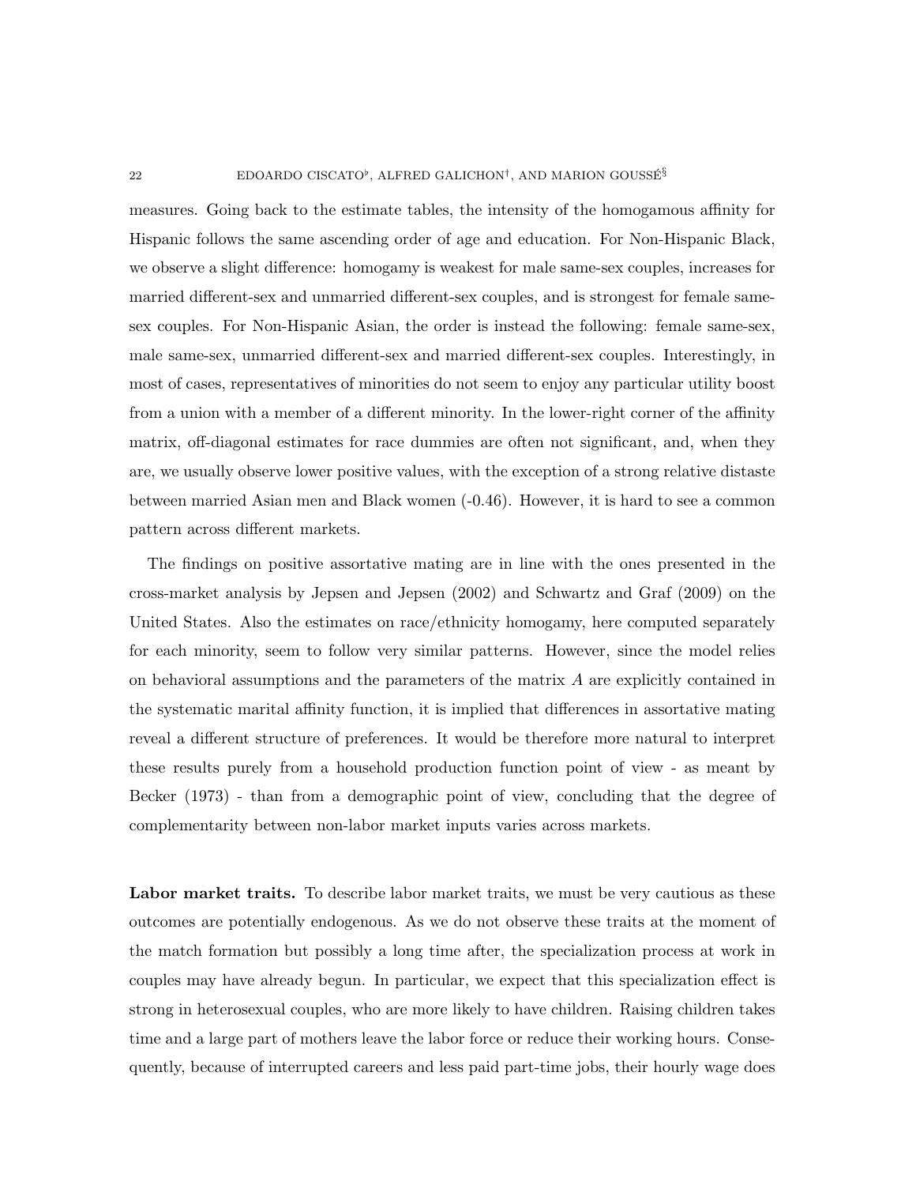measures. Going back to the estimate tables, the intensity of the homogamous affinity for Hispanic follows the same ascending order of age and education. For Non-Hispanic Black, we observe a slight difference: homogamy is weakest for male same-sex couples, increases for married different-sex and unmarried different-sex couples, and is strongest for female same-sex couples. For Non-Hispanic Asian, the order is instead the following: female same-sex, male same-sex, unmarried different-sex and married different-sex couples. Interestingly, in most of cases, representatives of minorities do not seem to enjoy any particular utility boost from a union with a member of a different minority. In the lower-right corner of the affinity matrix, off-diagonal estimates for race dummies are often not significant, and, when they are, we usually observe lower positive values, with the exception of a strong relative distaste between married Asian men and Black women (-0.46). However, it is hard to see a common pattern across different markets.

The findings on positive assortative mating are in line with the ones presented in the cross-market analysis by Jepsen and Jepsen (2002) and Schwartz and Graf (2009) on the United States. Also the estimates on race/ethnicity homogamy, here computed separately for each minority, seem to follow very similar patterns. However, since the model relies on behavioral assumptions and the parameters of the matrix $A$ are explicitly contained in the systematic marital affinity function, it is implied that differences in assortative mating reveal a different structure of preferences. It would be therefore more natural to interpret these results purely from a household production function point of view - as meant by Becker (1973) - than from a demographic point of view, concluding that the degree of complementarity between non-labor market inputs varies across markets.

**Labor market traits.** To describe labor market traits, we must be very cautious as these outcomes are potentially endogenous. As we do not observe these traits at the moment of the match formation but possibly a long time after, the specialization process at work in couples may have already begun. In particular, we expect that this specialization effect is strong in heterosexual couples, who are more likely to have children. Raising children takes time and a large part of mothers leave the labor force or reduce their working hours. Consequently, because of interrupted careers and less paid part-time jobs, their hourly wage does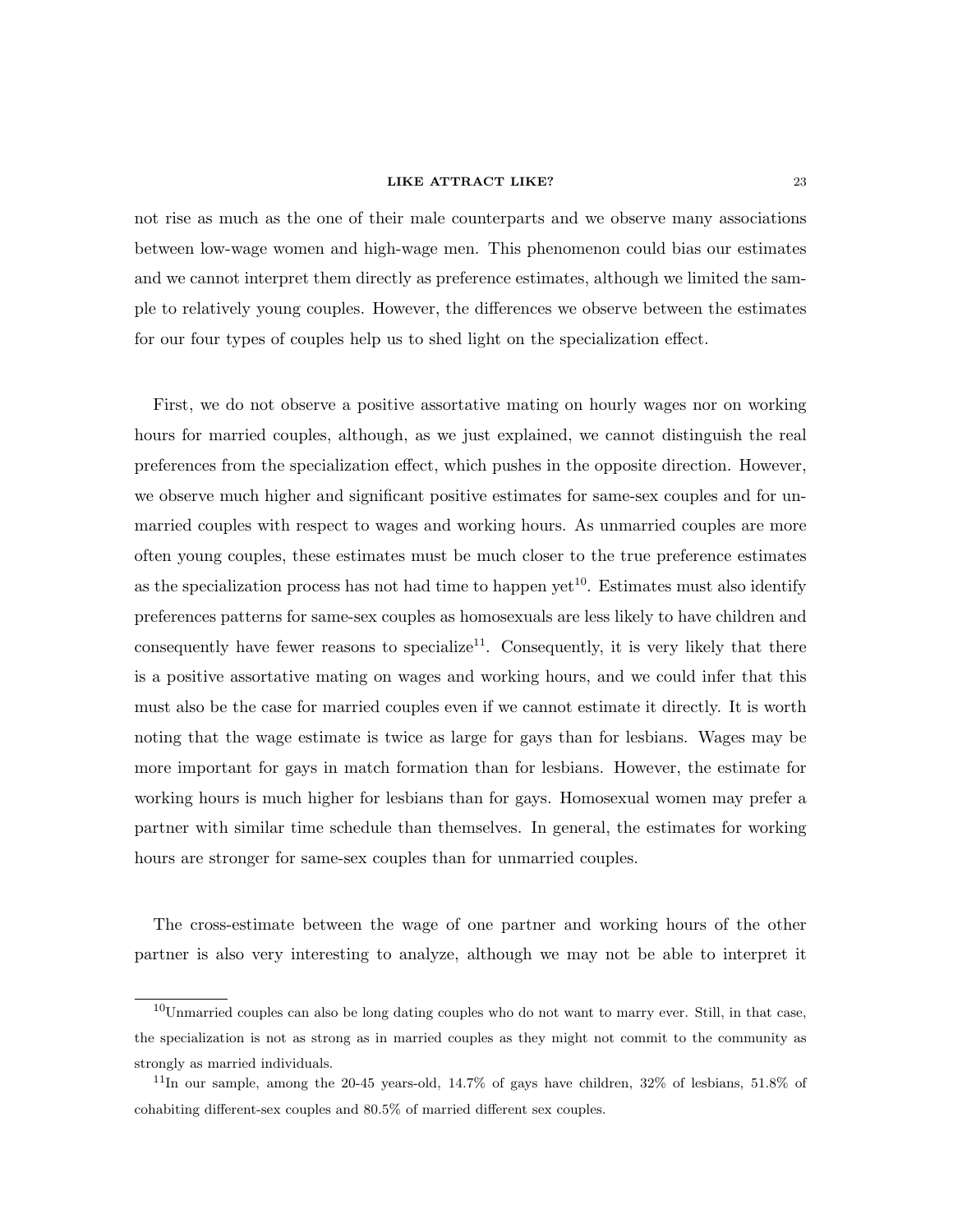not rise as much as the one of their male counterparts and we observe many associations between low-wage women and high-wage men. This phenomenon could bias our estimates and we cannot interpret them directly as preference estimates, although we limited the sample to relatively young couples. However, the differences we observe between the estimates for our four types of couples help us to shed light on the specialization effect.

First, we do not observe a positive assortative mating on hourly wages nor on working hours for married couples, although, as we just explained, we cannot distinguish the real preferences from the specialization effect, which pushes in the opposite direction. However, we observe much higher and significant positive estimates for same-sex couples and for unmarried couples with respect to wages and working hours. As unmarried couples are more often young couples, these estimates must be much closer to the true preference estimates as the specialization process has not had time to happen yet[10]. Estimates must also identify preferences patterns for same-sex couples as homosexuals are less likely to have children and consequently have fewer reasons to specialize[11]. Consequently, it is very likely that there is a positive assortative mating on wages and working hours, and we could infer that this must also be the case for married couples even if we cannot estimate it directly. It is worth noting that the wage estimate is twice as large for gays than for lesbians. Wages may be more important for gays in match formation than for lesbians. However, the estimate for working hours is much higher for lesbians than for gays. Homosexual women may prefer a partner with similar time schedule than themselves. In general, the estimates for working hours are stronger for same-sex couples than for unmarried couples.

The cross-estimate between the wage of one partner and working hours of the other partner is also very interesting to analyze, although we may not be able to interpret it

[10] Unmarried couples can also be long dating couples who do not want to marry ever. Still, in that case, the specialization is not as strong as in married couples as they might not commit to the community as strongly as married individuals.

[11] In our sample, among the 20-45 years-old, 14.7% of gays have children, 32% of lesbians, 51.8% of cohabiting different-sex couples and 80.5% of married different sex couples.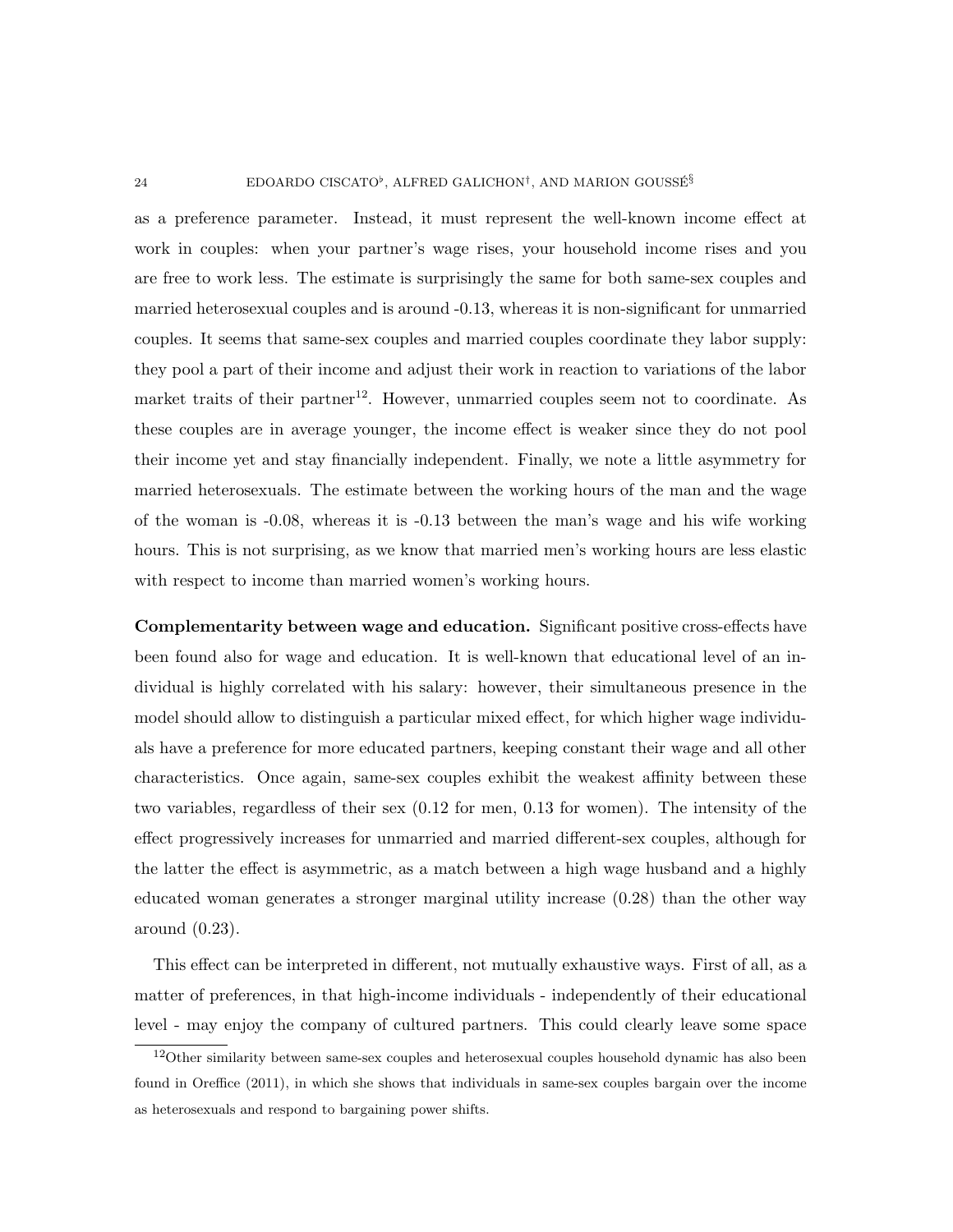as a preference parameter. Instead, it must represent the well-known income effect at work in couples: when your partner's wage rises, your household income rises and you are free to work less. The estimate is surprisingly the same for both same-sex couples and married heterosexual couples and is around -0.13, whereas it is non-significant for unmarried couples. It seems that same-sex couples and married couples coordinate they labor supply: they pool a part of their income and adjust their work in reaction to variations of the labor market traits of their partner[12]. However, unmarried couples seem not to coordinate. As these couples are in average younger, the income effect is weaker since they do not pool their income yet and stay financially independent. Finally, we note a little asymmetry for married heterosexuals. The estimate between the working hours of the man and the wage of the woman is -0.08, whereas it is -0.13 between the man's wage and his wife working hours. This is not surprising, as we know that married men's working hours are less elastic with respect to income than married women's working hours.

**Complementarity between wage and education.** Significant positive cross-effects have been found also for wage and education. It is well-known that educational level of an individual is highly correlated with his salary: however, their simultaneous presence in the model should allow to distinguish a particular mixed effect, for which higher wage individuals have a preference for more educated partners, keeping constant their wage and all other characteristics. Once again, same-sex couples exhibit the weakest affinity between these two variables, regardless of their sex (0.12 for men, 0.13 for women). The intensity of the effect progressively increases for unmarried and married different-sex couples, although for the latter the effect is asymmetric, as a match between a high wage husband and a highly educated woman generates a stronger marginal utility increase (0.28) than the other way around (0.23).

This effect can be interpreted in different, not mutually exhaustive ways. First of all, as a matter of preferences, in that high-income individuals - independently of their educational level - may enjoy the company of cultured partners. This could clearly leave some space

[12]Other similarity between same-sex couples and heterosexual couples household dynamic has also been found in Oreffice (2011), in which she shows that individuals in same-sex couples bargain over the income as heterosexuals and respond to bargaining power shifts.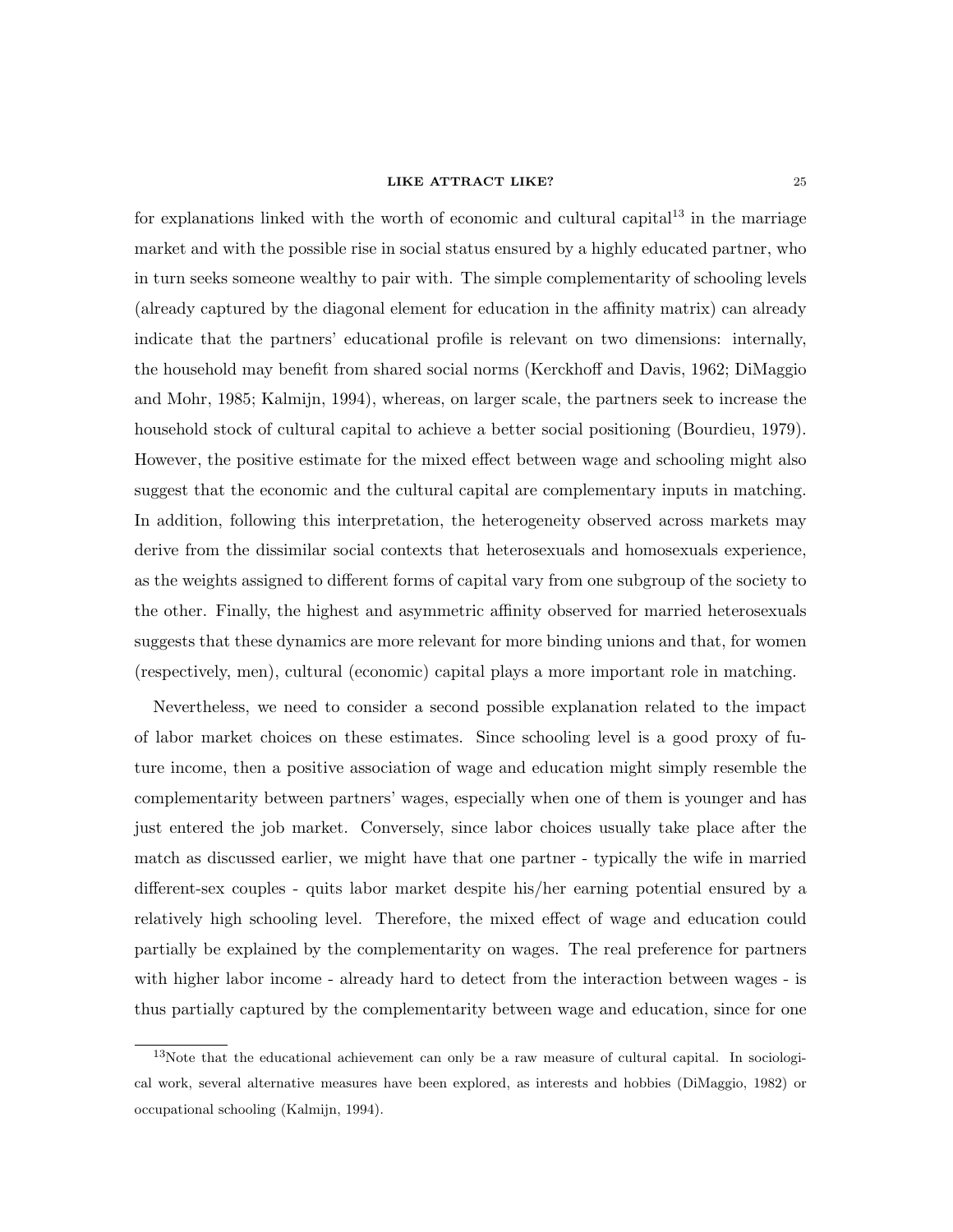for explanations linked with the worth of economic and cultural capital[13] in the marriage market and with the possible rise in social status ensured by a highly educated partner, who in turn seeks someone wealthy to pair with. The simple complementarity of schooling levels (already captured by the diagonal element for education in the affinity matrix) can already indicate that the partners' educational profile is relevant on two dimensions: internally, the household may benefit from shared social norms (Kerckhoff and Davis, 1962; DiMaggio and Mohr, 1985; Kalmijn, 1994), whereas, on larger scale, the partners seek to increase the household stock of cultural capital to achieve a better social positioning (Bourdieu, 1979). However, the positive estimate for the mixed effect between wage and schooling might also suggest that the economic and the cultural capital are complementary inputs in matching. In addition, following this interpretation, the heterogeneity observed across markets may derive from the dissimilar social contexts that heterosexuals and homosexuals experience, as the weights assigned to different forms of capital vary from one subgroup of the society to the other. Finally, the highest and asymmetric affinity observed for married heterosexuals suggests that these dynamics are more relevant for more binding unions and that, for women (respectively, men), cultural (economic) capital plays a more important role in matching.

Nevertheless, we need to consider a second possible explanation related to the impact of labor market choices on these estimates. Since schooling level is a good proxy of future income, then a positive association of wage and education might simply resemble the complementarity between partners' wages, especially when one of them is younger and has just entered the job market. Conversely, since labor choices usually take place after the match as discussed earlier, we might have that one partner - typically the wife in married different-sex couples - quits labor market despite his/her earning potential ensured by a relatively high schooling level. Therefore, the mixed effect of wage and education could partially be explained by the complementarity on wages. The real preference for partners with higher labor income - already hard to detect from the interaction between wages - is thus partially captured by the complementarity between wage and education, since for one

[13] Note that the educational achievement can only be a raw measure of cultural capital. In sociological work, several alternative measures have been explored, as interests and hobbies (DiMaggio, 1982) or occupational schooling (Kalmijn, 1994).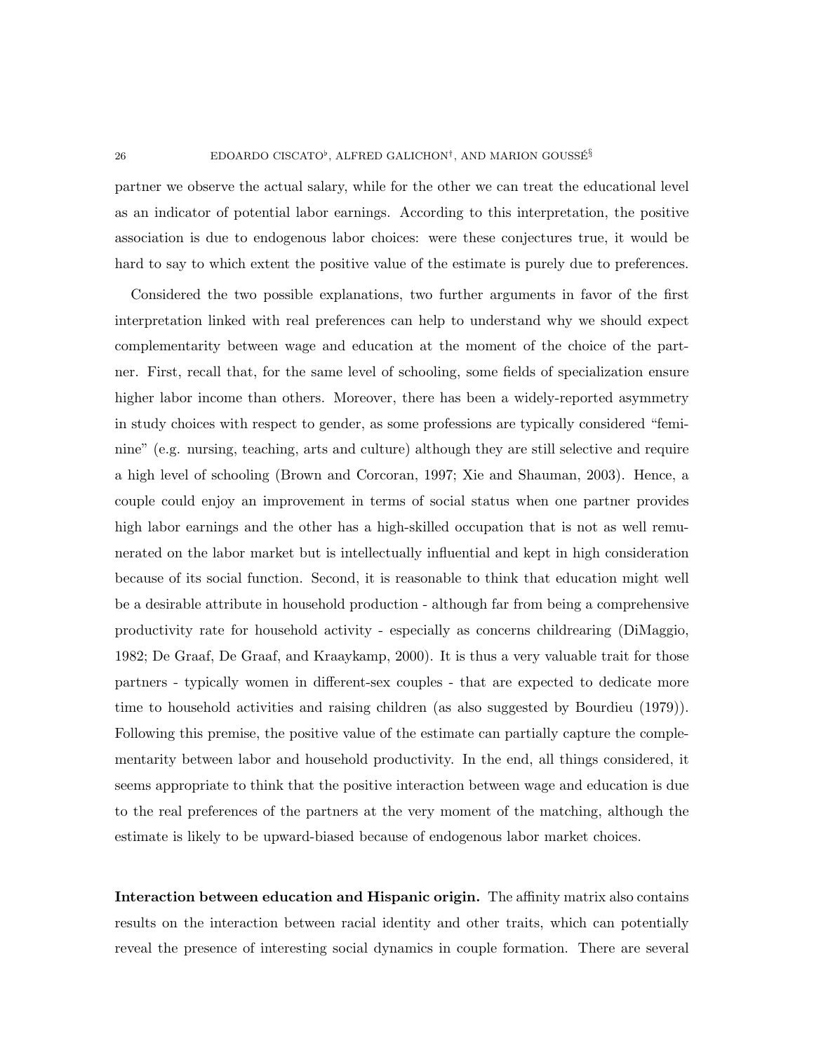partner we observe the actual salary, while for the other we can treat the educational level as an indicator of potential labor earnings. According to this interpretation, the positive association is due to endogenous labor choices: were these conjectures true, it would be hard to say to which extent the positive value of the estimate is purely due to preferences.

Considered the two possible explanations, two further arguments in favor of the first interpretation linked with real preferences can help to understand why we should expect complementarity between wage and education at the moment of the choice of the partner. First, recall that, for the same level of schooling, some fields of specialization ensure higher labor income than others. Moreover, there has been a widely-reported asymmetry in study choices with respect to gender, as some professions are typically considered "feminine" (e.g. nursing, teaching, arts and culture) although they are still selective and require a high level of schooling (Brown and Corcoran, 1997; Xie and Shauman, 2003). Hence, a couple could enjoy an improvement in terms of social status when one partner provides high labor earnings and the other has a high-skilled occupation that is not as well remunerated on the labor market but is intellectually influential and kept in high consideration because of its social function. Second, it is reasonable to think that education might well be a desirable attribute in household production - although far from being a comprehensive productivity rate for household activity - especially as concerns childrearing (DiMaggio, 1982; De Graaf, De Graaf, and Kraaykamp, 2000). It is thus a very valuable trait for those partners - typically women in different-sex couples - that are expected to dedicate more time to household activities and raising children (as also suggested by Bourdieu (1979)). Following this premise, the positive value of the estimate can partially capture the complementarity between labor and household productivity. In the end, all things considered, it seems appropriate to think that the positive interaction between wage and education is due to the real preferences of the partners at the very moment of the matching, although the estimate is likely to be upward-biased because of endogenous labor market choices.

**Interaction between education and Hispanic origin.** The affinity matrix also contains results on the interaction between racial identity and other traits, which can potentially reveal the presence of interesting social dynamics in couple formation. There are several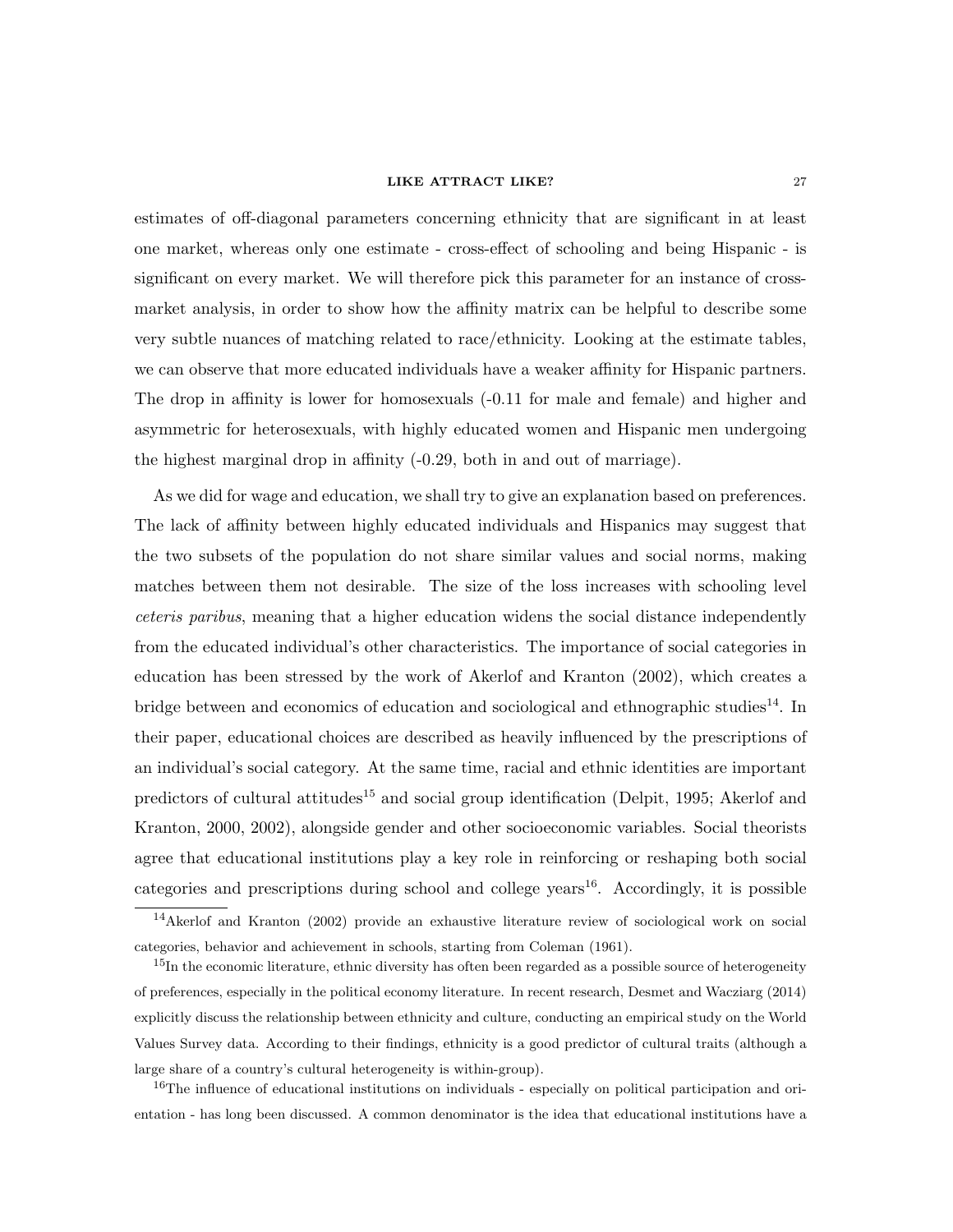estimates of off-diagonal parameters concerning ethnicity that are significant in at least one market, whereas only one estimate - cross-effect of schooling and being Hispanic - is significant on every market. We will therefore pick this parameter for an instance of cross-market analysis, in order to show how the affinity matrix can be helpful to describe some very subtle nuances of matching related to race/ethnicity. Looking at the estimate tables, we can observe that more educated individuals have a weaker affinity for Hispanic partners. The drop in affinity is lower for homosexuals (-0.11 for male and female) and higher and asymmetric for heterosexuals, with highly educated women and Hispanic men undergoing the highest marginal drop in affinity (-0.29, both in and out of marriage).

As we did for wage and education, we shall try to give an explanation based on preferences. The lack of affinity between highly educated individuals and Hispanics may suggest that the two subsets of the population do not share similar values and social norms, making matches between them not desirable. The size of the loss increases with schooling level *ceteris paribus*, meaning that a higher education widens the social distance independently from the educated individual's other characteristics. The importance of social categories in education has been stressed by the work of Akerlof and Kranton (2002), which creates a bridge between and economics of education and sociological and ethnographic studies[14]. In their paper, educational choices are described as heavily influenced by the prescriptions of an individual's social category. At the same time, racial and ethnic identities are important predictors of cultural attitudes[15] and social group identification (Delpit, 1995; Akerlof and Kranton, 2000, 2002), alongside gender and other socioeconomic variables. Social theorists agree that educational institutions play a key role in reinforcing or reshaping both social categories and prescriptions during school and college years[16]. Accordingly, it is possible

[14]Akerlof and Kranton (2002) provide an exhaustive literature review of sociological work on social categories, behavior and achievement in schools, starting from Coleman (1961).

[15]In the economic literature, ethnic diversity has often been regarded as a possible source of heterogeneity of preferences, especially in the political economy literature. In recent research, Desmet and Wacziarg (2014) explicitly discuss the relationship between ethnicity and culture, conducting an empirical study on the World Values Survey data. According to their findings, ethnicity is a good predictor of cultural traits (although a large share of a country's cultural heterogeneity is within-group).

[16]The influence of educational institutions on individuals - especially on political participation and orientation - has long been discussed. A common denominator is the idea that educational institutions have a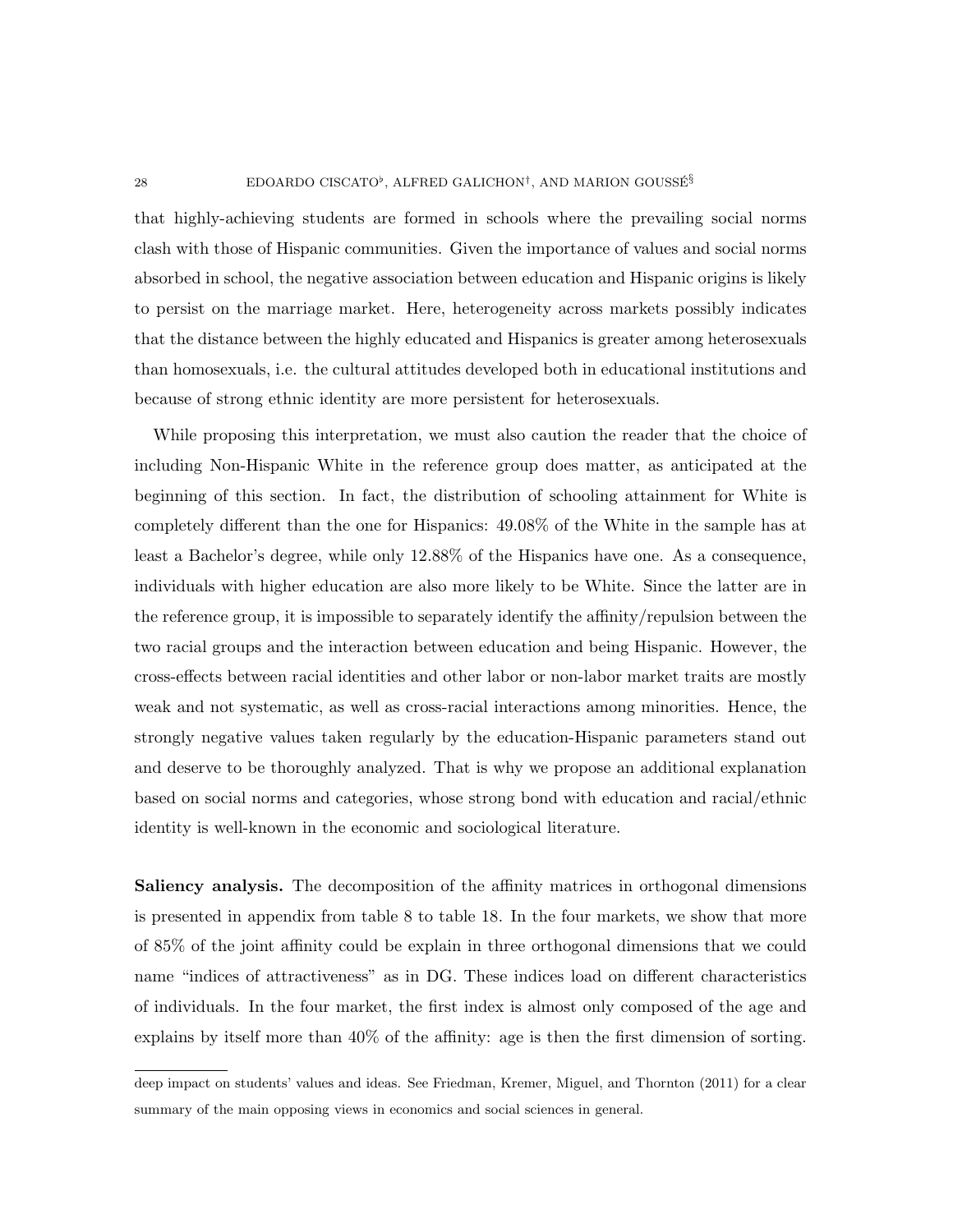that highly-achieving students are formed in schools where the prevailing social norms clash with those of Hispanic communities. Given the importance of values and social norms absorbed in school, the negative association between education and Hispanic origins is likely to persist on the marriage market. Here, heterogeneity across markets possibly indicates that the distance between the highly educated and Hispanics is greater among heterosexuals than homosexuals, i.e. the cultural attitudes developed both in educational institutions and because of strong ethnic identity are more persistent for heterosexuals.

While proposing this interpretation, we must also caution the reader that the choice of including Non-Hispanic White in the reference group does matter, as anticipated at the beginning of this section. In fact, the distribution of schooling attainment for White is completely different than the one for Hispanics: 49.08% of the White in the sample has at least a Bachelor's degree, while only 12.88% of the Hispanics have one. As a consequence, individuals with higher education are also more likely to be White. Since the latter are in the reference group, it is impossible to separately identify the affinity/repulsion between the two racial groups and the interaction between education and being Hispanic. However, the cross-effects between racial identities and other labor or non-labor market traits are mostly weak and not systematic, as well as cross-racial interactions among minorities. Hence, the strongly negative values taken regularly by the education-Hispanic parameters stand out and deserve to be thoroughly analyzed. That is why we propose an additional explanation based on social norms and categories, whose strong bond with education and racial/ethnic identity is well-known in the economic and sociological literature.

**Saliency analysis.** The decomposition of the affinity matrices in orthogonal dimensions is presented in appendix from table 8 to table 18. In the four markets, we show that more of 85% of the joint affinity could be explain in three orthogonal dimensions that we could name "indices of attractiveness" as in DG. These indices load on different characteristics of individuals. In the four market, the first index is almost only composed of the age and explains by itself more than 40% of the affinity: age is then the first dimension of sorting.

deep impact on students' values and ideas. See Friedman, Kremer, Miguel, and Thornton (2011) for a clear summary of the main opposing views in economics and social sciences in general.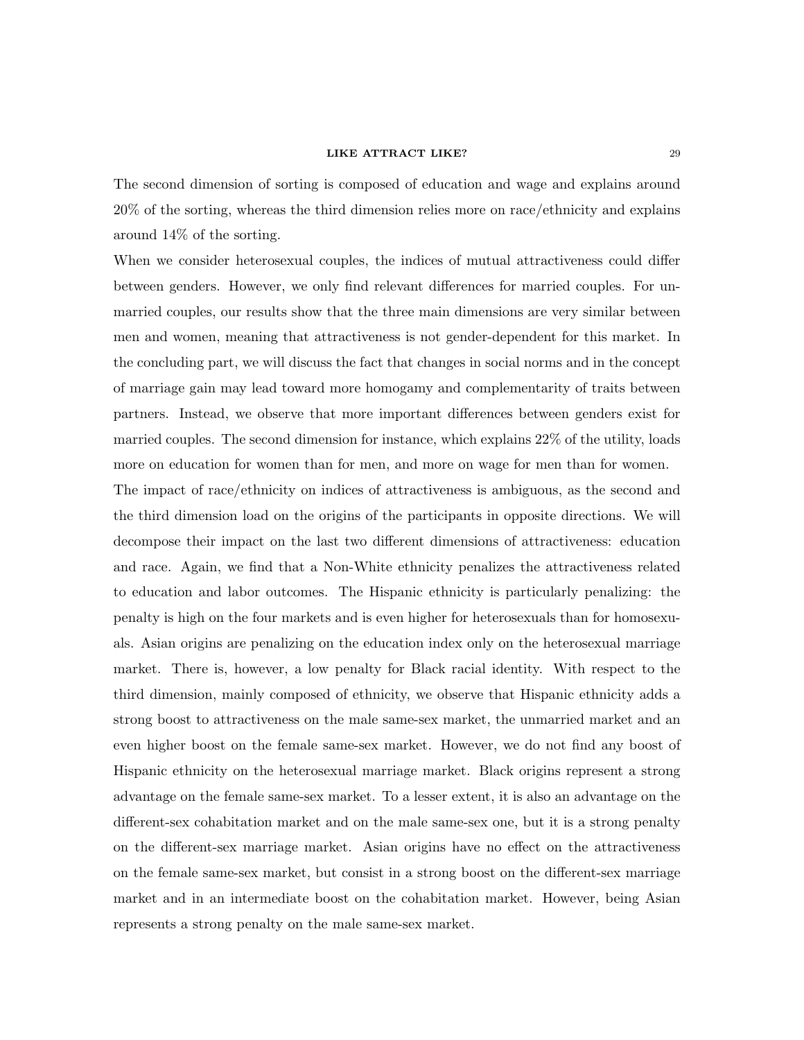The second dimension of sorting is composed of education and wage and explains around 20% of the sorting, whereas the third dimension relies more on race/ethnicity and explains around 14% of the sorting.

When we consider heterosexual couples, the indices of mutual attractiveness could differ between genders. However, we only find relevant differences for married couples. For unmarried couples, our results show that the three main dimensions are very similar between men and women, meaning that attractiveness is not gender-dependent for this market. In the concluding part, we will discuss the fact that changes in social norms and in the concept of marriage gain may lead toward more homogamy and complementarity of traits between partners. Instead, we observe that more important differences between genders exist for married couples. The second dimension for instance, which explains 22% of the utility, loads more on education for women than for men, and more on wage for men than for women.

The impact of race/ethnicity on indices of attractiveness is ambiguous, as the second and the third dimension load on the origins of the participants in opposite directions. We will decompose their impact on the last two different dimensions of attractiveness: education and race. Again, we find that a Non-White ethnicity penalizes the attractiveness related to education and labor outcomes. The Hispanic ethnicity is particularly penalizing: the penalty is high on the four markets and is even higher for heterosexuals than for homosexuals. Asian origins are penalizing on the education index only on the heterosexual marriage market. There is, however, a low penalty for Black racial identity. With respect to the third dimension, mainly composed of ethnicity, we observe that Hispanic ethnicity adds a strong boost to attractiveness on the male same-sex market, the unmarried market and an even higher boost on the female same-sex market. However, we do not find any boost of Hispanic ethnicity on the heterosexual marriage market. Black origins represent a strong advantage on the female same-sex market. To a lesser extent, it is also an advantage on the different-sex cohabitation market and on the male same-sex one, but it is a strong penalty on the different-sex marriage market. Asian origins have no effect on the attractiveness on the female same-sex market, but consist in a strong boost on the different-sex marriage market and in an intermediate boost on the cohabitation market. However, being Asian represents a strong penalty on the male same-sex market.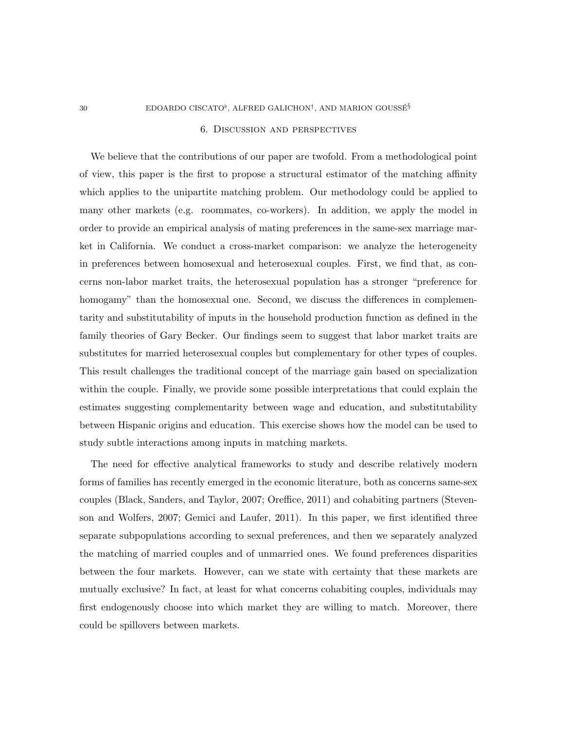## 6. Discussion and perspectives

We believe that the contributions of our paper are twofold. From a methodological point of view, this paper is the first to propose a structural estimator of the matching affinity which applies to the unipartite matching problem. Our methodology could be applied to many other markets (e.g. roommates, co-workers). In addition, we apply the model in order to provide an empirical analysis of mating preferences in the same-sex marriage market in California. We conduct a cross-market comparison: we analyze the heterogeneity in preferences between homosexual and heterosexual couples. First, we find that, as concerns non-labor market traits, the heterosexual population has a stronger "preference for homogamy" than the homosexual one. Second, we discuss the differences in complementarity and substitutability of inputs in the household production function as defined in the family theories of Gary Becker. Our findings seem to suggest that labor market traits are substitutes for married heterosexual couples but complementary for other types of couples. This result challenges the traditional concept of the marriage gain based on specialization within the couple. Finally, we provide some possible interpretations that could explain the estimates suggesting complementarity between wage and education, and substitutability between Hispanic origins and education. This exercise shows how the model can be used to study subtle interactions among inputs in matching markets.

The need for effective analytical frameworks to study and describe relatively modern forms of families has recently emerged in the economic literature, both as concerns same-sex couples (Black, Sanders, and Taylor, 2007; Oreffice, 2011) and cohabiting partners (Stevenson and Wolfers, 2007; Gemici and Laufer, 2011). In this paper, we first identified three separate subpopulations according to sexual preferences, and then we separately analyzed the matching of married couples and of unmarried ones. We found preferences disparities between the four markets. However, can we state with certainty that these markets are mutually exclusive? In fact, at least for what concerns cohabiting couples, individuals may first endogenously choose into which market they are willing to match. Moreover, there could be spillovers between markets.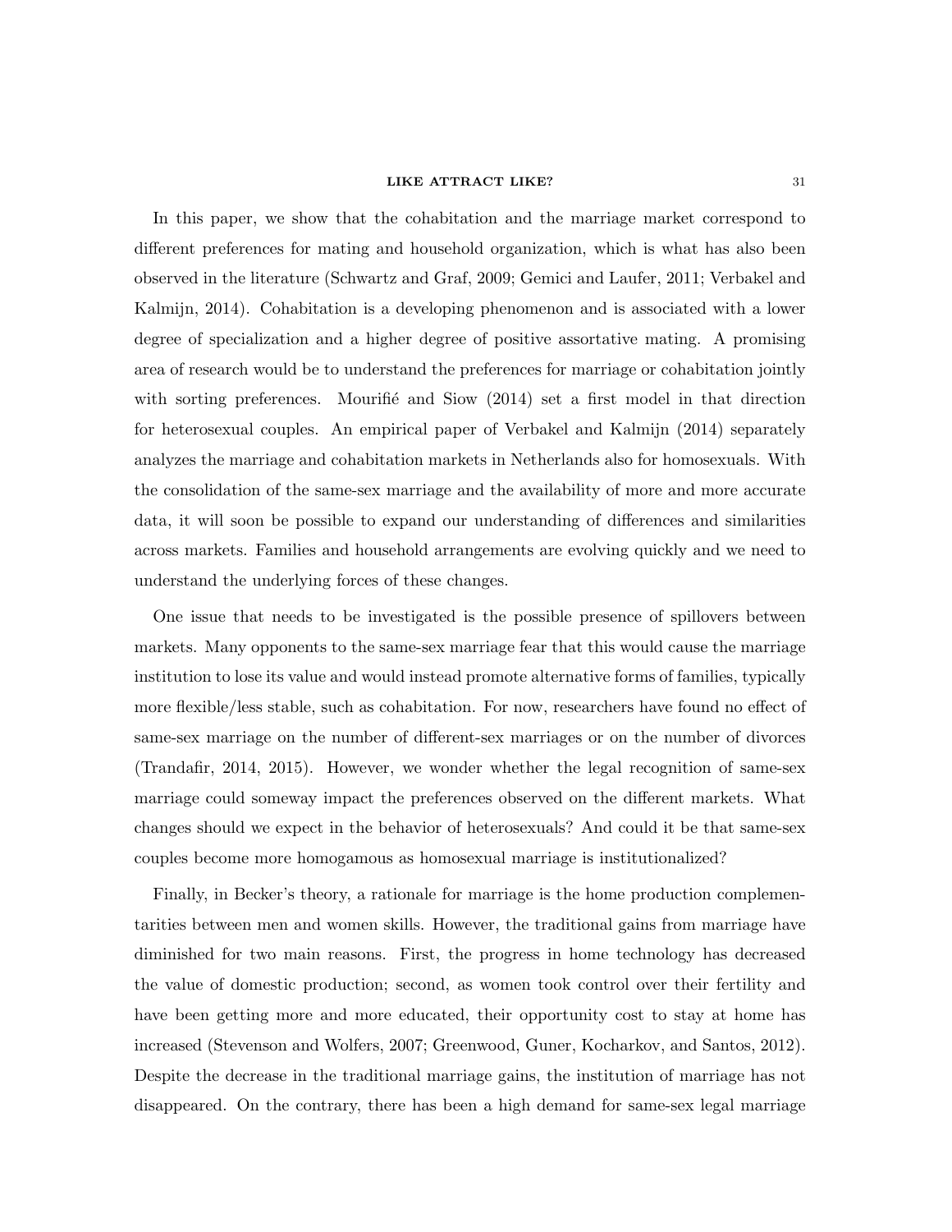In this paper, we show that the cohabitation and the marriage market correspond to different preferences for mating and household organization, which is what has also been observed in the literature (Schwartz and Graf, 2009; Gemici and Laufer, 2011; Verbakel and Kalmijn, 2014). Cohabitation is a developing phenomenon and is associated with a lower degree of specialization and a higher degree of positive assortative mating. A promising area of research would be to understand the preferences for marriage or cohabitation jointly with sorting preferences. Mourifié and Siow (2014) set a first model in that direction for heterosexual couples. An empirical paper of Verbakel and Kalmijn (2014) separately analyzes the marriage and cohabitation markets in Netherlands also for homosexuals. With the consolidation of the same-sex marriage and the availability of more and more accurate data, it will soon be possible to expand our understanding of differences and similarities across markets. Families and household arrangements are evolving quickly and we need to understand the underlying forces of these changes.

One issue that needs to be investigated is the possible presence of spillovers between markets. Many opponents to the same-sex marriage fear that this would cause the marriage institution to lose its value and would instead promote alternative forms of families, typically more flexible/less stable, such as cohabitation. For now, researchers have found no effect of same-sex marriage on the number of different-sex marriages or on the number of divorces (Trandafir, 2014, 2015). However, we wonder whether the legal recognition of same-sex marriage could someway impact the preferences observed on the different markets. What changes should we expect in the behavior of heterosexuals? And could it be that same-sex couples become more homogamous as homosexual marriage is institutionalized?

Finally, in Becker's theory, a rationale for marriage is the home production complementarities between men and women skills. However, the traditional gains from marriage have diminished for two main reasons. First, the progress in home technology has decreased the value of domestic production; second, as women took control over their fertility and have been getting more and more educated, their opportunity cost to stay at home has increased (Stevenson and Wolfers, 2007; Greenwood, Guner, Kocharkov, and Santos, 2012). Despite the decrease in the traditional marriage gains, the institution of marriage has not disappeared. On the contrary, there has been a high demand for same-sex legal marriage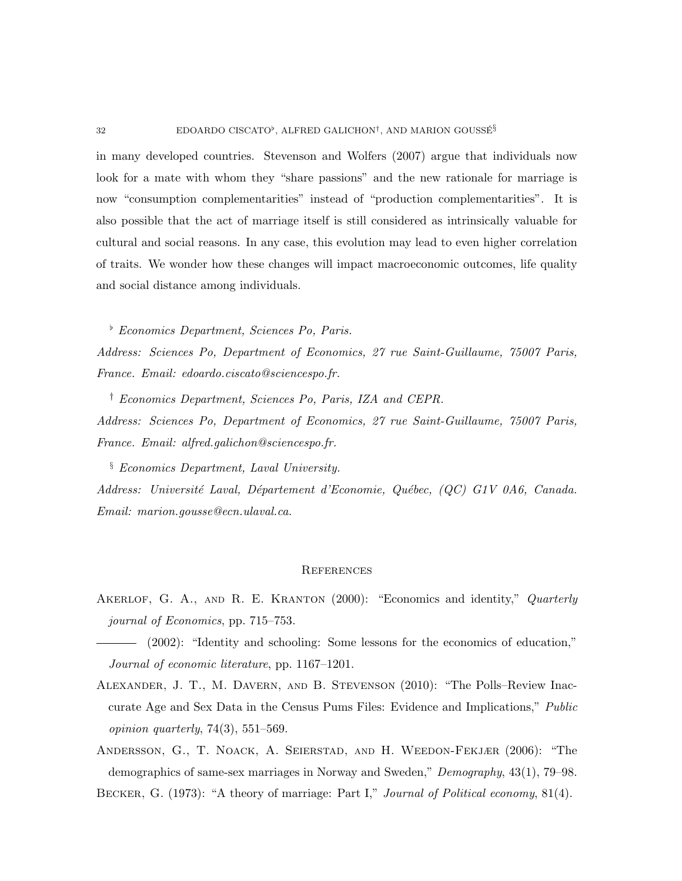in many developed countries. Stevenson and Wolfers (2007) argue that individuals now look for a mate with whom they "share passions" and the new rationale for marriage is now "consumption complementarities" instead of "production complementarities". It is also possible that the act of marriage itself is still considered as intrinsically valuable for cultural and social reasons. In any case, this evolution may lead to even higher correlation of traits. We wonder how these changes will impact macroeconomic outcomes, life quality and social distance among individuals.

[♭] *Economics Department, Sciences Po, Paris.*

*Address: Sciences Po, Department of Economics, 27 rue Saint-Guillaume, 75007 Paris, France. Email: edoardo.ciscato@sciencespo.fr.*

[†] *Economics Department, Sciences Po, Paris, IZA and CEPR.*

*Address: Sciences Po, Department of Economics, 27 rue Saint-Guillaume, 75007 Paris, France. Email: alfred.galichon@sciencespo.fr.*

[§] *Economics Department, Laval University.*

*Address: Université Laval, Département d'Economie, Québec, (QC) G1V 0A6, Canada. Email: marion.gousse@ecn.ulaval.ca.*

## References

Akerlof, G. A., and R. E. Kranton (2000): "Economics and identity," *Quarterly journal of Economics*, pp. 715–753.

——— (2002): "Identity and schooling: Some lessons for the economics of education," *Journal of economic literature*, pp. 1167–1201.

Alexander, J. T., M. Davern, and B. Stevenson (2010): "The Polls–Review Inaccurate Age and Sex Data in the Census Pums Files: Evidence and Implications," *Public opinion quarterly*, 74(3), 551–569.

Andersson, G., T. Noack, A. Seierstad, and H. Weedon-Fekjær (2006): "The demographics of same-sex marriages in Norway and Sweden," *Demography*, 43(1), 79–98.

Becker, G. (1973): "A theory of marriage: Part I," *Journal of Political economy*, 81(4).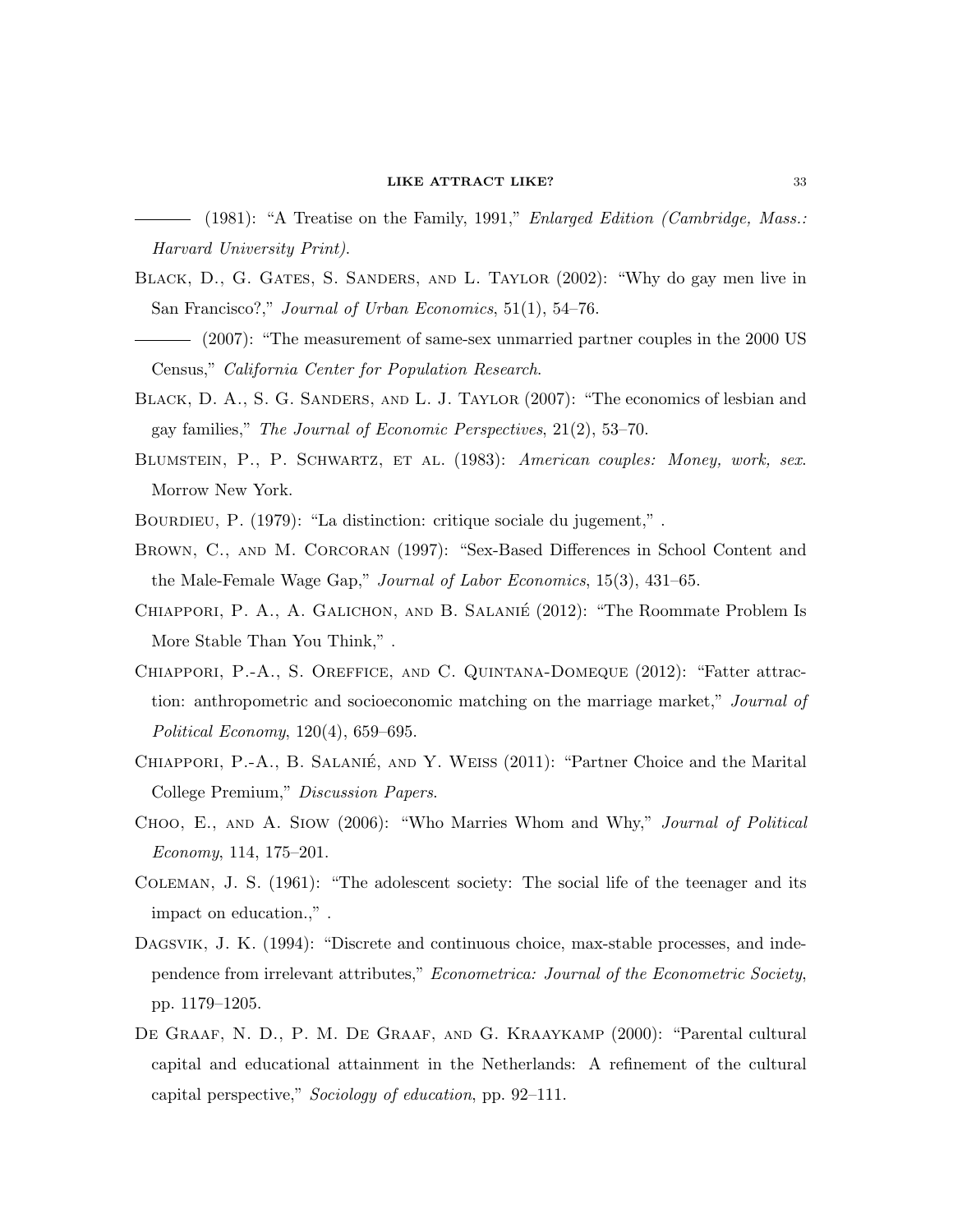——— (1981): "A Treatise on the Family, 1991," *Enlarged Edition (Cambridge, Mass.: Harvard University Print)*.

Black, D., G. Gates, S. Sanders, and L. Taylor (2002): "Why do gay men live in San Francisco?," *Journal of Urban Economics*, 51(1), 54–76.

——— (2007): "The measurement of same-sex unmarried partner couples in the 2000 US Census," *California Center for Population Research*.

Black, D. A., S. G. Sanders, and L. J. Taylor (2007): "The economics of lesbian and gay families," *The Journal of Economic Perspectives*, 21(2), 53–70.

Blumstein, P., P. Schwartz, et al. (1983): *American couples: Money, work, sex*. Morrow New York.

Bourdieu, P. (1979): "La distinction: critique sociale du jugement," .

Brown, C., and M. Corcoran (1997): "Sex-Based Differences in School Content and the Male-Female Wage Gap," *Journal of Labor Economics*, 15(3), 431–65.

Chiappori, P. A., A. Galichon, and B. Salanié (2012): "The Roommate Problem Is More Stable Than You Think," .

Chiappori, P.-A., S. Oreffice, and C. Quintana-Domeque (2012): "Fatter attraction: anthropometric and socioeconomic matching on the marriage market," *Journal of Political Economy*, 120(4), 659–695.

Chiappori, P.-A., B. Salanié, and Y. Weiss (2011): "Partner Choice and the Marital College Premium," *Discussion Papers*.

Choo, E., and A. Siow (2006): "Who Marries Whom and Why," *Journal of Political Economy*, 114, 175–201.

Coleman, J. S. (1961): "The adolescent society: The social life of the teenager and its impact on education.," .

Dagsvik, J. K. (1994): "Discrete and continuous choice, max-stable processes, and independence from irrelevant attributes," *Econometrica: Journal of the Econometric Society*, pp. 1179–1205.

De Graaf, N. D., P. M. De Graaf, and G. Kraaykamp (2000): "Parental cultural capital and educational attainment in the Netherlands: A refinement of the cultural capital perspective," *Sociology of education*, pp. 92–111.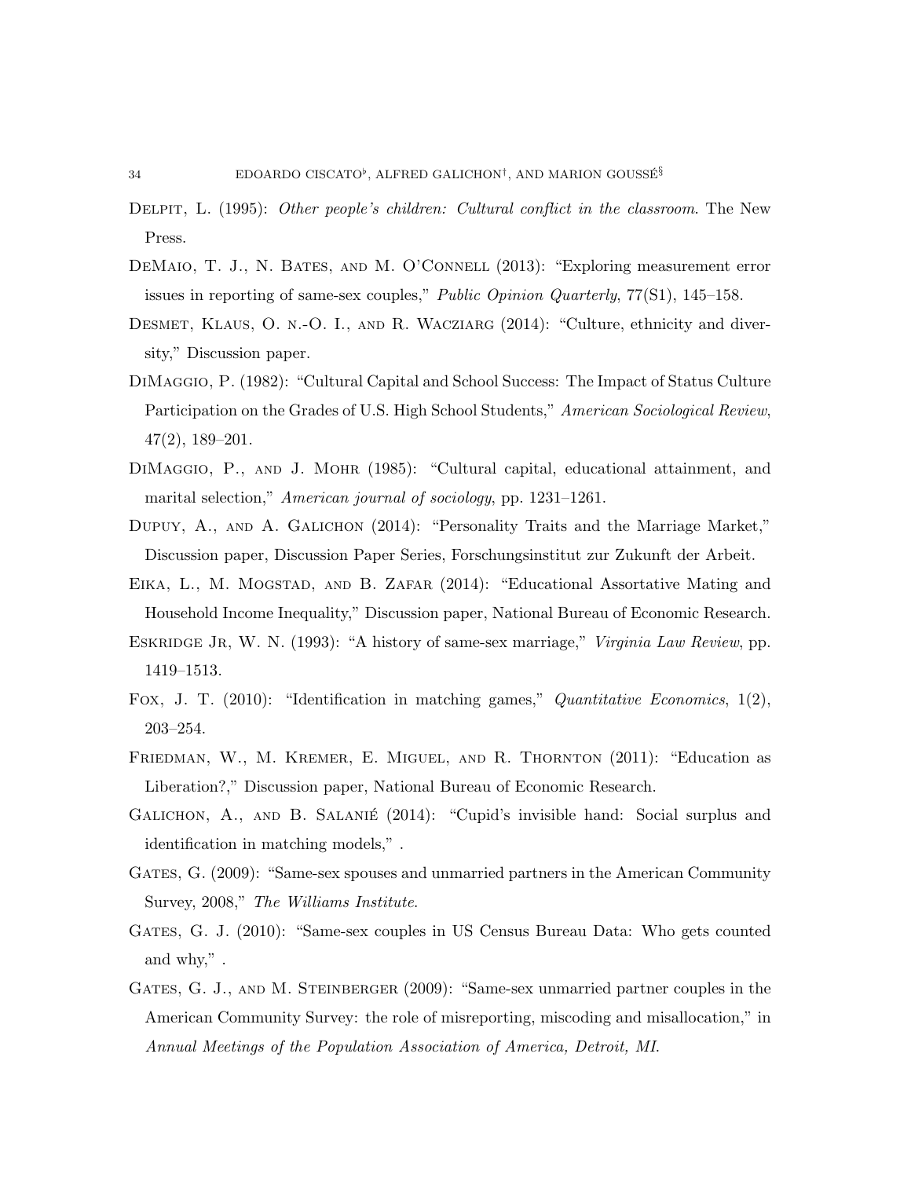Delpit, L. (1995): *Other people's children: Cultural conflict in the classroom*. The New Press.

DeMaio, T. J., N. Bates, and M. O'Connell (2013): "Exploring measurement error issues in reporting of same-sex couples," *Public Opinion Quarterly*, 77(S1), 145–158.

Desmet, Klaus, O. n.-O. I., and R. Wacziarg (2014): "Culture, ethnicity and diversity," Discussion paper.

DiMaggio, P. (1982): "Cultural Capital and School Success: The Impact of Status Culture Participation on the Grades of U.S. High School Students," *American Sociological Review*, 47(2), 189–201.

DiMaggio, P., and J. Mohr (1985): "Cultural capital, educational attainment, and marital selection," *American journal of sociology*, pp. 1231–1261.

Dupuy, A., and A. Galichon (2014): "Personality Traits and the Marriage Market," Discussion paper, Discussion Paper Series, Forschungsinstitut zur Zukunft der Arbeit.

Eika, L., M. Mogstad, and B. Zafar (2014): "Educational Assortative Mating and Household Income Inequality," Discussion paper, National Bureau of Economic Research.

Eskridge Jr, W. N. (1993): "A history of same-sex marriage," *Virginia Law Review*, pp. 1419–1513.

Fox, J. T. (2010): "Identification in matching games," *Quantitative Economics*, 1(2), 203–254.

Friedman, W., M. Kremer, E. Miguel, and R. Thornton (2011): "Education as Liberation?," Discussion paper, National Bureau of Economic Research.

Galichon, A., and B. Salanié (2014): "Cupid's invisible hand: Social surplus and identification in matching models," .

Gates, G. (2009): "Same-sex spouses and unmarried partners in the American Community Survey, 2008," *The Williams Institute*.

Gates, G. J. (2010): "Same-sex couples in US Census Bureau Data: Who gets counted and why," .

Gates, G. J., and M. Steinberger (2009): "Same-sex unmarried partner couples in the American Community Survey: the role of misreporting, miscoding and misallocation," in *Annual Meetings of the Population Association of America, Detroit, MI.*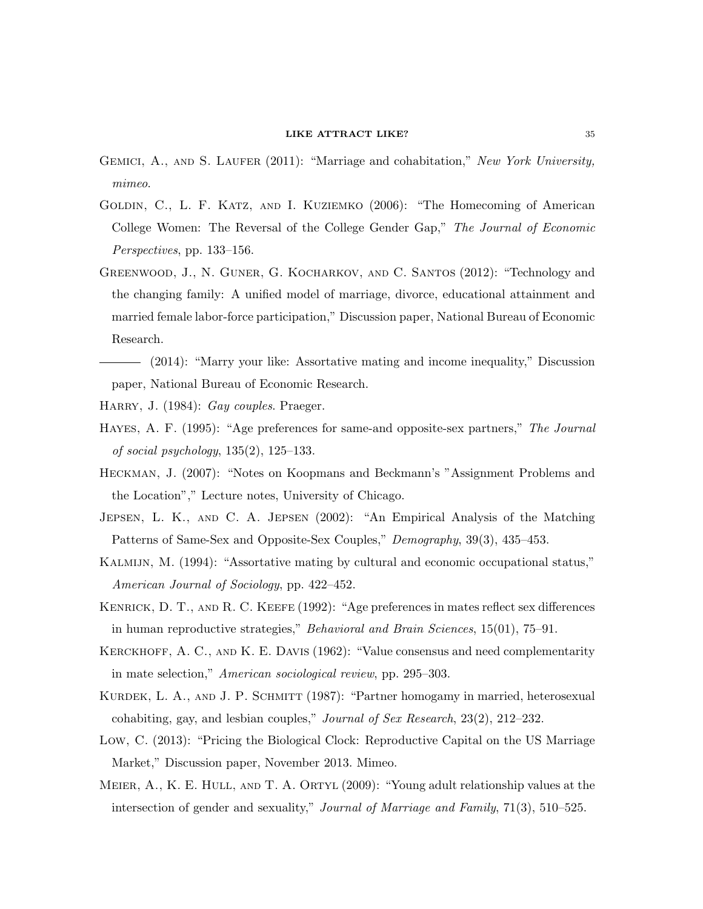Gemici, A., and S. Laufer (2011): "Marriage and cohabitation," *New York University, mimeo.*

Goldin, C., L. F. Katz, and I. Kuziemko (2006): "The Homecoming of American College Women: The Reversal of the College Gender Gap," *The Journal of Economic Perspectives*, pp. 133–156.

Greenwood, J., N. Guner, G. Kocharkov, and C. Santos (2012): "Technology and the changing family: A unified model of marriage, divorce, educational attainment and married female labor-force participation," Discussion paper, National Bureau of Economic Research.

——— (2014): "Marry your like: Assortative mating and income inequality," Discussion paper, National Bureau of Economic Research.

Harry, J. (1984): *Gay couples*. Praeger.

Hayes, A. F. (1995): "Age preferences for same-and opposite-sex partners," *The Journal of social psychology*, 135(2), 125–133.

Heckman, J. (2007): "Notes on Koopmans and Beckmann's "Assignment Problems and the Location"," Lecture notes, University of Chicago.

Jepsen, L. K., and C. A. Jepsen (2002): "An Empirical Analysis of the Matching Patterns of Same-Sex and Opposite-Sex Couples," *Demography*, 39(3), 435–453.

Kalmijn, M. (1994): "Assortative mating by cultural and economic occupational status," *American Journal of Sociology*, pp. 422–452.

Kenrick, D. T., and R. C. Keefe (1992): "Age preferences in mates reflect sex differences in human reproductive strategies," *Behavioral and Brain Sciences*, 15(01), 75–91.

Kerckhoff, A. C., and K. E. Davis (1962): "Value consensus and need complementarity in mate selection," *American sociological review*, pp. 295–303.

Kurdek, L. A., and J. P. Schmitt (1987): "Partner homogamy in married, heterosexual cohabiting, gay, and lesbian couples," *Journal of Sex Research*, 23(2), 212–232.

Low, C. (2013): "Pricing the Biological Clock: Reproductive Capital on the US Marriage Market," Discussion paper, November 2013. Mimeo.

Meier, A., K. E. Hull, and T. A. Ortyl (2009): "Young adult relationship values at the intersection of gender and sexuality," *Journal of Marriage and Family*, 71(3), 510–525.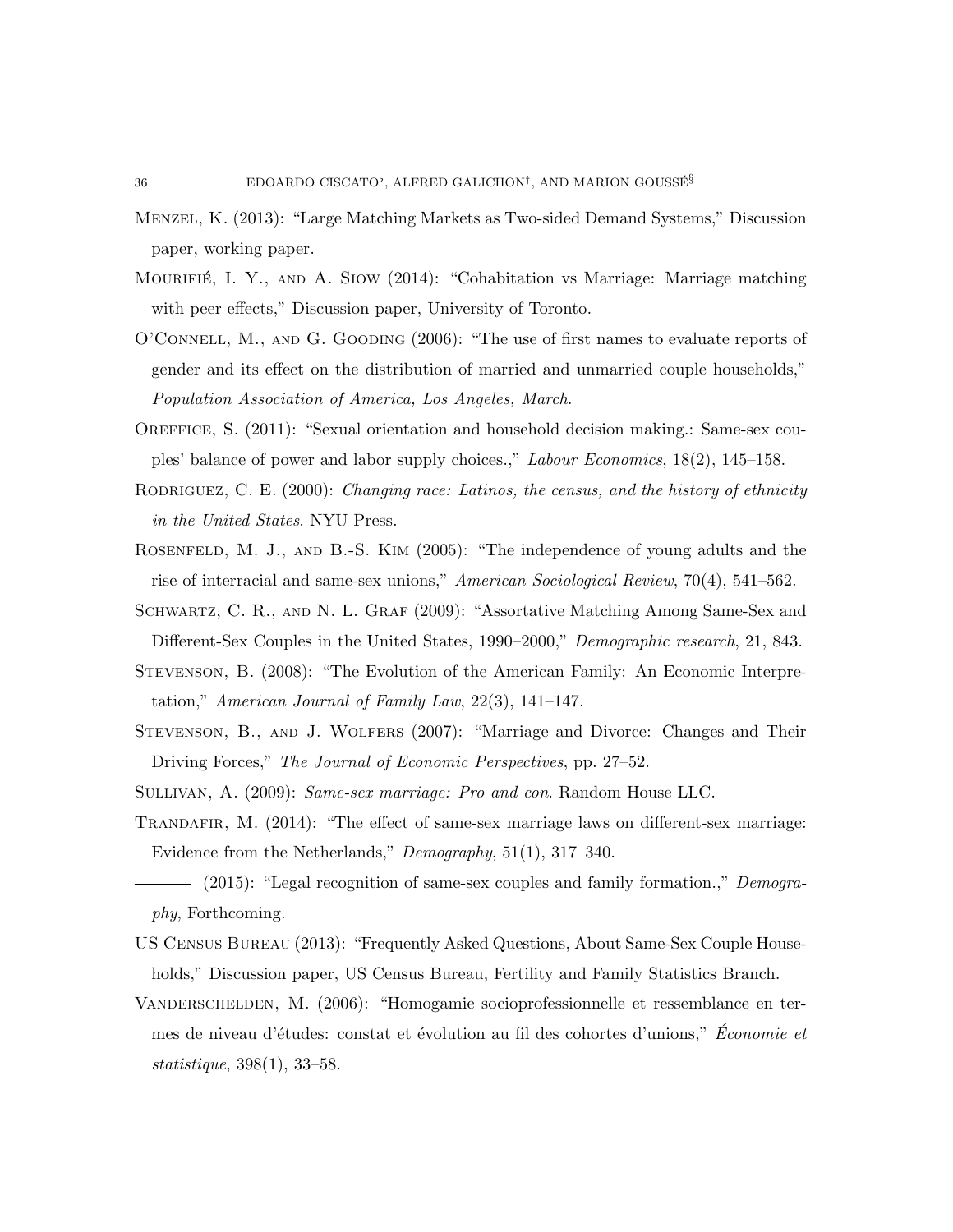Menzel, K. (2013): "Large Matching Markets as Two-sided Demand Systems," Discussion paper, working paper.

Mourifié, I. Y., and A. Siow (2014): "Cohabitation vs Marriage: Marriage matching with peer effects," Discussion paper, University of Toronto.

O'Connell, M., and G. Gooding (2006): "The use of first names to evaluate reports of gender and its effect on the distribution of married and unmarried couple households," *Population Association of America, Los Angeles, March*.

Oreffice, S. (2011): "Sexual orientation and household decision making.: Same-sex couples' balance of power and labor supply choices.," *Labour Economics*, 18(2), 145–158.

Rodriguez, C. E. (2000): *Changing race: Latinos, the census, and the history of ethnicity in the United States*. NYU Press.

Rosenfeld, M. J., and B.-S. Kim (2005): "The independence of young adults and the rise of interracial and same-sex unions," *American Sociological Review*, 70(4), 541–562.

Schwartz, C. R., and N. L. Graf (2009): "Assortative Matching Among Same-Sex and Different-Sex Couples in the United States, 1990–2000," *Demographic research*, 21, 843.

Stevenson, B. (2008): "The Evolution of the American Family: An Economic Interpretation," *American Journal of Family Law*, 22(3), 141–147.

Stevenson, B., and J. Wolfers (2007): "Marriage and Divorce: Changes and Their Driving Forces," *The Journal of Economic Perspectives*, pp. 27–52.

Sullivan, A. (2009): *Same-sex marriage: Pro and con*. Random House LLC.

Trandafir, M. (2014): "The effect of same-sex marriage laws on different-sex marriage: Evidence from the Netherlands," *Demography*, 51(1), 317–340.

——— (2015): "Legal recognition of same-sex couples and family formation.," *Demography*, Forthcoming.

US Census Bureau (2013): "Frequently Asked Questions, About Same-Sex Couple Households," Discussion paper, US Census Bureau, Fertility and Family Statistics Branch.

Vanderschelden, M. (2006): "Homogamie socioprofessionnelle et ressemblance en termes de niveau d'études: constat et évolution au fil des cohortes d'unions," *Économie et statistique*, 398(1), 33–58.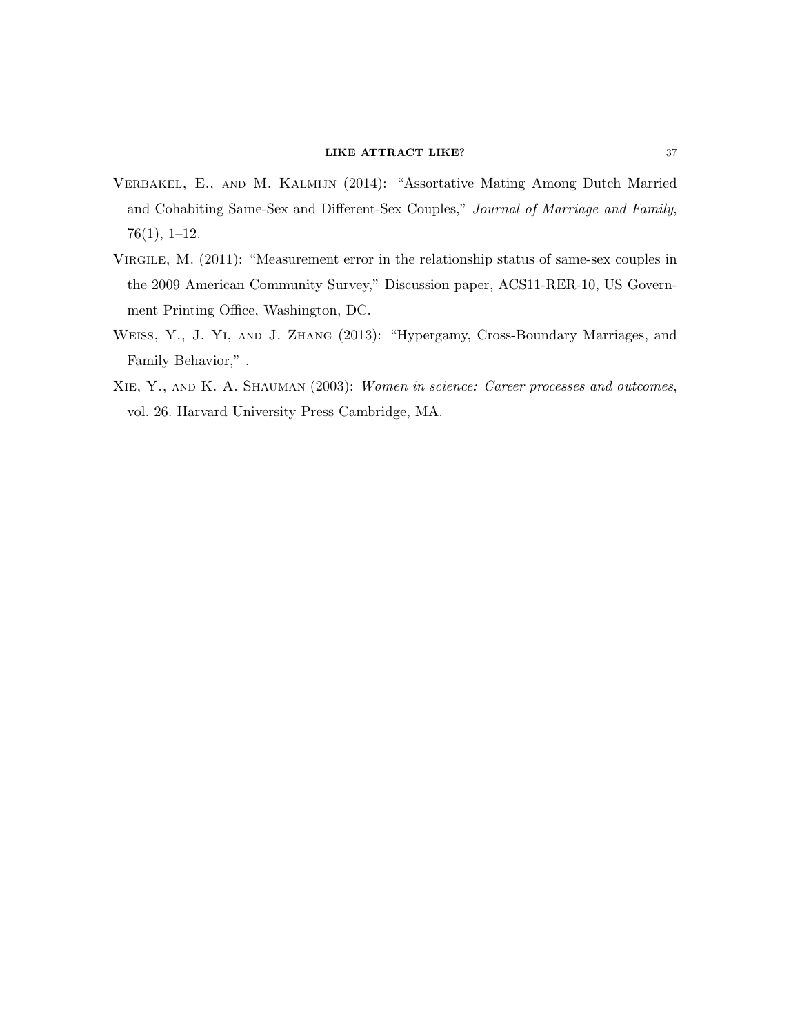Verbakel, E., and M. Kalmijn (2014): "Assortative Mating Among Dutch Married and Cohabiting Same-Sex and Different-Sex Couples," *Journal of Marriage and Family*, 76(1), 1–12.

Virgile, M. (2011): "Measurement error in the relationship status of same-sex couples in the 2009 American Community Survey," Discussion paper, ACS11-RER-10, US Government Printing Office, Washington, DC.

Weiss, Y., J. Yi, and J. Zhang (2013): "Hypergamy, Cross-Boundary Marriages, and Family Behavior," .

Xie, Y., and K. A. Shauman (2003): *Women in science: Career processes and outcomes*, vol. 26. Harvard University Press Cambridge, MA.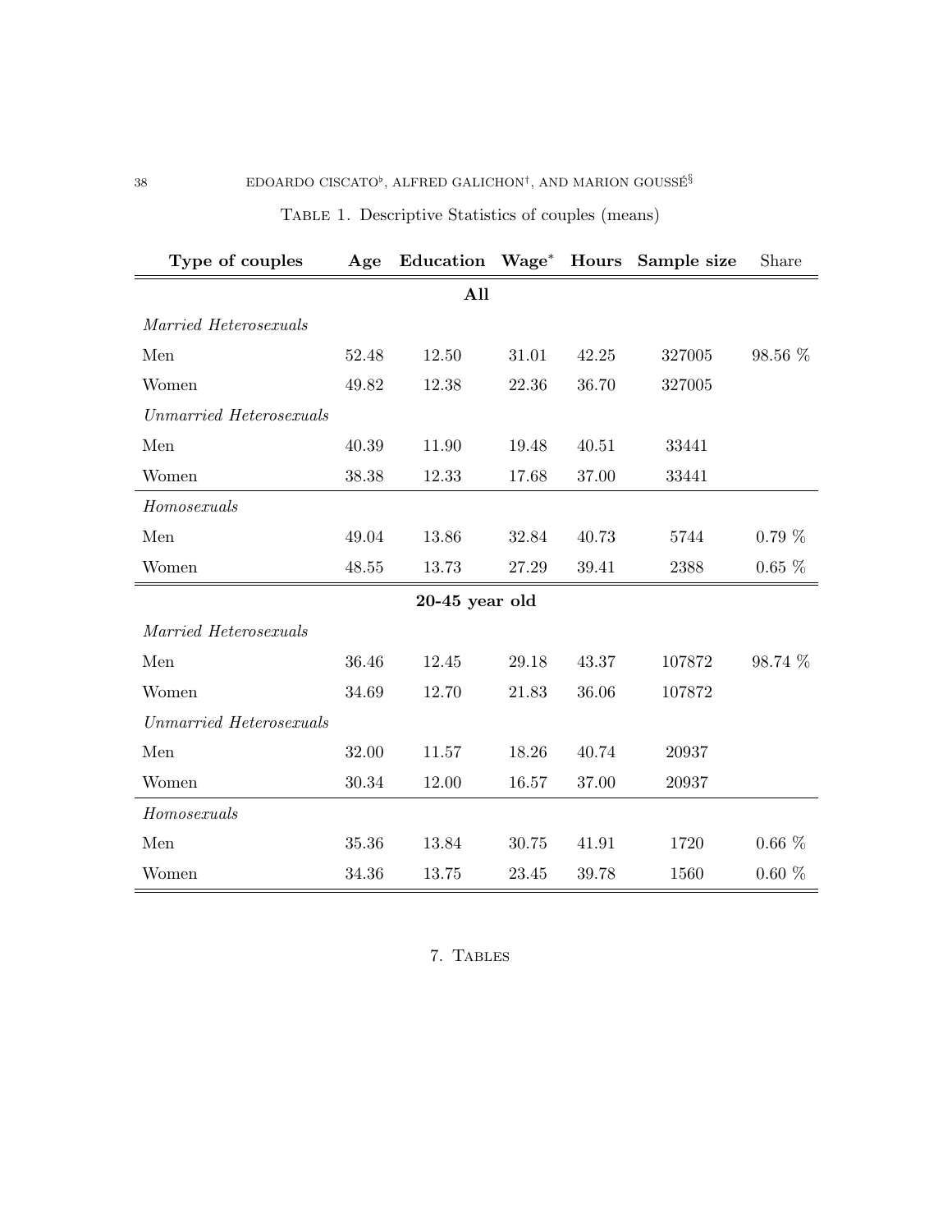Table 1. Descriptive Statistics of couples (means)

| **Type of couples** | **Age** | **Education** | **Wage*** | **Hours** | **Sample size** | Share |
|---|---|---|---|---|---|---|
| | | | **All** | | | |
| *Married Heterosexuals* | | | | | | |
| Men | 52.48 | 12.50 | 31.01 | 42.25 | 327005 | 98.56 % |
| Women | 49.82 | 12.38 | 22.36 | 36.70 | 327005 | |
| *Unmarried Heterosexuals* | | | | | | |
| Men | 40.39 | 11.90 | 19.48 | 40.51 | 33441 | |
| Women | 38.38 | 12.33 | 17.68 | 37.00 | 33441 | |
| *Homosexuals* | | | | | | |
| Men | 49.04 | 13.86 | 32.84 | 40.73 | 5744 | 0.79 % |
| Women | 48.55 | 13.73 | 27.29 | 39.41 | 2388 | 0.65 % |
| | | **20-45 year old** | | | | |
| *Married Heterosexuals* | | | | | | |
| Men | 36.46 | 12.45 | 29.18 | 43.37 | 107872 | 98.74 % |
| Women | 34.69 | 12.70 | 21.83 | 36.06 | 107872 | |
| *Unmarried Heterosexuals* | | | | | | |
| Men | 32.00 | 11.57 | 18.26 | 40.74 | 20937 | |
| Women | 30.34 | 12.00 | 16.57 | 37.00 | 20937 | |
| *Homosexuals* | | | | | | |
| Men | 35.36 | 13.84 | 30.75 | 41.91 | 1720 | 0.66 % |
| Women | 34.36 | 13.75 | 23.45 | 39.78 | 1560 | 0.60 % |

## 7. Tables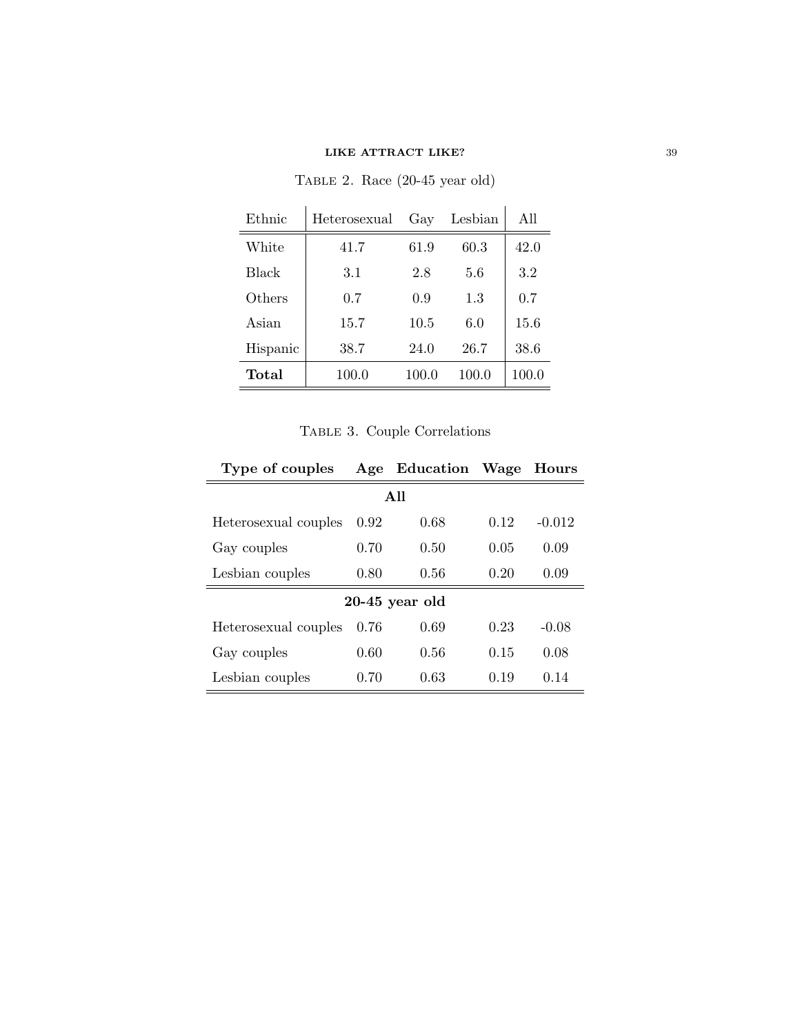Table 2. Race (20-45 year old)

| Ethnic | Heterosexual | Gay | Lesbian | All |
|---|---|---|---|---|
| White | 41.7 | 61.9 | 60.3 | 42.0 |
| Black | 3.1 | 2.8 | 5.6 | 3.2 |
| Others | 0.7 | 0.9 | 1.3 | 0.7 |
| Asian | 15.7 | 10.5 | 6.0 | 15.6 |
| Hispanic | 38.7 | 24.0 | 26.7 | 38.6 |
| **Total** | 100.0 | 100.0 | 100.0 | 100.0 |

Table 3. Couple Correlations

| **Type of couples** | **Age** | **Education** | **Wage** | **Hours** |
|---|---|---|---|---|
| | | **All** | | |
| Heterosexual couples | 0.92 | 0.68 | 0.12 | -0.012 |
| Gay couples | 0.70 | 0.50 | 0.05 | 0.09 |
| Lesbian couples | 0.80 | 0.56 | 0.20 | 0.09 |
| | | **20-45 year old** | | |
| Heterosexual couples | 0.76 | 0.69 | 0.23 | -0.08 |
| Gay couples | 0.60 | 0.56 | 0.15 | 0.08 |
| Lesbian couples | 0.70 | 0.63 | 0.19 | 0.14 |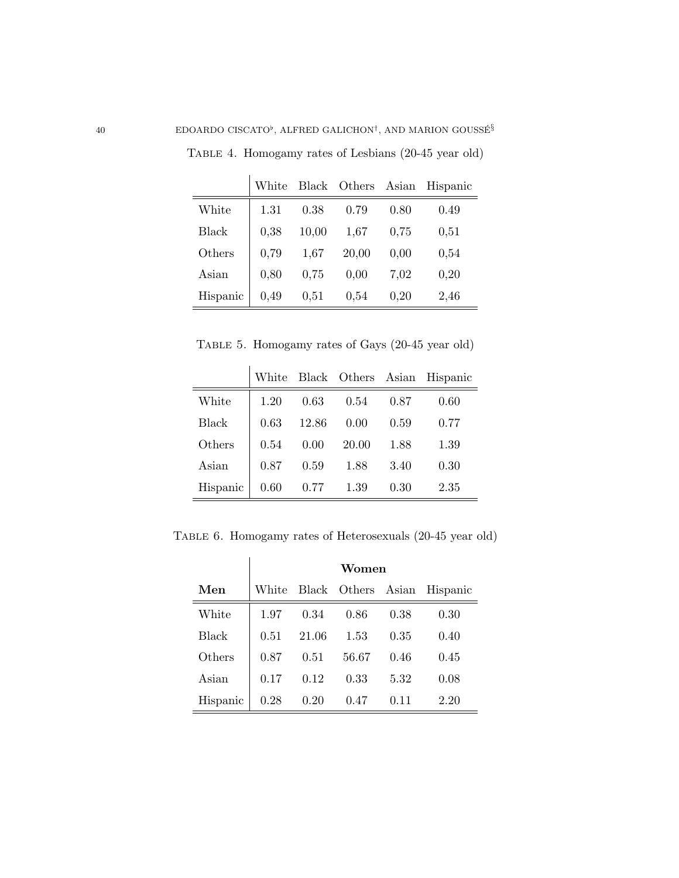Table 4. Homogamy rates of Lesbians (20-45 year old)

| | White | Black | Others | Asian | Hispanic |
|---|---|---|---|---|---|
| White | 1.31 | 0.38 | 0.79 | 0.80 | 0.49 |
| Black | 0,38 | 10,00 | 1,67 | 0,75 | 0,51 |
| Others | 0,79 | 1,67 | 20,00 | 0,00 | 0,54 |
| Asian | 0,80 | 0,75 | 0,00 | 7,02 | 0,20 |
| Hispanic | 0,49 | 0,51 | 0,54 | 0,20 | 2,46 |

Table 5. Homogamy rates of Gays (20-45 year old)

| | White | Black | Others | Asian | Hispanic |
|---|---|---|---|---|---|
| White | 1.20 | 0.63 | 0.54 | 0.87 | 0.60 |
| Black | 0.63 | 12.86 | 0.00 | 0.59 | 0.77 |
| Others | 0.54 | 0.00 | 20.00 | 1.88 | 1.39 |
| Asian | 0.87 | 0.59 | 1.88 | 3.40 | 0.30 |
| Hispanic | 0.60 | 0.77 | 1.39 | 0.30 | 2.35 |

Table 6. Homogamy rates of Heterosexuals (20-45 year old)

| | **Women** | | | | |
|---|---|---|---|---|---|
| **Men** | White | Black | Others | Asian | Hispanic |
| White | 1.97 | 0.34 | 0.86 | 0.38 | 0.30 |
| Black | 0.51 | 21.06 | 1.53 | 0.35 | 0.40 |
| Others | 0.87 | 0.51 | 56.67 | 0.46 | 0.45 |
| Asian | 0.17 | 0.12 | 0.33 | 5.32 | 0.08 |
| Hispanic | 0.28 | 0.20 | 0.47 | 0.11 | 2.20 |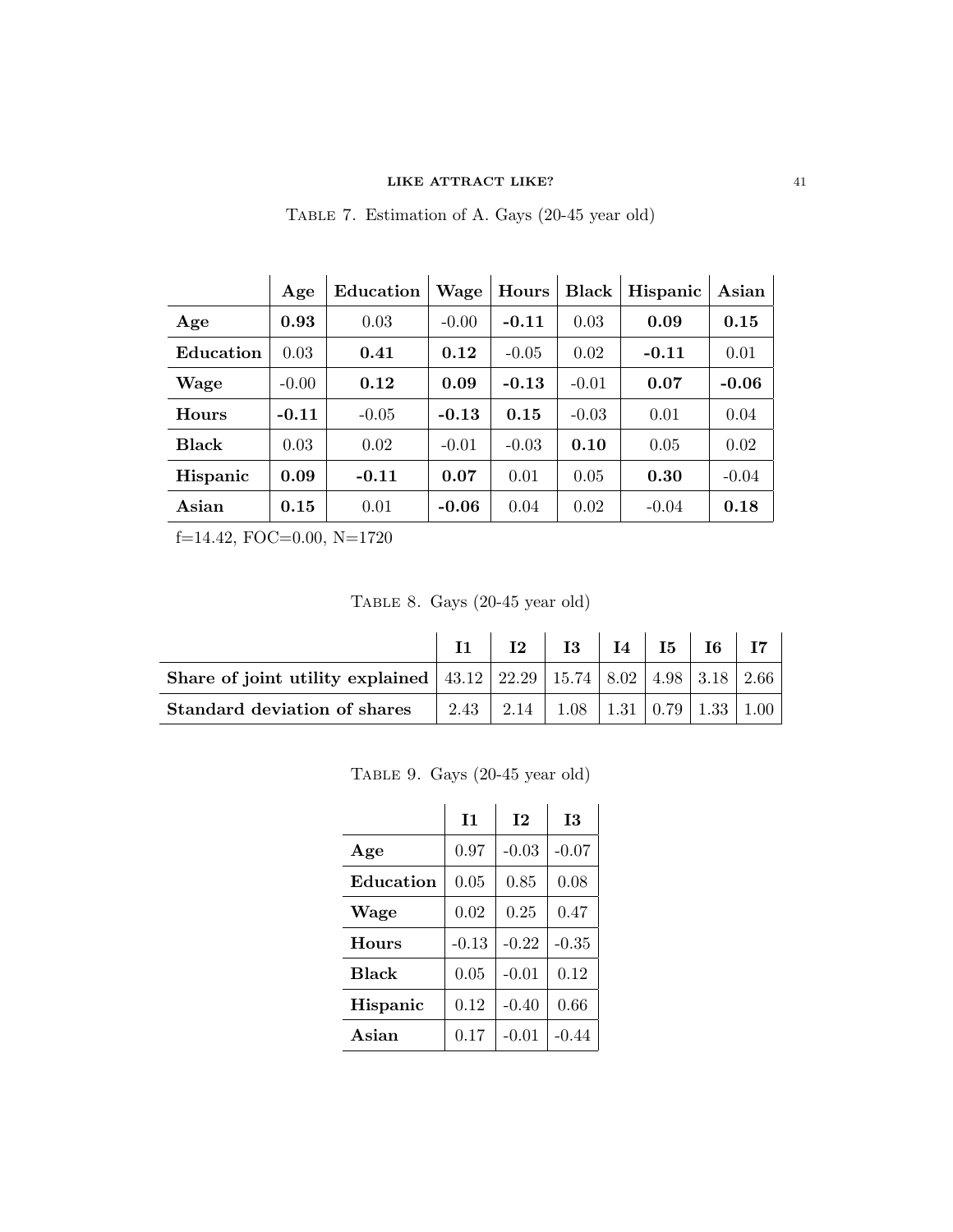Table 7. Estimation of A. Gays (20-45 year old)

| | **Age** | **Education** | **Wage** | **Hours** | **Black** | **Hispanic** | **Asian** |
|---|---|---|---|---|---|---|---|
| **Age** | **0.93** | 0.03 | -0.00 | **-0.11** | 0.03 | **0.09** | **0.15** |
| **Education** | 0.03 | **0.41** | **0.12** | -0.05 | 0.02 | **-0.11** | 0.01 |
| **Wage** | -0.00 | **0.12** | **0.09** | **-0.13** | -0.01 | **0.07** | **-0.06** |
| **Hours** | **-0.11** | -0.05 | **-0.13** | **0.15** | -0.03 | 0.01 | 0.04 |
| **Black** | 0.03 | 0.02 | -0.01 | -0.03 | **0.10** | 0.05 | 0.02 |
| **Hispanic** | **0.09** | **-0.11** | **0.07** | 0.01 | 0.05 | **0.30** | -0.04 |
| **Asian** | **0.15** | 0.01 | **-0.06** | 0.04 | 0.02 | -0.04 | **0.18** |

f=14.42, FOC=0.00, N=1720

Table 8. Gays (20-45 year old)

| | **I1** | **I2** | **I3** | **I4** | **I5** | **I6** | **I7** |
|---|---|---|---|---|---|---|---|
| **Share of joint utility explained** | 43.12 | 22.29 | 15.74 | 8.02 | 4.98 | 3.18 | 2.66 |
| **Standard deviation of shares** | 2.43 | 2.14 | 1.08 | 1.31 | 0.79 | 1.33 | 1.00 |

Table 9. Gays (20-45 year old)

| | **I1** | **I2** | **I3** |
|---|---|---|---|
| **Age** | 0.97 | -0.03 | -0.07 |
| **Education** | 0.05 | 0.85 | 0.08 |
| **Wage** | 0.02 | 0.25 | 0.47 |
| **Hours** | -0.13 | -0.22 | -0.35 |
| **Black** | 0.05 | -0.01 | 0.12 |
| **Hispanic** | 0.12 | -0.40 | 0.66 |
| **Asian** | 0.17 | -0.01 | -0.44 |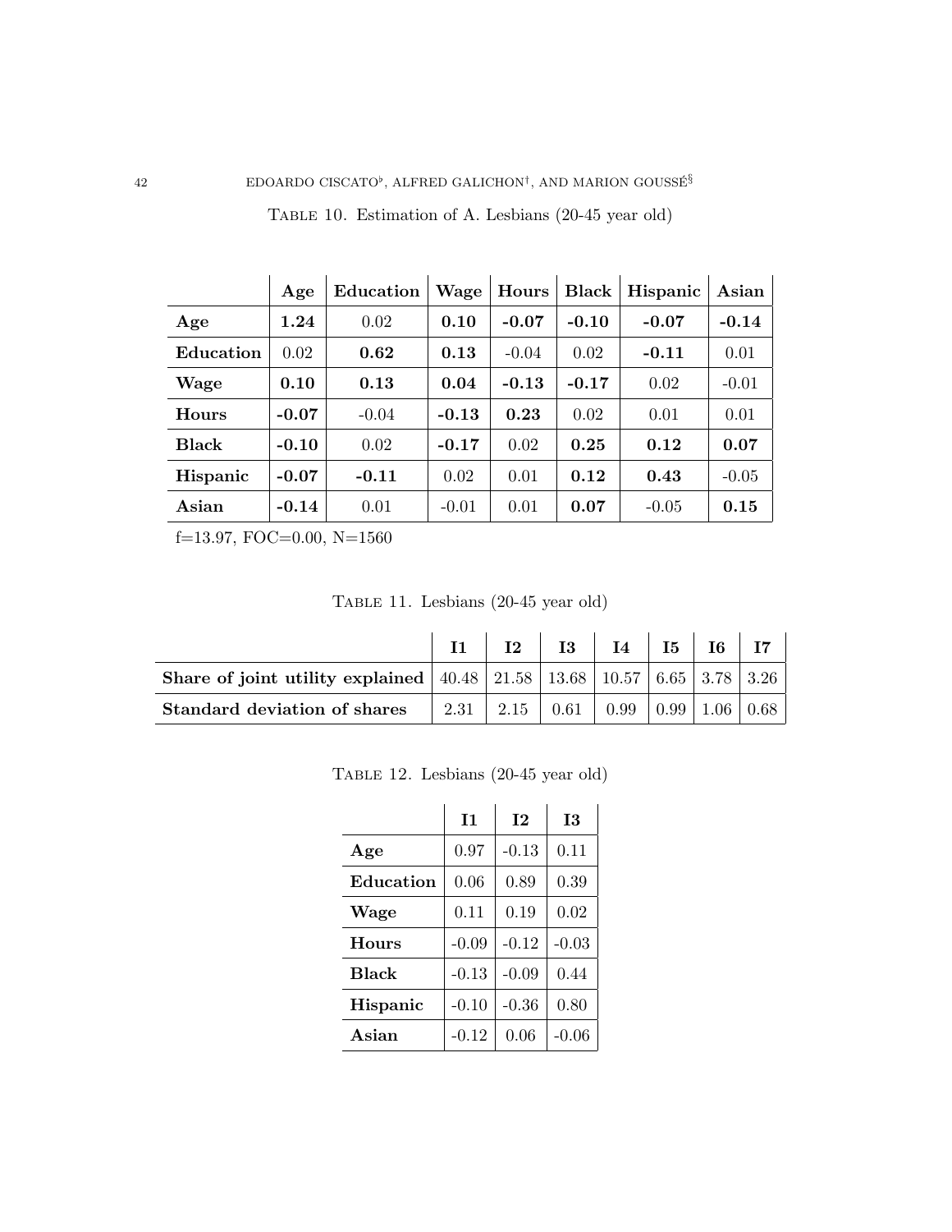Table 10. Estimation of A. Lesbians (20-45 year old)

| | **Age** | **Education** | **Wage** | **Hours** | **Black** | **Hispanic** | **Asian** |
|---|---|---|---|---|---|---|---|
| **Age** | **1.24** | 0.02 | **0.10** | **-0.07** | **-0.10** | **-0.07** | **-0.14** |
| **Education** | 0.02 | **0.62** | **0.13** | -0.04 | 0.02 | **-0.11** | 0.01 |
| **Wage** | **0.10** | **0.13** | **0.04** | **-0.13** | **-0.17** | 0.02 | -0.01 |
| **Hours** | **-0.07** | -0.04 | **-0.13** | **0.23** | 0.02 | 0.01 | 0.01 |
| **Black** | **-0.10** | 0.02 | **-0.17** | 0.02 | **0.25** | **0.12** | **0.07** |
| **Hispanic** | **-0.07** | **-0.11** | 0.02 | 0.01 | **0.12** | **0.43** | -0.05 |
| **Asian** | **-0.14** | 0.01 | -0.01 | 0.01 | **0.07** | -0.05 | **0.15** |

f=13.97, FOC=0.00, N=1560

Table 11. Lesbians (20-45 year old)

| | **I1** | **I2** | **I3** | **I4** | **I5** | **I6** | **I7** |
|---|---|---|---|---|---|---|---|
| **Share of joint utility explained** | 40.48 | 21.58 | 13.68 | 10.57 | 6.65 | 3.78 | 3.26 |
| **Standard deviation of shares** | 2.31 | 2.15 | 0.61 | 0.99 | 0.99 | 1.06 | 0.68 |

Table 12. Lesbians (20-45 year old)

| | **I1** | **I2** | **I3** |
|---|---|---|---|
| **Age** | 0.97 | -0.13 | 0.11 |
| **Education** | 0.06 | 0.89 | 0.39 |
| **Wage** | 0.11 | 0.19 | 0.02 |
| **Hours** | -0.09 | -0.12 | -0.03 |
| **Black** | -0.13 | -0.09 | 0.44 |
| **Hispanic** | -0.10 | -0.36 | 0.80 |
| **Asian** | -0.12 | 0.06 | -0.06 |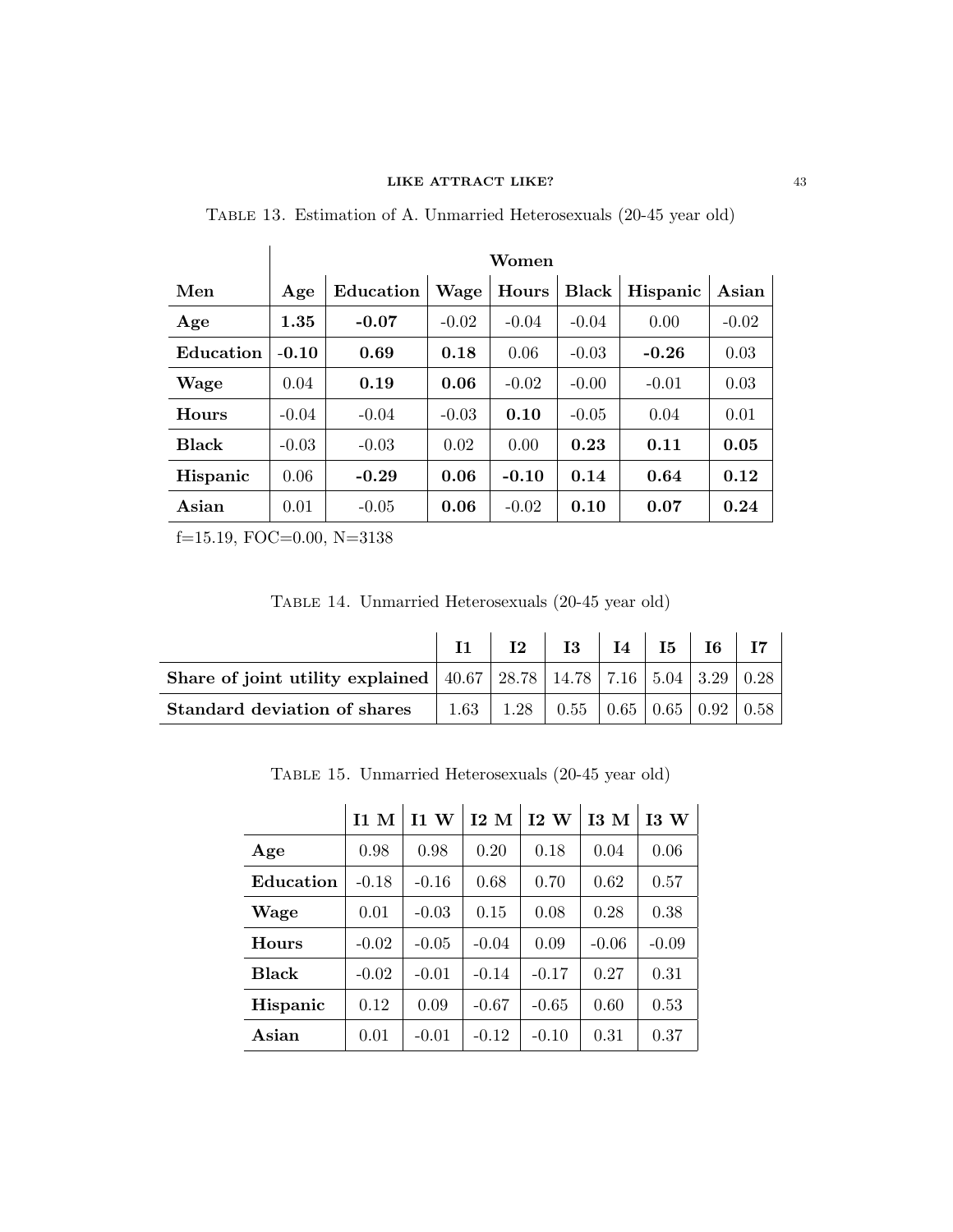Table 13. Estimation of A. Unmarried Heterosexuals (20-45 year old)

| | Women | | | | | | |
|---|---|---|---|---|---|---|---|
| **Men** | **Age** | **Education** | **Wage** | **Hours** | **Black** | **Hispanic** | **Asian** |
| **Age** | **1.35** | **-0.07** | -0.02 | -0.04 | -0.04 | 0.00 | -0.02 |
| **Education** | **-0.10** | **0.69** | **0.18** | 0.06 | -0.03 | **-0.26** | 0.03 |
| **Wage** | 0.04 | **0.19** | **0.06** | -0.02 | -0.00 | -0.01 | 0.03 |
| **Hours** | -0.04 | -0.04 | -0.03 | **0.10** | -0.05 | 0.04 | 0.01 |
| **Black** | -0.03 | -0.03 | 0.02 | 0.00 | **0.23** | **0.11** | **0.05** |
| **Hispanic** | 0.06 | **-0.29** | **0.06** | **-0.10** | **0.14** | **0.64** | **0.12** |
| **Asian** | 0.01 | -0.05 | **0.06** | -0.02 | **0.10** | **0.07** | **0.24** |

f=15.19, FOC=0.00, N=3138

Table 14. Unmarried Heterosexuals (20-45 year old)

| | I1 | I2 | I3 | I4 | I5 | I6 | I7 |
|---|---|---|---|---|---|---|---|
| **Share of joint utility explained** | 40.67 | 28.78 | 14.78 | 7.16 | 5.04 | 3.29 | 0.28 |
| **Standard deviation of shares** | 1.63 | 1.28 | 0.55 | 0.65 | 0.65 | 0.92 | 0.58 |

Table 15. Unmarried Heterosexuals (20-45 year old)

| | I1 M | I1 W | I2 M | I2 W | I3 M | I3 W |
|---|---|---|---|---|---|---|
| **Age** | 0.98 | 0.98 | 0.20 | 0.18 | 0.04 | 0.06 |
| **Education** | -0.18 | -0.16 | 0.68 | 0.70 | 0.62 | 0.57 |
| **Wage** | 0.01 | -0.03 | 0.15 | 0.08 | 0.28 | 0.38 |
| **Hours** | -0.02 | -0.05 | -0.04 | 0.09 | -0.06 | -0.09 |
| **Black** | -0.02 | -0.01 | -0.14 | -0.17 | 0.27 | 0.31 |
| **Hispanic** | 0.12 | 0.09 | -0.67 | -0.65 | 0.60 | 0.53 |
| **Asian** | 0.01 | -0.01 | -0.12 | -0.10 | 0.31 | 0.37 |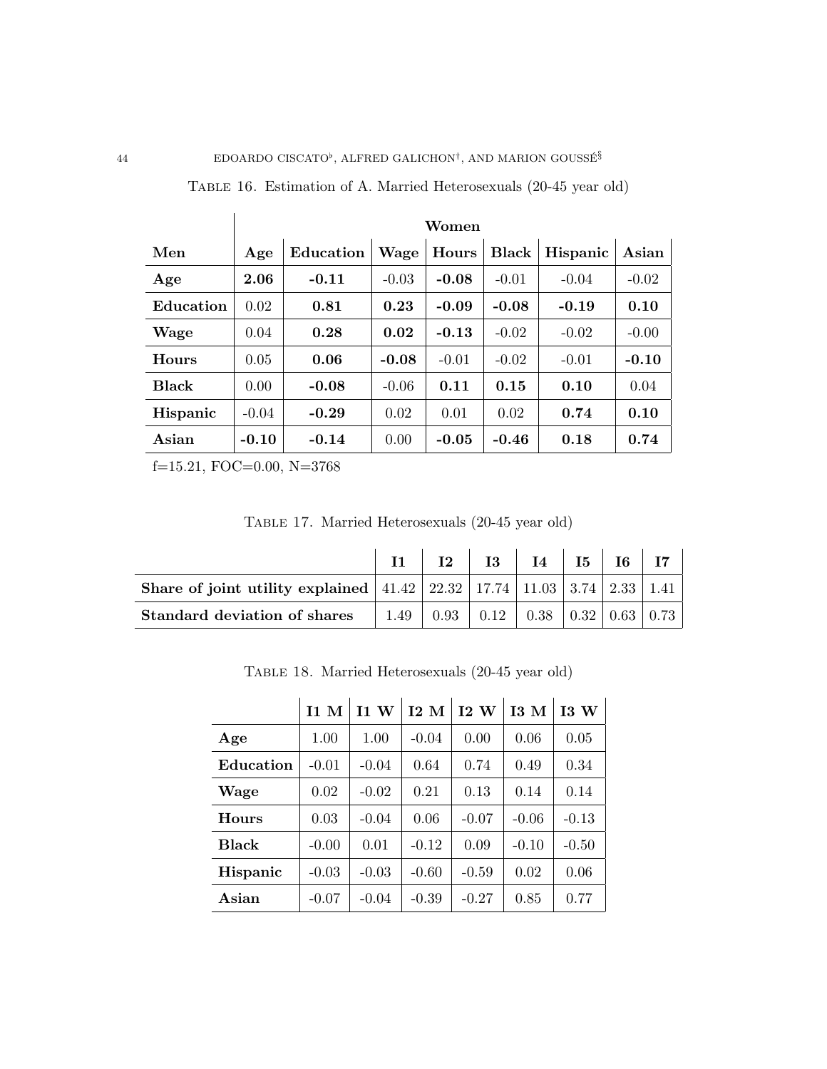Table 16. Estimation of A. Married Heterosexuals (20-45 year old)

| | Women | | | | | | |
|---|---|---|---|---|---|---|---|
| **Men** | **Age** | **Education** | **Wage** | **Hours** | **Black** | **Hispanic** | **Asian** |
| **Age** | **2.06** | **-0.11** | -0.03 | **-0.08** | -0.01 | -0.04 | -0.02 |
| **Education** | 0.02 | **0.81** | **0.23** | **-0.09** | **-0.08** | **-0.19** | **0.10** |
| **Wage** | 0.04 | **0.28** | **0.02** | **-0.13** | -0.02 | -0.02 | -0.00 |
| **Hours** | 0.05 | **0.06** | **-0.08** | -0.01 | -0.02 | -0.01 | **-0.10** |
| **Black** | 0.00 | **-0.08** | -0.06 | **0.11** | **0.15** | **0.10** | 0.04 |
| **Hispanic** | -0.04 | **-0.29** | 0.02 | 0.01 | 0.02 | **0.74** | **0.10** |
| **Asian** | **-0.10** | **-0.14** | 0.00 | **-0.05** | **-0.46** | **0.18** | **0.74** |

f=15.21, FOC=0.00, N=3768

Table 17. Married Heterosexuals (20-45 year old)

| | **I1** | **I2** | **I3** | **I4** | **I5** | **I6** | **I7** |
|---|---|---|---|---|---|---|---|
| **Share of joint utility explained** | 41.42 | 22.32 | 17.74 | 11.03 | 3.74 | 2.33 | 1.41 |
| **Standard deviation of shares** | 1.49 | 0.93 | 0.12 | 0.38 | 0.32 | 0.63 | 0.73 |

Table 18. Married Heterosexuals (20-45 year old)

| | **I1 M** | **I1 W** | **I2 M** | **I2 W** | **I3 M** | **I3 W** |
|---|---|---|---|---|---|---|
| **Age** | 1.00 | 1.00 | -0.04 | 0.00 | 0.06 | 0.05 |
| **Education** | -0.01 | -0.04 | 0.64 | 0.74 | 0.49 | 0.34 |
| **Wage** | 0.02 | -0.02 | 0.21 | 0.13 | 0.14 | 0.14 |
| **Hours** | 0.03 | -0.04 | 0.06 | -0.07 | -0.06 | -0.13 |
| **Black** | -0.00 | 0.01 | -0.12 | 0.09 | -0.10 | -0.50 |
| **Hispanic** | -0.03 | -0.03 | -0.60 | -0.59 | 0.02 | 0.06 |
| **Asian** | -0.07 | -0.04 | -0.39 | -0.27 | 0.85 | 0.77 |